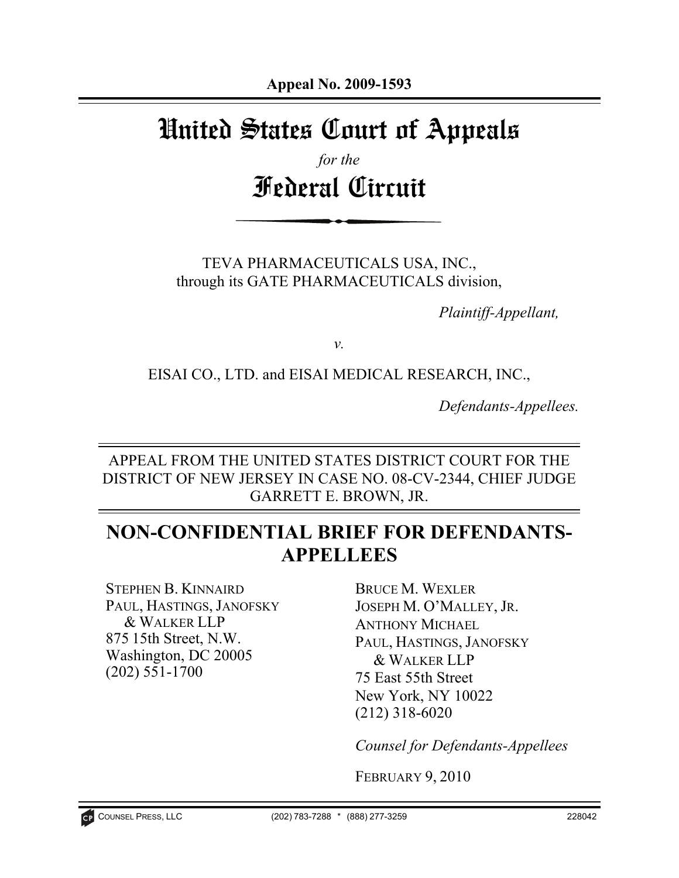**Appeal No. 2009-1593**

# United States Court of Appeals

*for the*

# Federal Circuit

TEVA PHARMACEUTICALS USA, INC.,
through its GATE PHARMACEUTICALS division,

*Plaintiff-Appellant,*

*v.*

EISAI CO., LTD. and EISAI MEDICAL RESEARCH, INC.,

*Defendants-Appellees.*

APPEAL FROM THE UNITED STATES DISTRICT COURT FOR THE DISTRICT OF NEW JERSEY IN CASE NO. 08-CV-2344, CHIEF JUDGE GARRETT E. BROWN, JR.

## NON-CONFIDENTIAL BRIEF FOR DEFENDANTS-APPELLEES

STEPHEN B. KINNAIRD
PAUL, HASTINGS, JANOFSKY & WALKER LLP
875 15th Street, N.W.
Washington, DC 20005
(202) 551-1700

BRUCE M. WEXLER
JOSEPH M. O'MALLEY, JR.
ANTHONY MICHAEL
PAUL, HASTINGS, JANOFSKY & WALKER LLP
75 East 55th Street
New York, NY 10022
(212) 318-6020

*Counsel for Defendants-Appellees*

FEBRUARY 9, 2010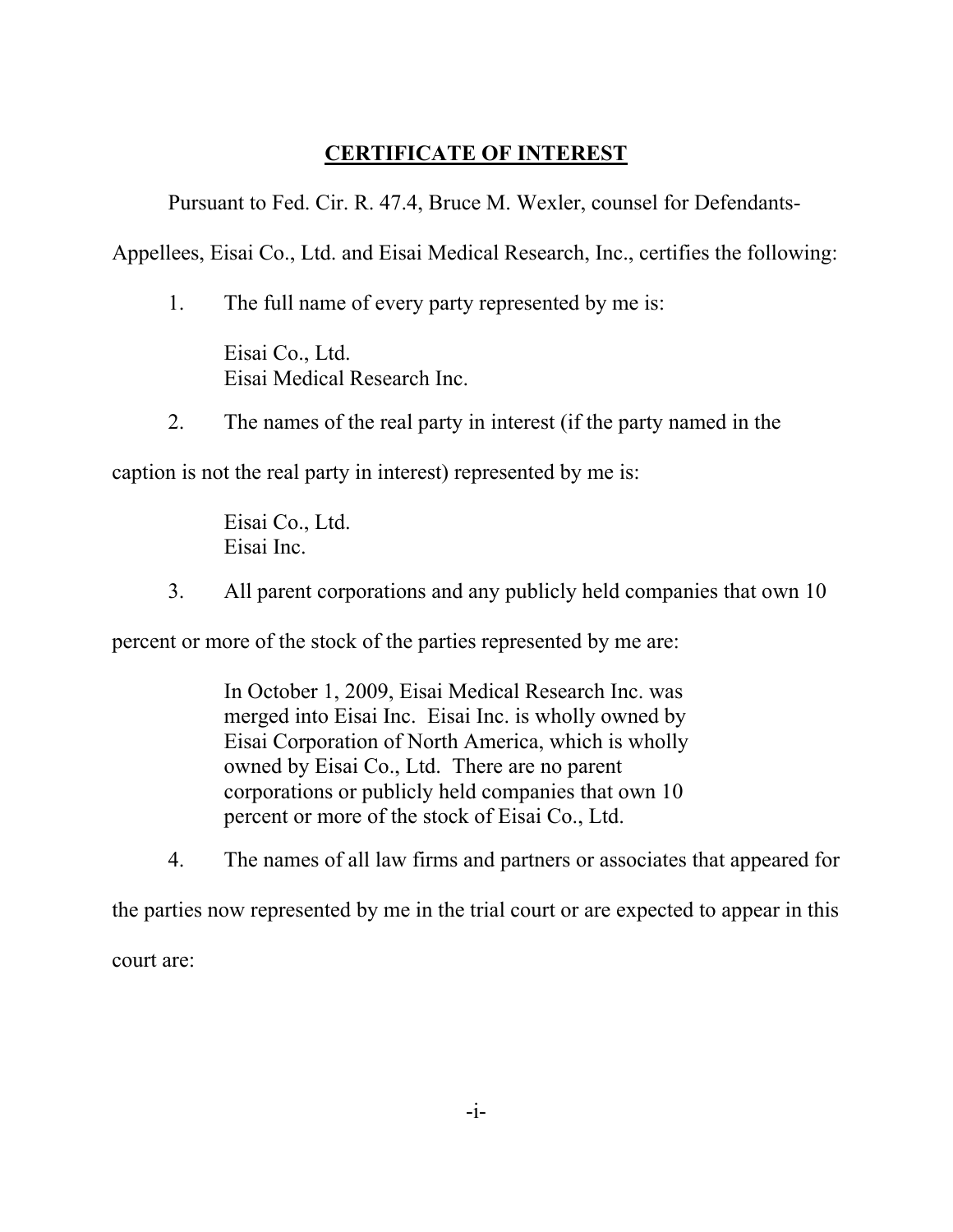# CERTIFICATE OF INTEREST

Pursuant to Fed. Cir. R. 47.4, Bruce M. Wexler, counsel for Defendants-Appellees, Eisai Co., Ltd. and Eisai Medical Research, Inc., certifies the following:

1. The full name of every party represented by me is:

   Eisai Co., Ltd.
   Eisai Medical Research Inc.

2. The names of the real party in interest (if the party named in the caption is not the real party in interest) represented by me is:

   Eisai Co., Ltd.
   Eisai Inc.

3. All parent corporations and any publicly held companies that own 10 percent or more of the stock of the parties represented by me are:

   In October 1, 2009, Eisai Medical Research Inc. was merged into Eisai Inc. Eisai Inc. is wholly owned by Eisai Corporation of North America, which is wholly owned by Eisai Co., Ltd. There are no parent corporations or publicly held companies that own 10 percent or more of the stock of Eisai Co., Ltd.

4. The names of all law firms and partners or associates that appeared for the parties now represented by me in the trial court or are expected to appear in this court are: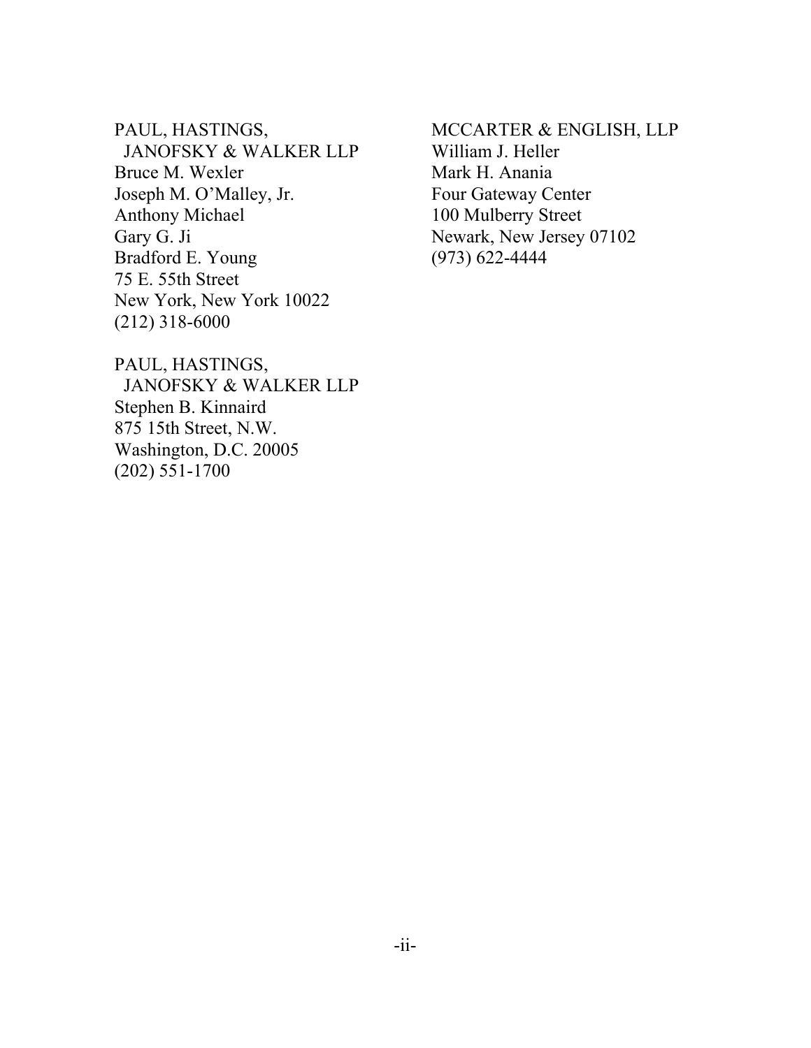PAUL, HASTINGS,
JANOFSKY & WALKER LLP
Bruce M. Wexler
Joseph M. O'Malley, Jr.
Anthony Michael
Gary G. Ji
Bradford E. Young
75 E. 55th Street
New York, New York 10022
(212) 318-6000

PAUL, HASTINGS,
JANOFSKY & WALKER LLP
Stephen B. Kinnaird
875 15th Street, N.W.
Washington, D.C. 20005
(202) 551-1700

MCCARTER & ENGLISH, LLP
William J. Heller
Mark H. Anania
Four Gateway Center
100 Mulberry Street
Newark, New Jersey 07102
(973) 622-4444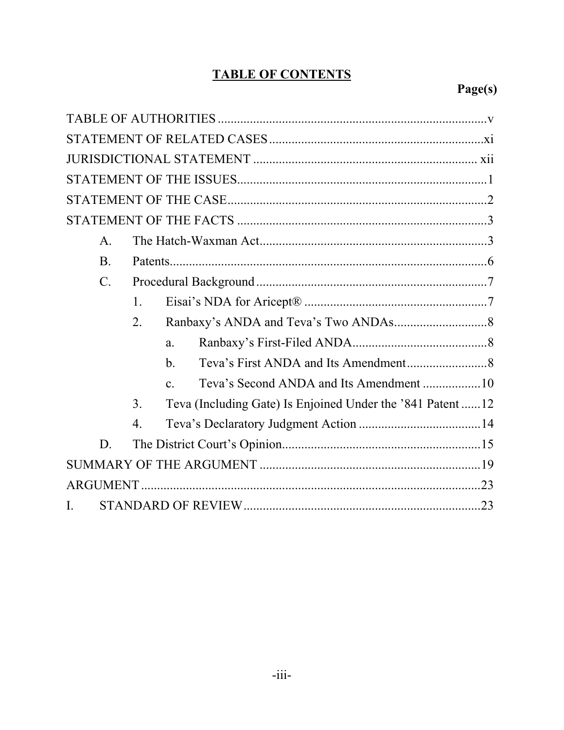## TABLE OF CONTENTS

| | Page(s) |
|---|---|
| TABLE OF AUTHORITIES | v |
| STATEMENT OF RELATED CASES | xi |
| JURISDICTIONAL STATEMENT | xii |
| STATEMENT OF THE ISSUES | 1 |
| STATEMENT OF THE CASE | 2 |
| STATEMENT OF THE FACTS | 3 |
| A. The Hatch-Waxman Act | 3 |
| B. Patents | 6 |
| C. Procedural Background | 7 |
| 1. Eisai's NDA for Aricept® | 7 |
| 2. Ranbaxy's ANDA and Teva's Two ANDAs | 8 |
| a. Ranbaxy's First-Filed ANDA | 8 |
| b. Teva's First ANDA and Its Amendment | 8 |
| c. Teva's Second ANDA and Its Amendment | 10 |
| 3. Teva (Including Gate) Is Enjoined Under the '841 Patent | 12 |
| 4. Teva's Declaratory Judgment Action | 14 |
| D. The District Court's Opinion | 15 |
| SUMMARY OF THE ARGUMENT | 19 |
| ARGUMENT | 23 |
| I. STANDARD OF REVIEW | 23 |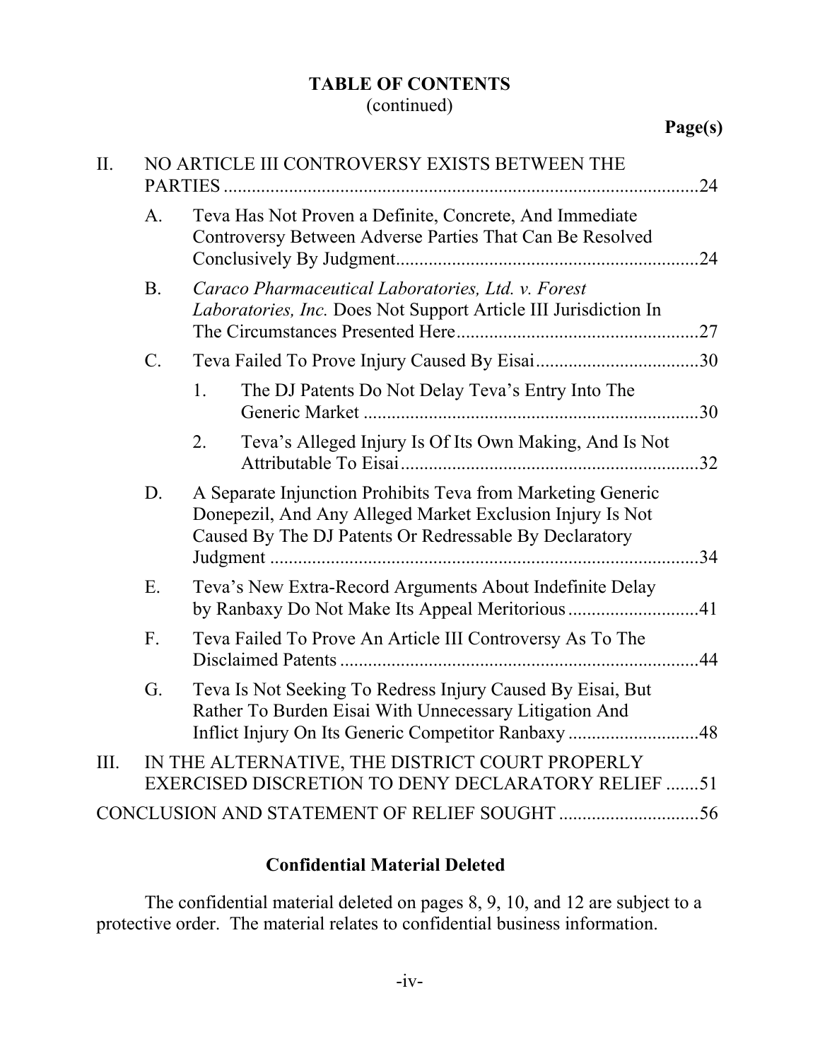**TABLE OF CONTENTS**
(continued)

**Page(s)**

II. NO ARTICLE III CONTROVERSY EXISTS BETWEEN THE PARTIES ....................................................................................................24

- A. Teva Has Not Proven a Definite, Concrete, And Immediate Controversy Between Adverse Parties That Can Be Resolved Conclusively By Judgment.................................................................24
- B. *Caraco Pharmaceutical Laboratories, Ltd. v. Forest Laboratories, Inc.* Does Not Support Article III Jurisdiction In The Circumstances Presented Here...................................................27
- C. Teva Failed To Prove Injury Caused By Eisai...................................30
  1. The DJ Patents Do Not Delay Teva's Entry Into The Generic Market .......................................................................30
  2. Teva's Alleged Injury Is Of Its Own Making, And Is Not Attributable To Eisai...............................................................32
- D. A Separate Injunction Prohibits Teva from Marketing Generic Donepezil, And Any Alleged Market Exclusion Injury Is Not Caused By The DJ Patents Or Redressable By Declaratory Judgment ............................................................................................34
- E. Teva's New Extra-Record Arguments About Indefinite Delay by Ranbaxy Do Not Make Its Appeal Meritorious ...........................41
- F. Teva Failed To Prove An Article III Controversy As To The Disclaimed Patents ............................................................................44
- G. Teva Is Not Seeking To Redress Injury Caused By Eisai, But Rather To Burden Eisai With Unnecessary Litigation And Inflict Injury On Its Generic Competitor Ranbaxy ...........................48

III. IN THE ALTERNATIVE, THE DISTRICT COURT PROPERLY EXERCISED DISCRETION TO DENY DECLARATORY RELIEF .......51

CONCLUSION AND STATEMENT OF RELIEF SOUGHT .............................56

**Confidential Material Deleted**

The confidential material deleted on pages 8, 9, 10, and 12 are subject to a protective order. The material relates to confidential business information.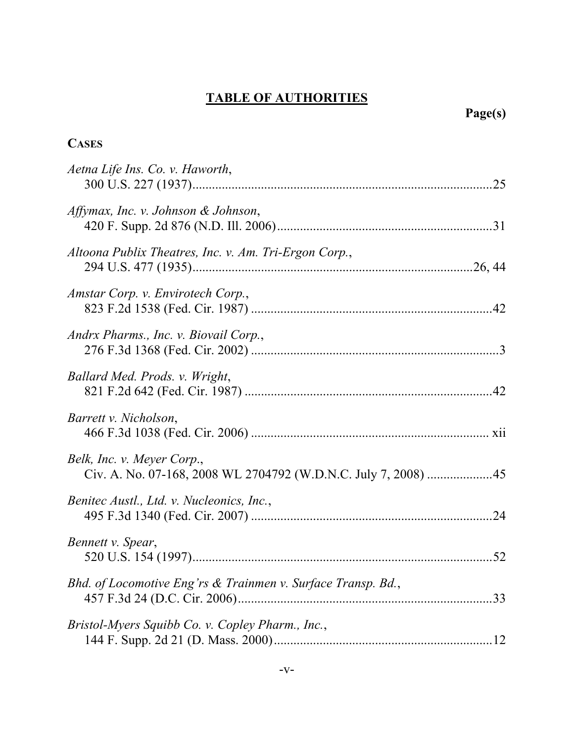# TABLE OF AUTHORITIES

**Page(s)**

## CASES

*Aetna Life Ins. Co. v. Haworth*,
300 U.S. 227 (1937) .......... 25

*Affymax, Inc. v. Johnson & Johnson*,
420 F. Supp. 2d 876 (N.D. Ill. 2006) .......... 31

*Altoona Publix Theatres, Inc. v. Am. Tri-Ergon Corp.*,
294 U.S. 477 (1935) .......... 26, 44

*Amstar Corp. v. Envirotech Corp.*,
823 F.2d 1538 (Fed. Cir. 1987) .......... 42

*Andrx Pharms., Inc. v. Biovail Corp.*,
276 F.3d 1368 (Fed. Cir. 2002) .......... 3

*Ballard Med. Prods. v. Wright*,
821 F.2d 642 (Fed. Cir. 1987) .......... 42

*Barrett v. Nicholson*,
466 F.3d 1038 (Fed. Cir. 2006) .......... xii

*Belk, Inc. v. Meyer Corp.*,
Civ. A. No. 07-168, 2008 WL 2704792 (W.D.N.C. July 7, 2008) .......... 45

*Benitec Austl., Ltd. v. Nucleonics, Inc.*,
495 F.3d 1340 (Fed. Cir. 2007) .......... 24

*Bennett v. Spear*,
520 U.S. 154 (1997) .......... 52

*Bhd. of Locomotive Eng'rs & Trainmen v. Surface Transp. Bd.*,
457 F.3d 24 (D.C. Cir. 2006) .......... 33

*Bristol-Myers Squibb Co. v. Copley Pharm., Inc.*,
144 F. Supp. 2d 21 (D. Mass. 2000) .......... 12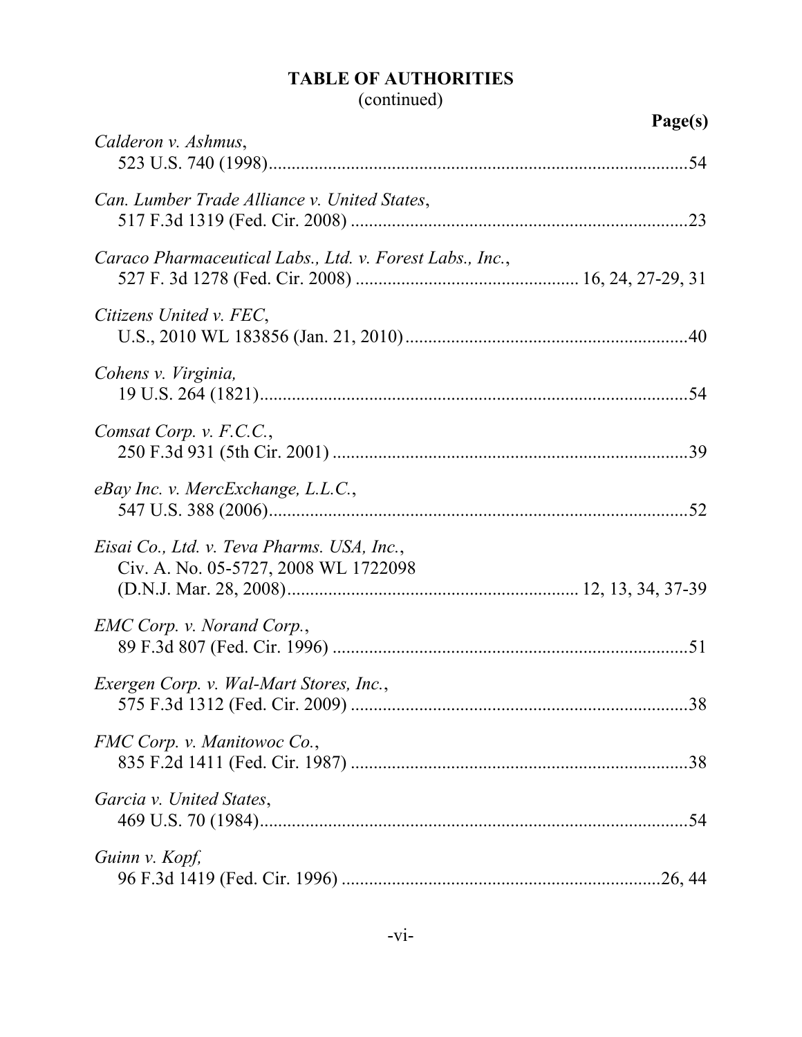## TABLE OF AUTHORITIES
(continued)

| | Page(s) |
|---|---|
| *Calderon v. Ashmus*, 523 U.S. 740 (1998) | 54 |
| *Can. Lumber Trade Alliance v. United States*, 517 F.3d 1319 (Fed. Cir. 2008) | 23 |
| *Caraco Pharmaceutical Labs., Ltd. v. Forest Labs., Inc.*, 527 F. 3d 1278 (Fed. Cir. 2008) | 16, 24, 27-29, 31 |
| *Citizens United v. FEC*, U.S., 2010 WL 183856 (Jan. 21, 2010) | 40 |
| *Cohens v. Virginia,* 19 U.S. 264 (1821) | 54 |
| *Comsat Corp. v. F.C.C.*, 250 F.3d 931 (5th Cir. 2001) | 39 |
| *eBay Inc. v. MercExchange, L.L.C.*, 547 U.S. 388 (2006) | 52 |
| *Eisai Co., Ltd. v. Teva Pharms. USA, Inc.*, Civ. A. No. 05-5727, 2008 WL 1722098 (D.N.J. Mar. 28, 2008) | 12, 13, 34, 37-39 |
| *EMC Corp. v. Norand Corp.*, 89 F.3d 807 (Fed. Cir. 1996) | 51 |
| *Exergen Corp. v. Wal-Mart Stores, Inc.*, 575 F.3d 1312 (Fed. Cir. 2009) | 38 |
| *FMC Corp. v. Manitowoc Co.*, 835 F.2d 1411 (Fed. Cir. 1987) | 38 |
| *Garcia v. United States*, 469 U.S. 70 (1984) | 54 |
| *Guinn v. Kopf,* 96 F.3d 1419 (Fed. Cir. 1996) | 26, 44 |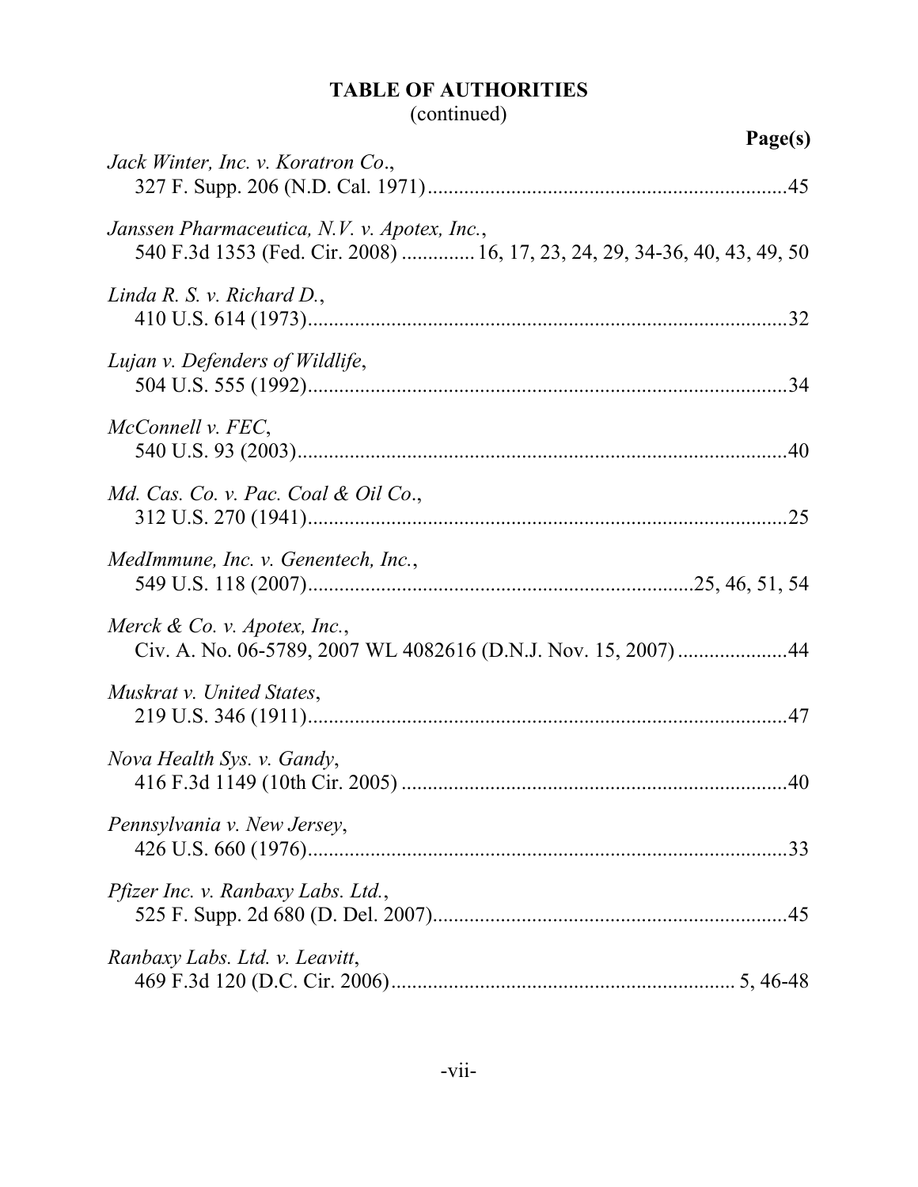# TABLE OF AUTHORITIES
(continued)

**Page(s)**

*Jack Winter, Inc. v. Koratron Co.*,
327 F. Supp. 206 (N.D. Cal. 1971)....................................................................45

*Janssen Pharmaceutica, N.V. v. Apotex, Inc.*,
540 F.3d 1353 (Fed. Cir. 2008) ............. 16, 17, 23, 24, 29, 34-36, 40, 43, 49, 50

*Linda R. S. v. Richard D.*,
410 U.S. 614 (1973)...........................................................................................32

*Lujan v. Defenders of Wildlife*,
504 U.S. 555 (1992)...........................................................................................34

*McConnell v. FEC*,
540 U.S. 93 (2003).............................................................................................40

*Md. Cas. Co. v. Pac. Coal & Oil Co.*,
312 U.S. 270 (1941)...........................................................................................25

*MedImmune, Inc. v. Genentech, Inc.*,
549 U.S. 118 (2007).........................................................................25, 46, 51, 54

*Merck & Co. v. Apotex, Inc.*,
Civ. A. No. 06-5789, 2007 WL 4082616 (D.N.J. Nov. 15, 2007) ....................44

*Muskrat v. United States*,
219 U.S. 346 (1911)...........................................................................................47

*Nova Health Sys. v. Gandy*,
416 F.3d 1149 (10th Cir. 2005) .........................................................................40

*Pennsylvania v. New Jersey*,
426 U.S. 660 (1976)...........................................................................................33

*Pfizer Inc. v. Ranbaxy Labs. Ltd.*,
525 F. Supp. 2d 680 (D. Del. 2007)....................................................................45

*Ranbaxy Labs. Ltd. v. Leavitt*,
469 F.3d 120 (D.C. Cir. 2006)................................................................. 5, 46-48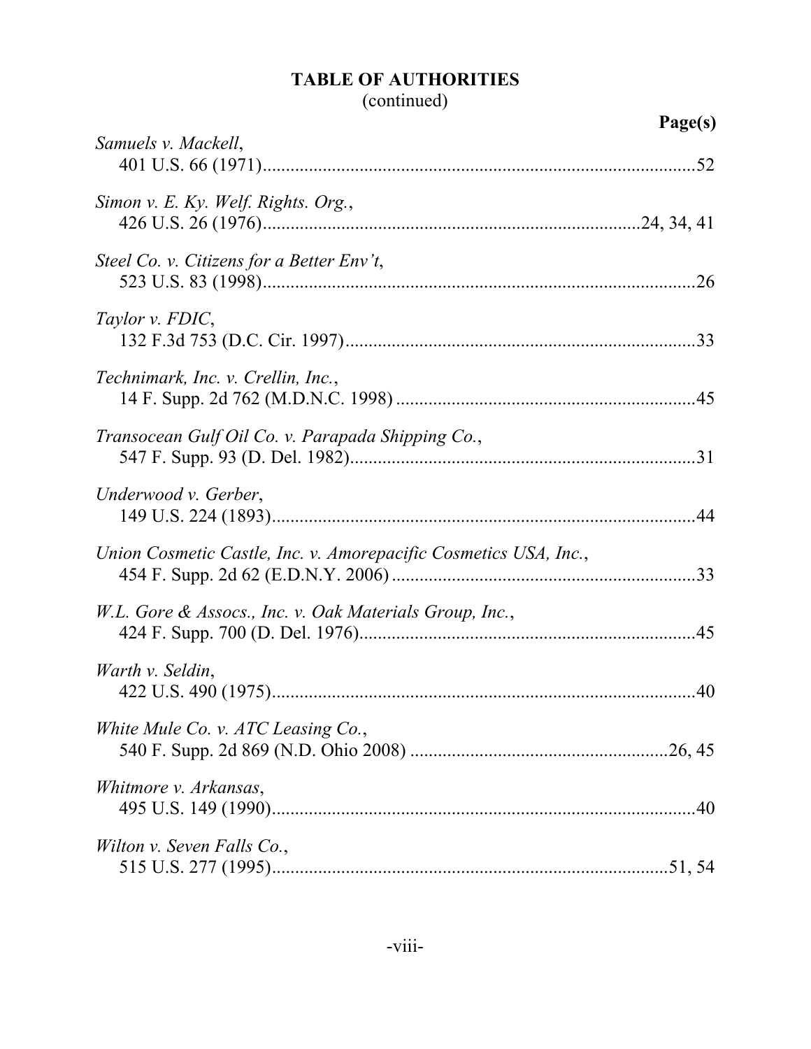## TABLE OF AUTHORITIES

(continued)

**Page(s)**

*Samuels v. Mackell*,
401 U.S. 66 (1971)....................................................................................52

*Simon v. E. Ky. Welf. Rights. Org.*,
426 U.S. 26 (1976)...............................................................................24, 34, 41

*Steel Co. v. Citizens for a Better Env't*,
523 U.S. 83 (1998)....................................................................................26

*Taylor v. FDIC*,
132 F.3d 753 (D.C. Cir. 1997)...................................................................33

*Technimark, Inc. v. Crellin, Inc.*,
14 F. Supp. 2d 762 (M.D.N.C. 1998) ........................................................45

*Transocean Gulf Oil Co. v. Parapada Shipping Co.*,
547 F. Supp. 93 (D. Del. 1982)..................................................................31

*Underwood v. Gerber*,
149 U.S. 224 (1893)...................................................................................44

*Union Cosmetic Castle, Inc. v. Amorepacific Cosmetics USA, Inc.*,
454 F. Supp. 2d 62 (E.D.N.Y. 2006) ........................................................33

*W.L. Gore & Assocs., Inc. v. Oak Materials Group, Inc.*,
424 F. Supp. 700 (D. Del. 1976)................................................................45

*Warth v. Seldin*,
422 U.S. 490 (1975)...................................................................................40

*White Mule Co. v. ATC Leasing Co.*,
540 F. Supp. 2d 869 (N.D. Ohio 2008) ...............................................26, 45

*Whitmore v. Arkansas*,
495 U.S. 149 (1990)...................................................................................40

*Wilton v. Seven Falls Co.*,
515 U.S. 277 (1995)..............................................................................51, 54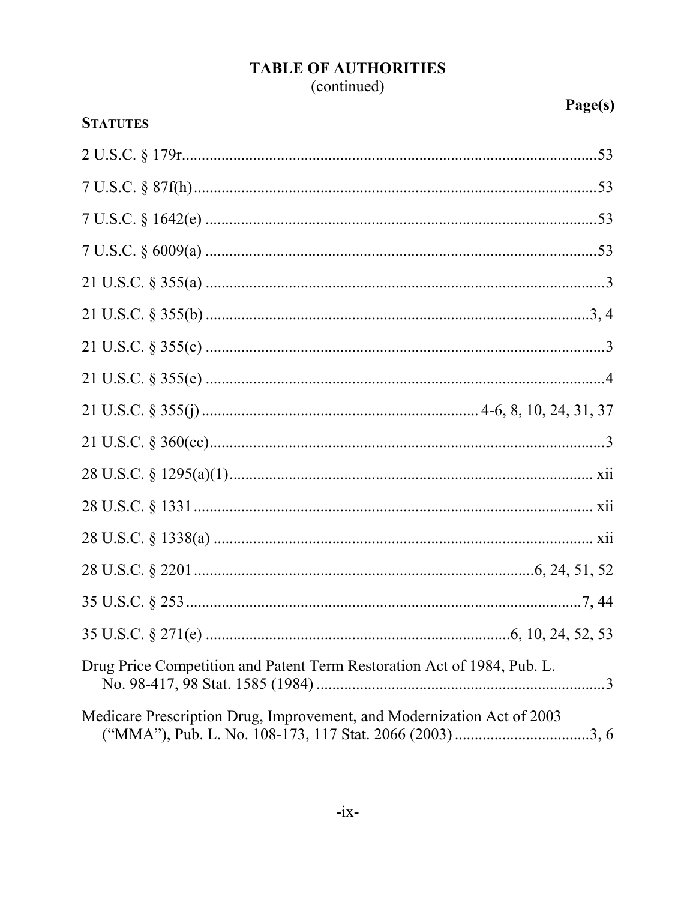# TABLE OF AUTHORITIES
(continued)

**Page(s)**

**STATUTES**

2 U.S.C. § 179r.......................................................................................................53

7 U.S.C. § 87f(h).....................................................................................................53

7 U.S.C. § 1642(e) ..................................................................................................53

7 U.S.C. § 6009(a) ..................................................................................................53

21 U.S.C. § 355(a) ....................................................................................................3

21 U.S.C. § 355(b) ...............................................................................................3, 4

21 U.S.C. § 355(c) ....................................................................................................3

21 U.S.C. § 355(e) ....................................................................................................4

21 U.S.C. § 355(j) .................................................................... 4-6, 8, 10, 24, 31, 37

21 U.S.C. § 360(cc)...................................................................................................3

28 U.S.C. § 1295(a)(1)............................................................................................ xii

28 U.S.C. § 1331 ..................................................................................................... xii

28 U.S.C. § 1338(a) ................................................................................................ xii

28 U.S.C. § 2201 ...................................................................................6, 24, 51, 52

35 U.S.C. § 253 .....................................................................................................7, 44

35 U.S.C. § 271(e) ............................................................................6, 10, 24, 52, 53

Drug Price Competition and Patent Term Restoration Act of 1984, Pub. L. No. 98-417, 98 Stat. 1585 (1984) .........................................................................3

Medicare Prescription Drug, Improvement, and Modernization Act of 2003 ("MMA"), Pub. L. No. 108-173, 117 Stat. 2066 (2003) ..................................3, 6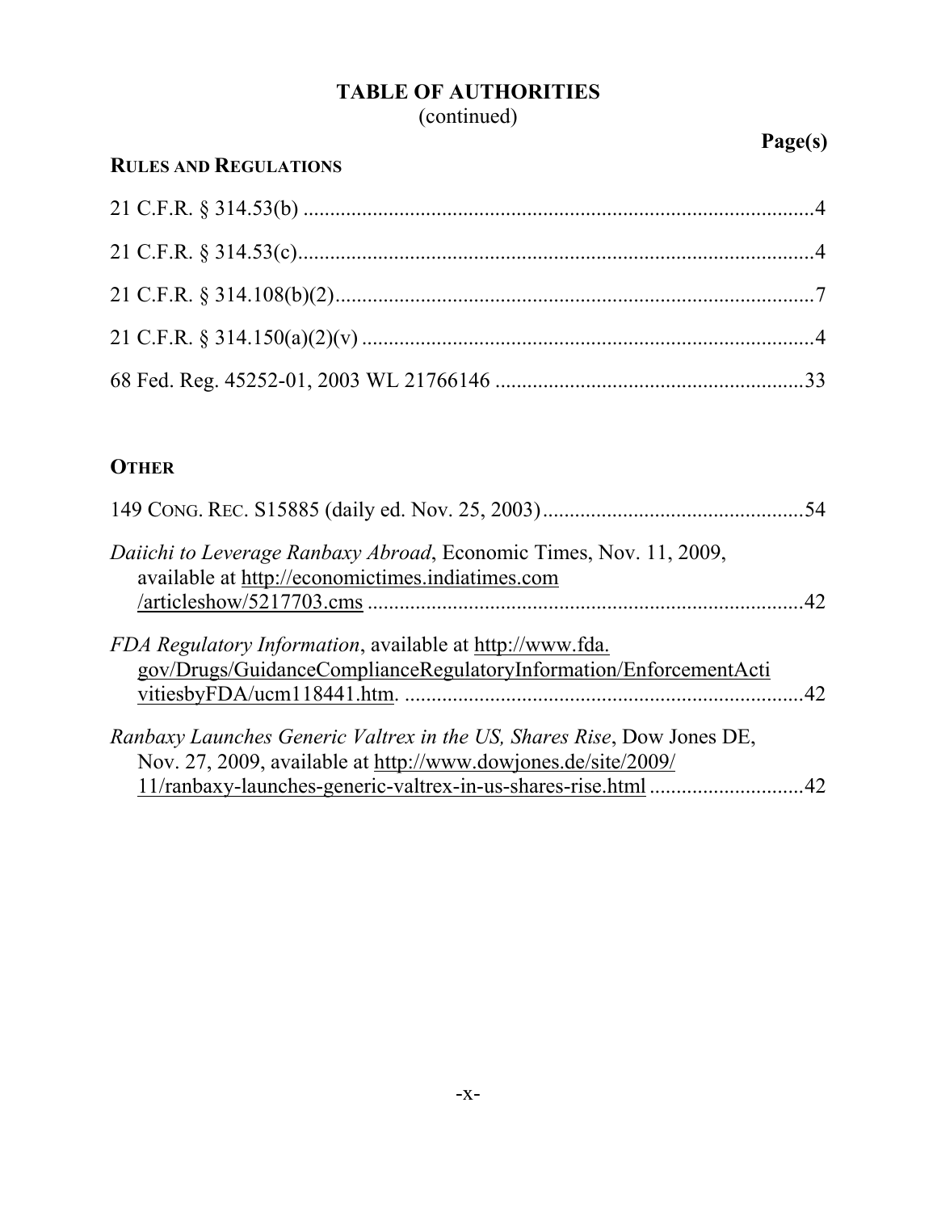## TABLE OF AUTHORITIES
(continued)

**Page(s)**

### RULES AND REGULATIONS

21 C.F.R. § 314.53(b) ....................................................................................................4

21 C.F.R. § 314.53(c).....................................................................................................4

21 C.F.R. § 314.108(b)(2)..............................................................................................7

21 C.F.R. § 314.150(a)(2)(v) .........................................................................................4

68 Fed. Reg. 45252-01, 2003 WL 21766146 ...............................................................33

### OTHER

149 CONG. REC. S15885 (daily ed. Nov. 25, 2003).....................................................54

*Daiichi to Leverage Ranbaxy Abroad*, Economic Times, Nov. 11, 2009, available at http://economictimes.indiatimes.com /articleshow/5217703.cms ...........................................................................42

*FDA Regulatory Information*, available at http://www.fda. gov/Drugs/GuidanceComplianceRegulatoryInformation/EnforcementActivitiesbyFDA/ucm118441.htm. ..............................................................................42

*Ranbaxy Launches Generic Valtrex in the US, Shares Rise*, Dow Jones DE, Nov. 27, 2009, available at http://www.dowjones.de/site/2009/ 11/ranbaxy-launches-generic-valtrex-in-us-shares-rise.html .............................42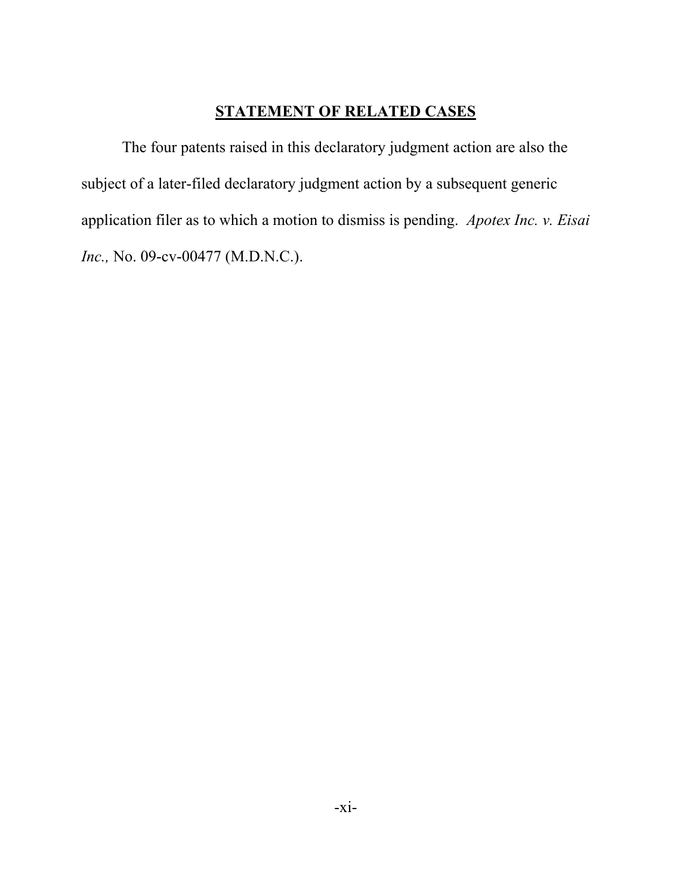## STATEMENT OF RELATED CASES

The four patents raised in this declaratory judgment action are also the subject of a later-filed declaratory judgment action by a subsequent generic application filer as to which a motion to dismiss is pending. *Apotex Inc. v. Eisai Inc.,* No. 09-cv-00477 (M.D.N.C.).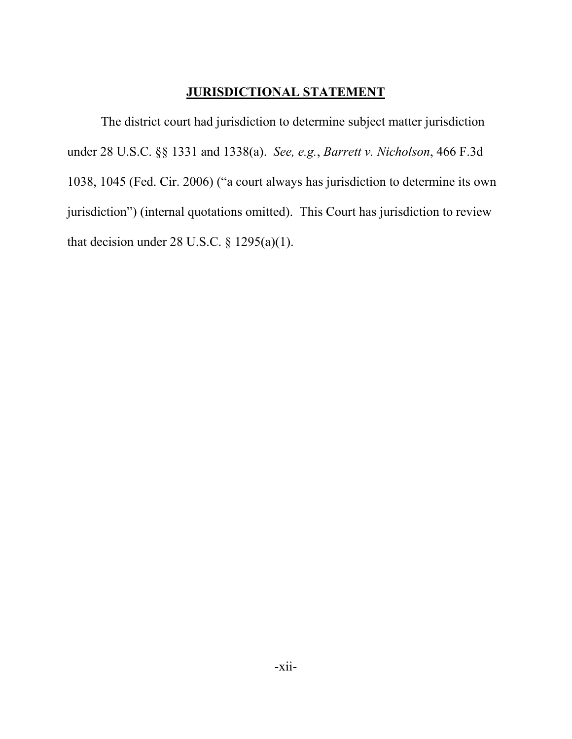# **JURISDICTIONAL STATEMENT**

The district court had jurisdiction to determine subject matter jurisdiction under 28 U.S.C. §§ 1331 and 1338(a). *See, e.g.*, *Barrett v. Nicholson*, 466 F.3d 1038, 1045 (Fed. Cir. 2006) ("a court always has jurisdiction to determine its own jurisdiction") (internal quotations omitted). This Court has jurisdiction to review that decision under 28 U.S.C. § 1295(a)(1).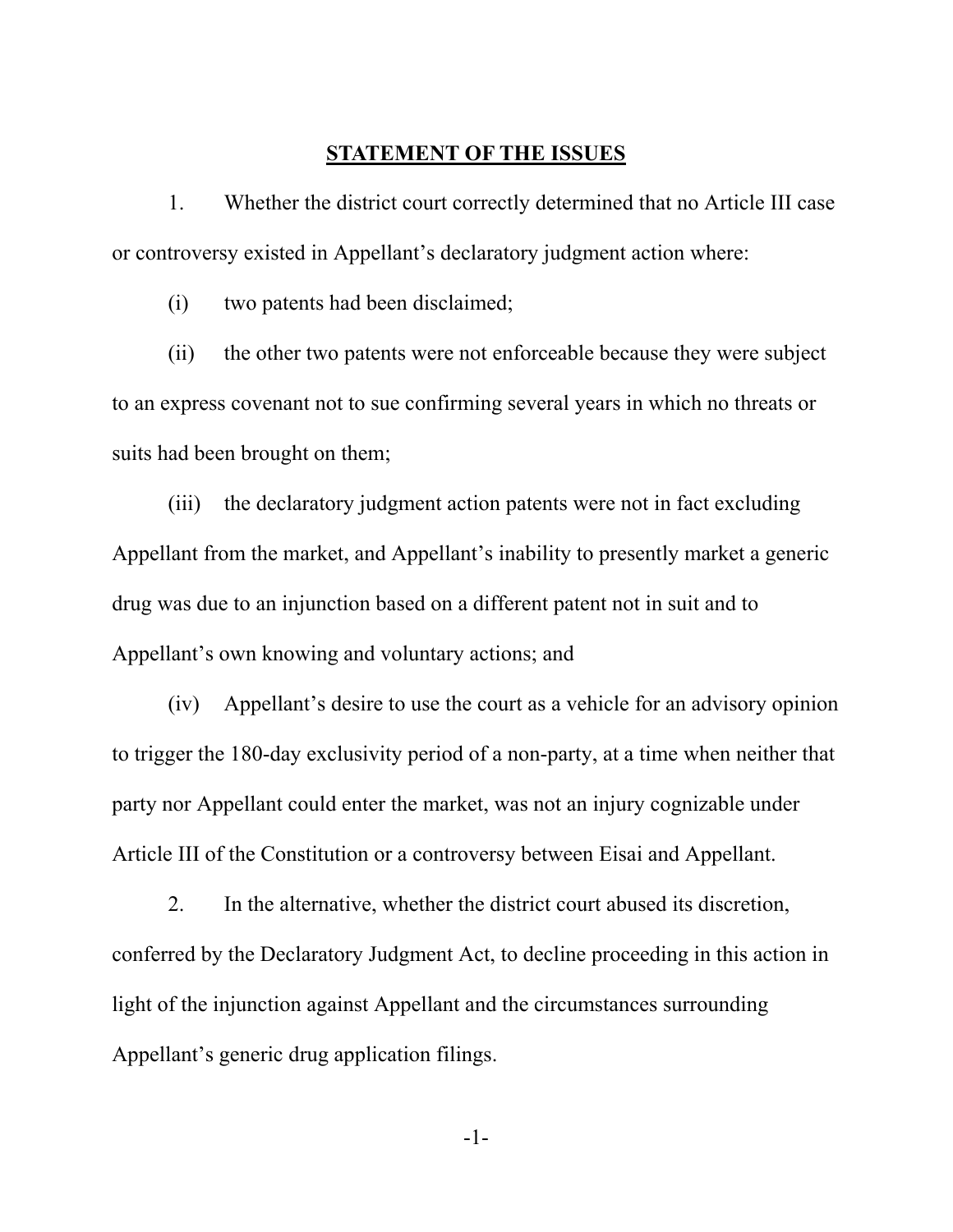## STATEMENT OF THE ISSUES

1. Whether the district court correctly determined that no Article III case or controversy existed in Appellant's declaratory judgment action where:

(i) two patents had been disclaimed;

(ii) the other two patents were not enforceable because they were subject to an express covenant not to sue confirming several years in which no threats or suits had been brought on them;

(iii) the declaratory judgment action patents were not in fact excluding Appellant from the market, and Appellant's inability to presently market a generic drug was due to an injunction based on a different patent not in suit and to Appellant's own knowing and voluntary actions; and

(iv) Appellant's desire to use the court as a vehicle for an advisory opinion to trigger the 180-day exclusivity period of a non-party, at a time when neither that party nor Appellant could enter the market, was not an injury cognizable under Article III of the Constitution or a controversy between Eisai and Appellant.

2. In the alternative, whether the district court abused its discretion, conferred by the Declaratory Judgment Act, to decline proceeding in this action in light of the injunction against Appellant and the circumstances surrounding Appellant's generic drug application filings.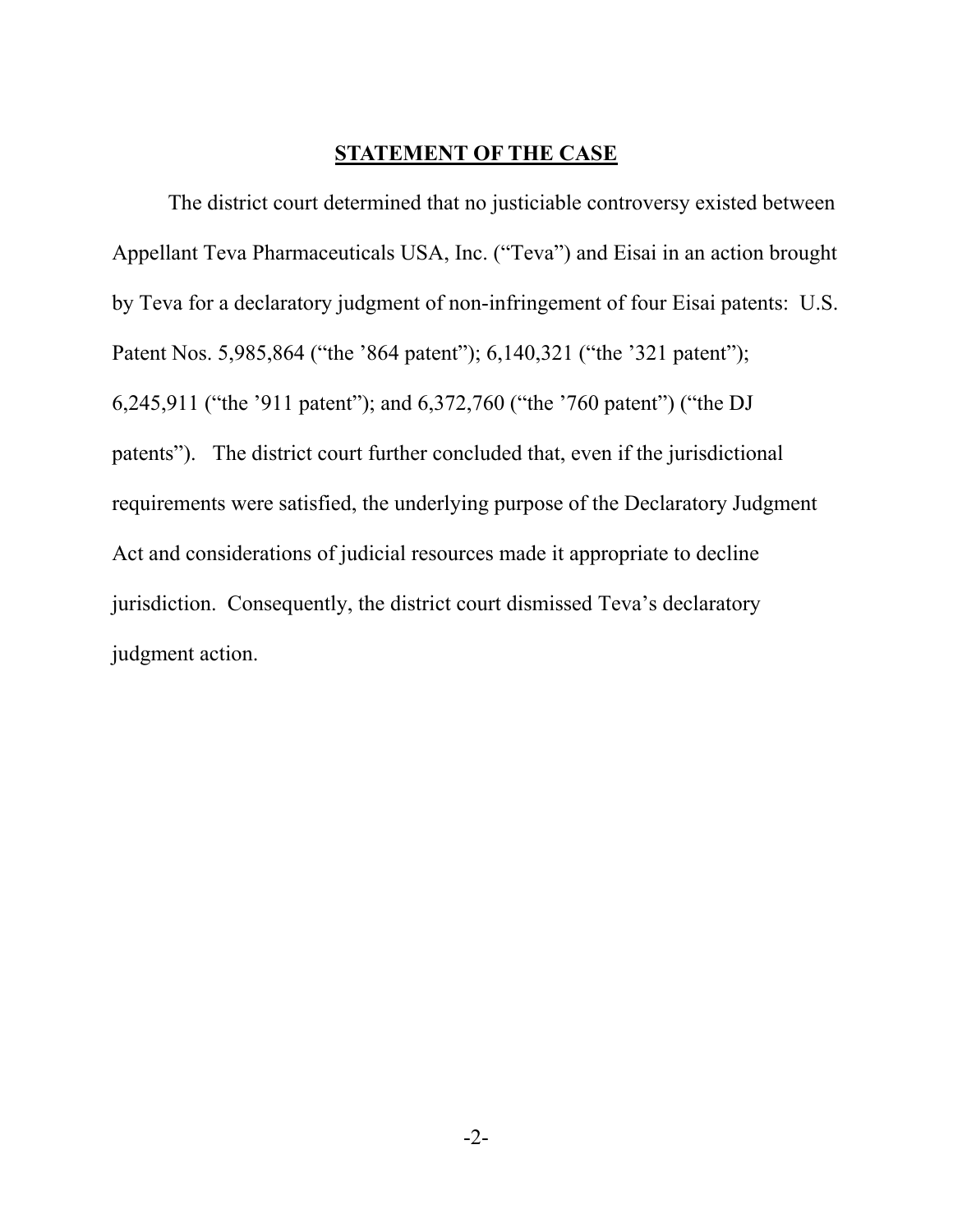## STATEMENT OF THE CASE

The district court determined that no justiciable controversy existed between Appellant Teva Pharmaceuticals USA, Inc. ("Teva") and Eisai in an action brought by Teva for a declaratory judgment of non-infringement of four Eisai patents: U.S. Patent Nos. 5,985,864 ("the '864 patent"); 6,140,321 ("the '321 patent"); 6,245,911 ("the '911 patent"); and 6,372,760 ("the '760 patent") ("the DJ patents"). The district court further concluded that, even if the jurisdictional requirements were satisfied, the underlying purpose of the Declaratory Judgment Act and considerations of judicial resources made it appropriate to decline jurisdiction. Consequently, the district court dismissed Teva's declaratory judgment action.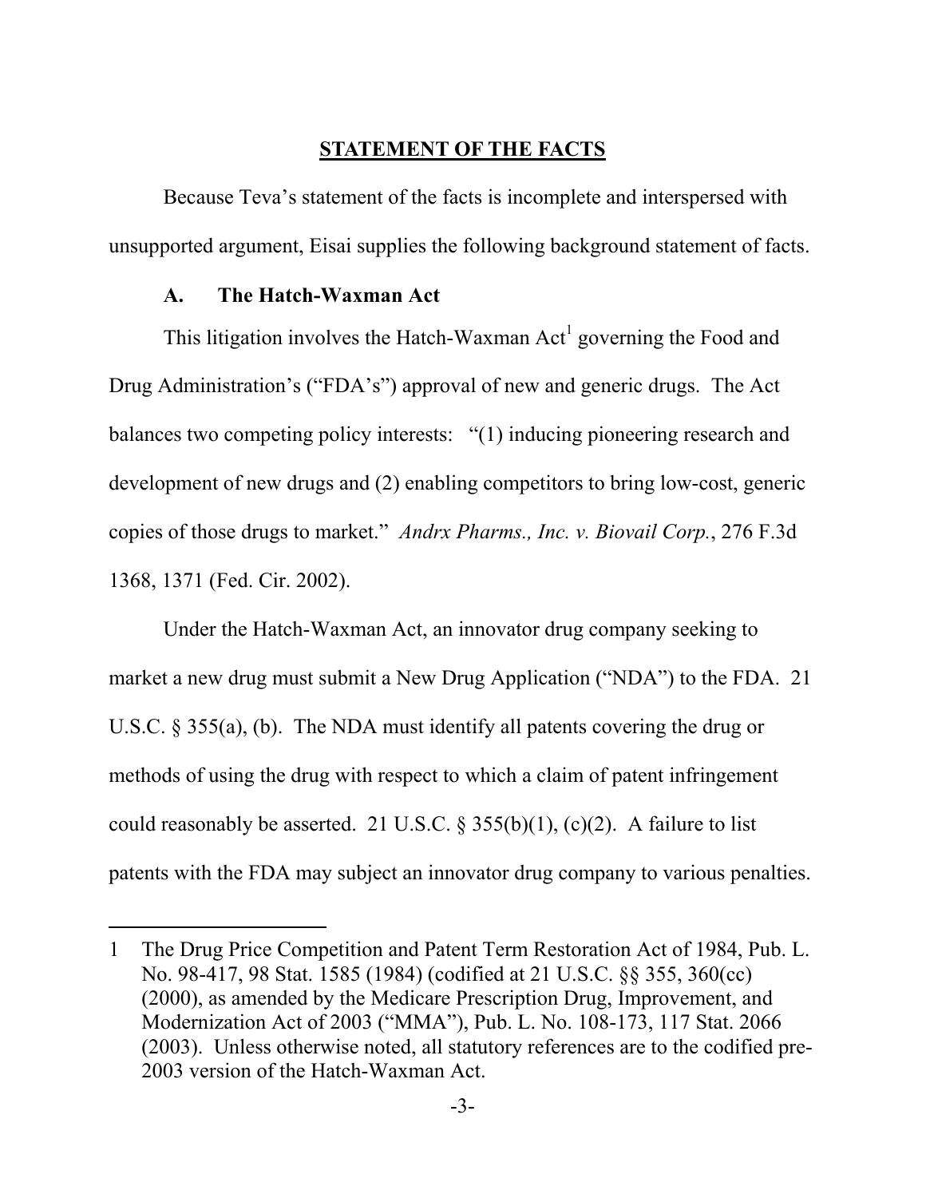## STATEMENT OF THE FACTS

Because Teva's statement of the facts is incomplete and interspersed with unsupported argument, Eisai supplies the following background statement of facts.

### A. The Hatch-Waxman Act

This litigation involves the Hatch-Waxman Act[1] governing the Food and Drug Administration's ("FDA's") approval of new and generic drugs. The Act balances two competing policy interests: "(1) inducing pioneering research and development of new drugs and (2) enabling competitors to bring low-cost, generic copies of those drugs to market." *Andrx Pharms., Inc. v. Biovail Corp.*, 276 F.3d 1368, 1371 (Fed. Cir. 2002).

Under the Hatch-Waxman Act, an innovator drug company seeking to market a new drug must submit a New Drug Application ("NDA") to the FDA. 21 U.S.C. § 355(a), (b). The NDA must identify all patents covering the drug or methods of using the drug with respect to which a claim of patent infringement could reasonably be asserted. 21 U.S.C. § 355(b)(1), (c)(2). A failure to list patents with the FDA may subject an innovator drug company to various penalties.

---

1 The Drug Price Competition and Patent Term Restoration Act of 1984, Pub. L. No. 98-417, 98 Stat. 1585 (1984) (codified at 21 U.S.C. §§ 355, 360(cc) (2000), as amended by the Medicare Prescription Drug, Improvement, and Modernization Act of 2003 ("MMA"), Pub. L. No. 108-173, 117 Stat. 2066 (2003). Unless otherwise noted, all statutory references are to the codified pre-2003 version of the Hatch-Waxman Act.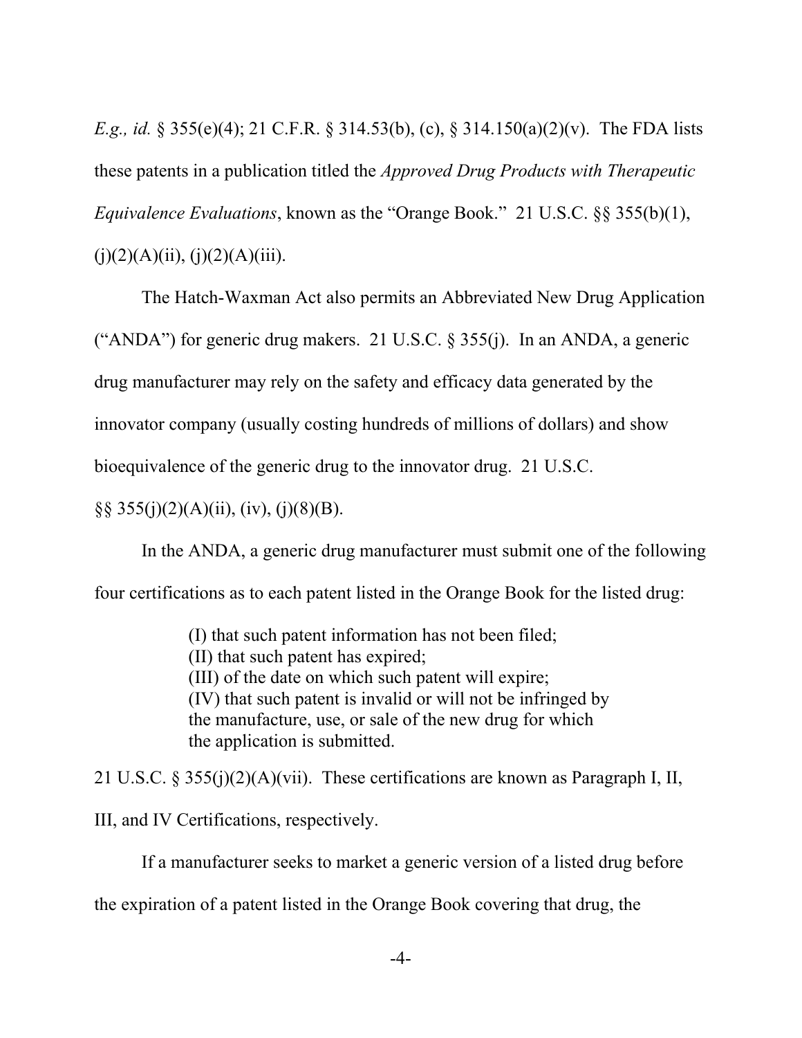*E.g., id.* § 355(e)(4); 21 C.F.R. § 314.53(b), (c), § 314.150(a)(2)(v). The FDA lists these patents in a publication titled the *Approved Drug Products with Therapeutic Equivalence Evaluations*, known as the "Orange Book." 21 U.S.C. §§ 355(b)(1), (j)(2)(A)(ii), (j)(2)(A)(iii).

The Hatch-Waxman Act also permits an Abbreviated New Drug Application ("ANDA") for generic drug makers. 21 U.S.C. § 355(j). In an ANDA, a generic drug manufacturer may rely on the safety and efficacy data generated by the innovator company (usually costing hundreds of millions of dollars) and show bioequivalence of the generic drug to the innovator drug. 21 U.S.C. §§ 355(j)(2)(A)(ii), (iv), (j)(8)(B).

In the ANDA, a generic drug manufacturer must submit one of the following four certifications as to each patent listed in the Orange Book for the listed drug:

> (I) that such patent information has not been filed;
> (II) that such patent has expired;
> (III) of the date on which such patent will expire;
> (IV) that such patent is invalid or will not be infringed by the manufacture, use, or sale of the new drug for which the application is submitted.

21 U.S.C. § 355(j)(2)(A)(vii). These certifications are known as Paragraph I, II, III, and IV Certifications, respectively.

If a manufacturer seeks to market a generic version of a listed drug before the expiration of a patent listed in the Orange Book covering that drug, the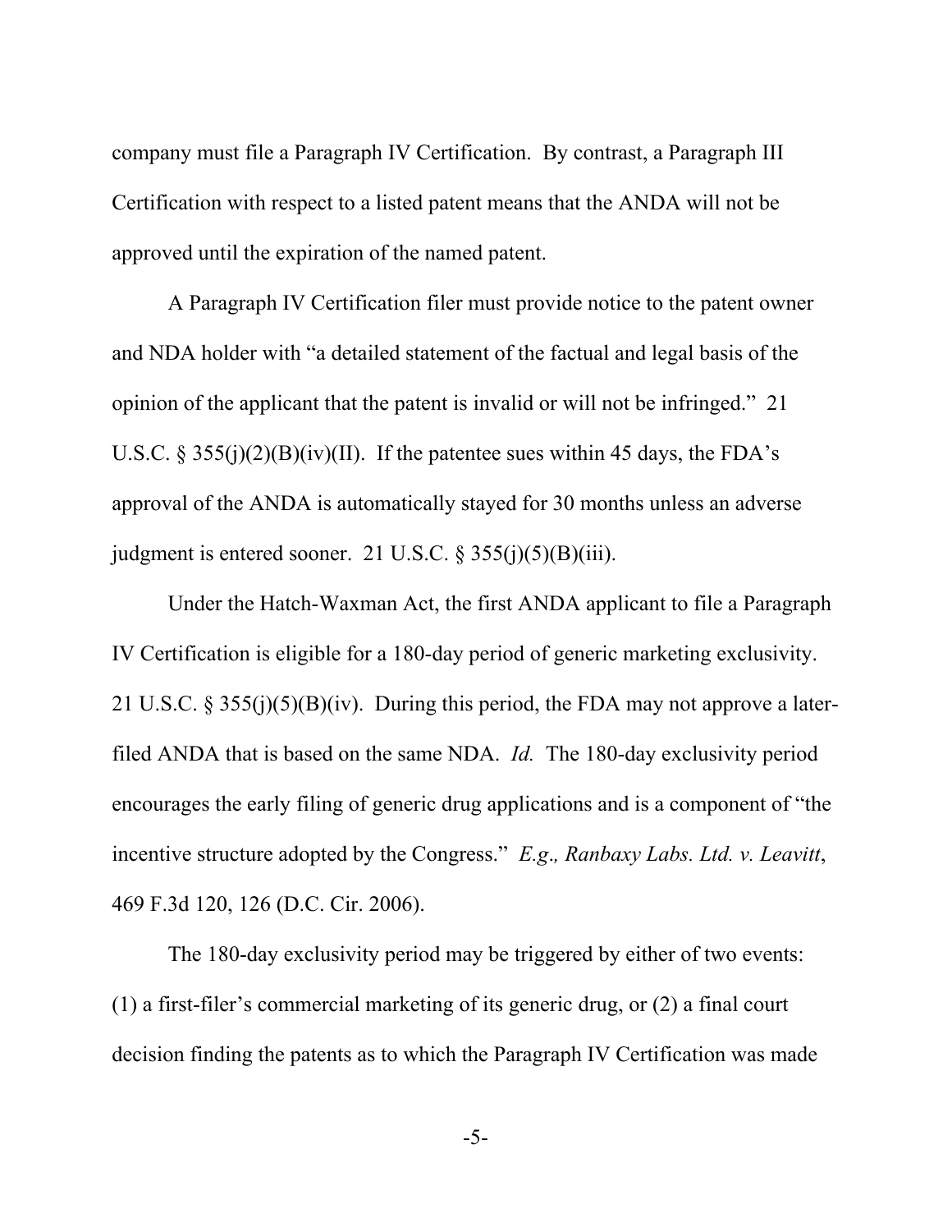company must file a Paragraph IV Certification. By contrast, a Paragraph III Certification with respect to a listed patent means that the ANDA will not be approved until the expiration of the named patent.

A Paragraph IV Certification filer must provide notice to the patent owner and NDA holder with "a detailed statement of the factual and legal basis of the opinion of the applicant that the patent is invalid or will not be infringed." 21 U.S.C. § 355(j)(2)(B)(iv)(II). If the patentee sues within 45 days, the FDA's approval of the ANDA is automatically stayed for 30 months unless an adverse judgment is entered sooner. 21 U.S.C. § 355(j)(5)(B)(iii).

Under the Hatch-Waxman Act, the first ANDA applicant to file a Paragraph IV Certification is eligible for a 180-day period of generic marketing exclusivity. 21 U.S.C. § 355(j)(5)(B)(iv). During this period, the FDA may not approve a later-filed ANDA that is based on the same NDA. *Id.* The 180-day exclusivity period encourages the early filing of generic drug applications and is a component of "the incentive structure adopted by the Congress." *E.g., Ranbaxy Labs. Ltd. v. Leavitt*, 469 F.3d 120, 126 (D.C. Cir. 2006).

The 180-day exclusivity period may be triggered by either of two events: (1) a first-filer's commercial marketing of its generic drug, or (2) a final court decision finding the patents as to which the Paragraph IV Certification was made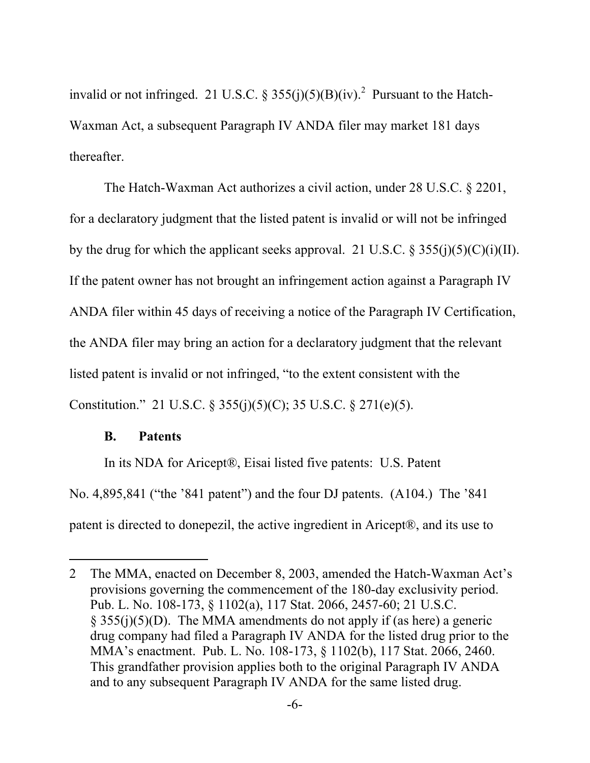invalid or not infringed. 21 U.S.C. § 355(j)(5)(B)(iv).[2] Pursuant to the Hatch-Waxman Act, a subsequent Paragraph IV ANDA filer may market 181 days thereafter.

The Hatch-Waxman Act authorizes a civil action, under 28 U.S.C. § 2201, for a declaratory judgment that the listed patent is invalid or will not be infringed by the drug for which the applicant seeks approval. 21 U.S.C. § 355(j)(5)(C)(i)(II). If the patent owner has not brought an infringement action against a Paragraph IV ANDA filer within 45 days of receiving a notice of the Paragraph IV Certification, the ANDA filer may bring an action for a declaratory judgment that the relevant listed patent is invalid or not infringed, "to the extent consistent with the Constitution." 21 U.S.C. § 355(j)(5)(C); 35 U.S.C. § 271(e)(5).

### B. Patents

In its NDA for Aricept®, Eisai listed five patents: U.S. Patent No. 4,895,841 ("the '841 patent") and the four DJ patents. (A104.) The '841 patent is directed to donepezil, the active ingredient in Aricept®, and its use to

---

2 The MMA, enacted on December 8, 2003, amended the Hatch-Waxman Act's provisions governing the commencement of the 180-day exclusivity period. Pub. L. No. 108-173, § 1102(a), 117 Stat. 2066, 2457-60; 21 U.S.C. § 355(j)(5)(D). The MMA amendments do not apply if (as here) a generic drug company had filed a Paragraph IV ANDA for the listed drug prior to the MMA's enactment. Pub. L. No. 108-173, § 1102(b), 117 Stat. 2066, 2460. This grandfather provision applies both to the original Paragraph IV ANDA and to any subsequent Paragraph IV ANDA for the same listed drug.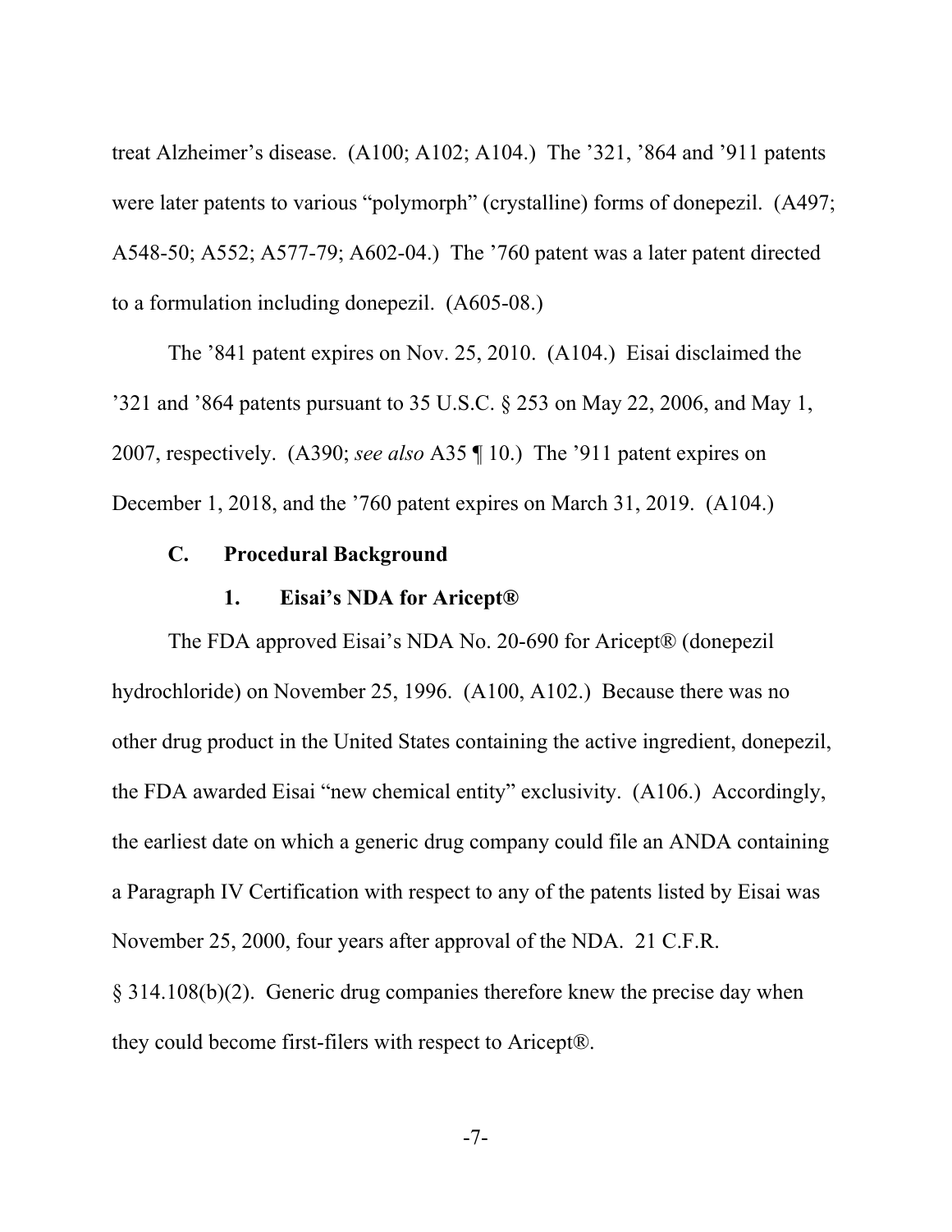treat Alzheimer's disease. (A100; A102; A104.) The '321, '864 and '911 patents were later patents to various "polymorph" (crystalline) forms of donepezil. (A497; A548-50; A552; A577-79; A602-04.) The '760 patent was a later patent directed to a formulation including donepezil. (A605-08.)

The '841 patent expires on Nov. 25, 2010. (A104.) Eisai disclaimed the '321 and '864 patents pursuant to 35 U.S.C. § 253 on May 22, 2006, and May 1, 2007, respectively. (A390; *see also* A35 ¶ 10.) The '911 patent expires on December 1, 2018, and the '760 patent expires on March 31, 2019. (A104.)

### C. Procedural Background

#### 1. Eisai's NDA for Aricept®

The FDA approved Eisai's NDA No. 20-690 for Aricept® (donepezil hydrochloride) on November 25, 1996. (A100, A102.) Because there was no other drug product in the United States containing the active ingredient, donepezil, the FDA awarded Eisai "new chemical entity" exclusivity. (A106.) Accordingly, the earliest date on which a generic drug company could file an ANDA containing a Paragraph IV Certification with respect to any of the patents listed by Eisai was November 25, 2000, four years after approval of the NDA. 21 C.F.R. § 314.108(b)(2). Generic drug companies therefore knew the precise day when they could become first-filers with respect to Aricept®.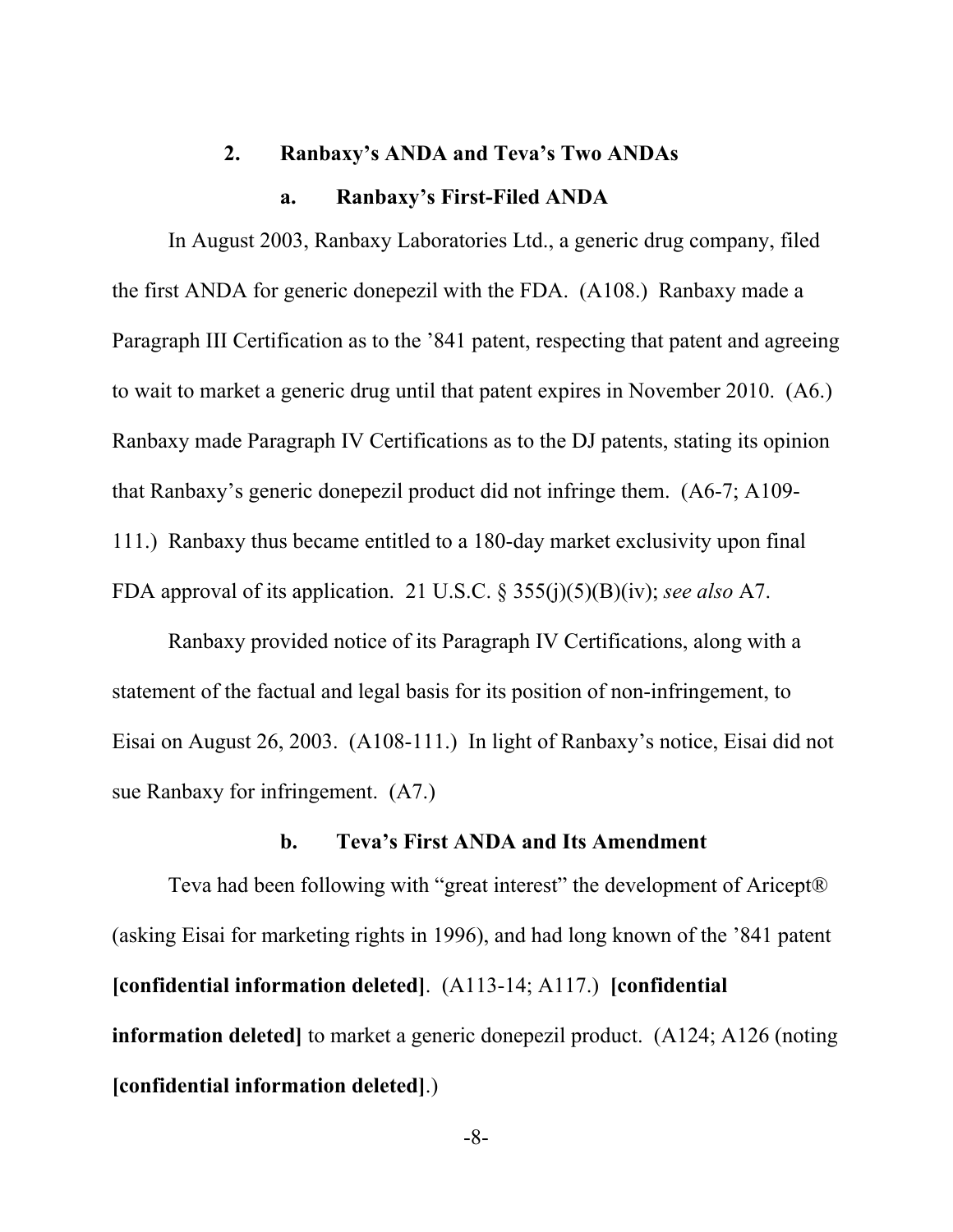### 2. Ranbaxy's ANDA and Teva's Two ANDAs

#### a. Ranbaxy's First-Filed ANDA

In August 2003, Ranbaxy Laboratories Ltd., a generic drug company, filed the first ANDA for generic donepezil with the FDA. (A108.) Ranbaxy made a Paragraph III Certification as to the '841 patent, respecting that patent and agreeing to wait to market a generic drug until that patent expires in November 2010. (A6.) Ranbaxy made Paragraph IV Certifications as to the DJ patents, stating its opinion that Ranbaxy's generic donepezil product did not infringe them. (A6-7; A109-111.) Ranbaxy thus became entitled to a 180-day market exclusivity upon final FDA approval of its application. 21 U.S.C. § 355(j)(5)(B)(iv); *see also* A7.

Ranbaxy provided notice of its Paragraph IV Certifications, along with a statement of the factual and legal basis for its position of non-infringement, to Eisai on August 26, 2003. (A108-111.) In light of Ranbaxy's notice, Eisai did not sue Ranbaxy for infringement. (A7.)

#### b. Teva's First ANDA and Its Amendment

Teva had been following with "great interest" the development of Aricept® (asking Eisai for marketing rights in 1996), and had long known of the '841 patent **[confidential information deleted]**. (A113-14; A117.) **[confidential information deleted]** to market a generic donepezil product. (A124; A126 (noting **[confidential information deleted]**.)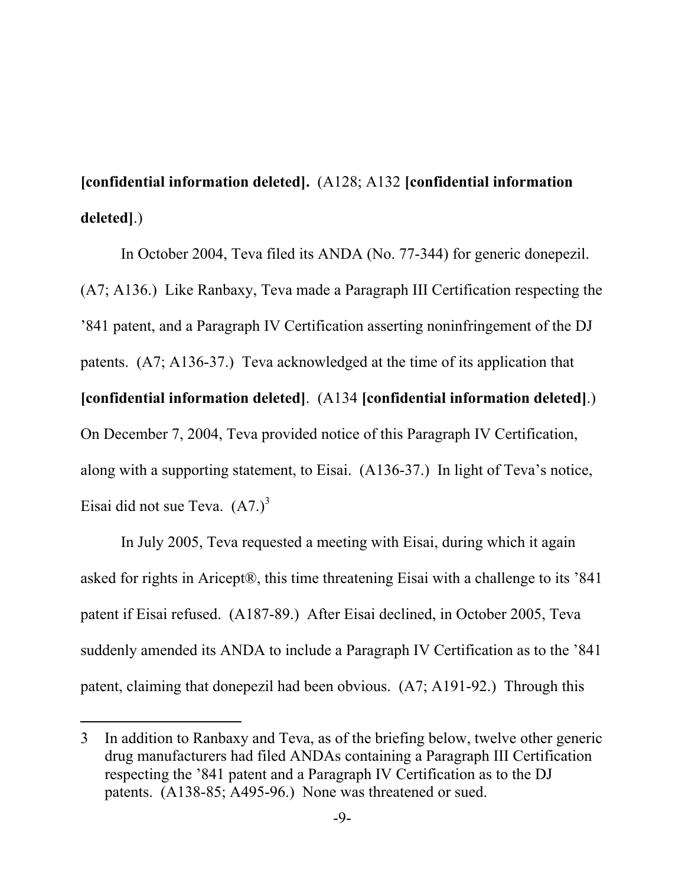**[confidential information deleted].** (A128; A132 **[confidential information deleted]**.)

In October 2004, Teva filed its ANDA (No. 77-344) for generic donepezil. (A7; A136.) Like Ranbaxy, Teva made a Paragraph III Certification respecting the ’841 patent, and a Paragraph IV Certification asserting noninfringement of the DJ patents. (A7; A136-37.) Teva acknowledged at the time of its application that **[confidential information deleted]**. (A134 **[confidential information deleted]**.) On December 7, 2004, Teva provided notice of this Paragraph IV Certification, along with a supporting statement, to Eisai. (A136-37.) In light of Teva’s notice, Eisai did not sue Teva. (A7.)[3]

In July 2005, Teva requested a meeting with Eisai, during which it again asked for rights in Aricept®, this time threatening Eisai with a challenge to its ’841 patent if Eisai refused. (A187-89.) After Eisai declined, in October 2005, Teva suddenly amended its ANDA to include a Paragraph IV Certification as to the ’841 patent, claiming that donepezil had been obvious. (A7; A191-92.) Through this

---

3 In addition to Ranbaxy and Teva, as of the briefing below, twelve other generic drug manufacturers had filed ANDAs containing a Paragraph III Certification respecting the ’841 patent and a Paragraph IV Certification as to the DJ patents. (A138-85; A495-96.) None was threatened or sued.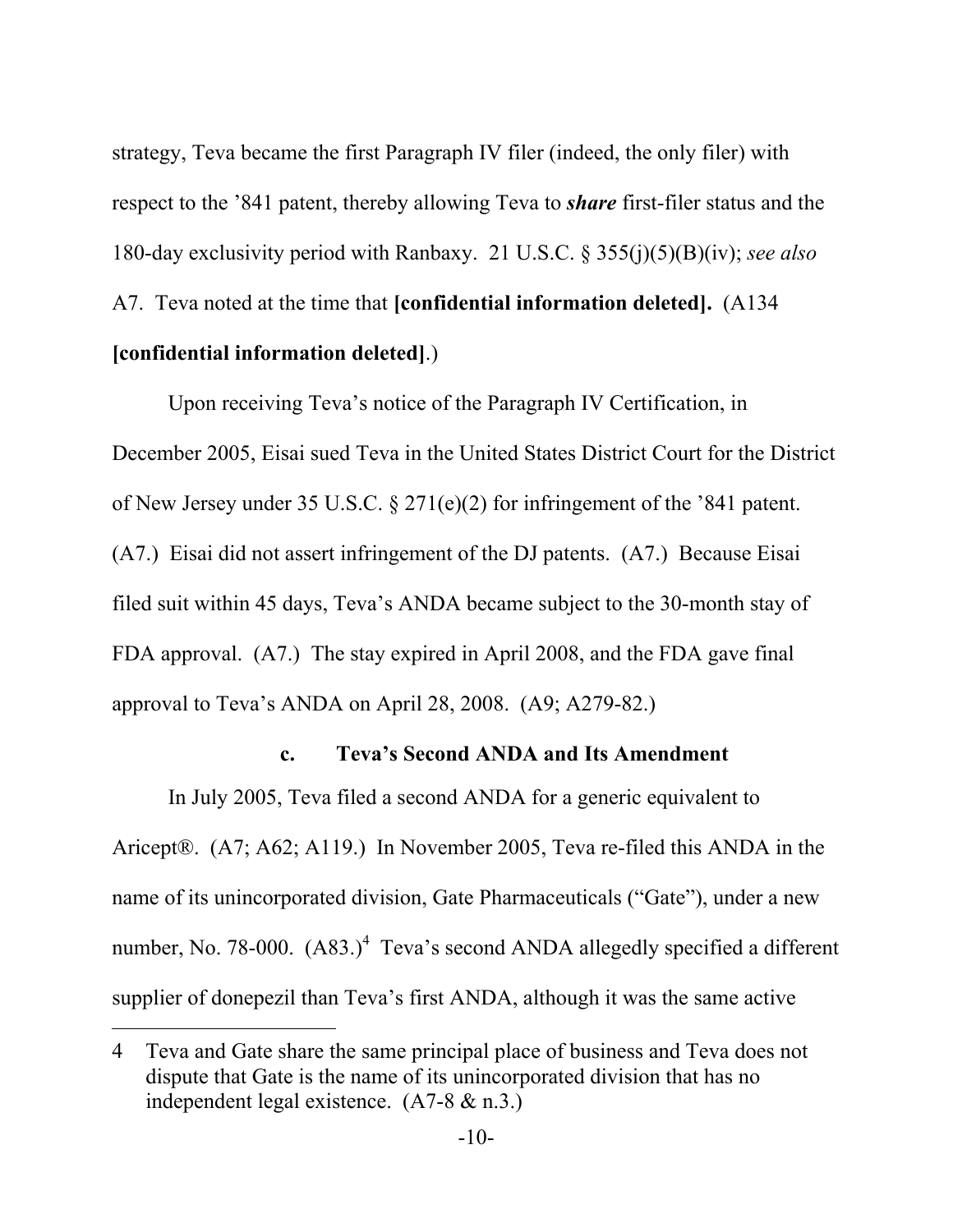strategy, Teva became the first Paragraph IV filer (indeed, the only filer) with respect to the '841 patent, thereby allowing Teva to ***share*** first-filer status and the 180-day exclusivity period with Ranbaxy. 21 U.S.C. § 355(j)(5)(B)(iv); *see also* A7. Teva noted at the time that **[confidential information deleted].** (A134 **[confidential information deleted]**.)

Upon receiving Teva's notice of the Paragraph IV Certification, in December 2005, Eisai sued Teva in the United States District Court for the District of New Jersey under 35 U.S.C. § 271(e)(2) for infringement of the '841 patent. (A7.) Eisai did not assert infringement of the DJ patents. (A7.) Because Eisai filed suit within 45 days, Teva's ANDA became subject to the 30-month stay of FDA approval. (A7.) The stay expired in April 2008, and the FDA gave final approval to Teva's ANDA on April 28, 2008. (A9; A279-82.)

### c. Teva's Second ANDA and Its Amendment

In July 2005, Teva filed a second ANDA for a generic equivalent to Aricept®. (A7; A62; A119.) In November 2005, Teva re-filed this ANDA in the name of its unincorporated division, Gate Pharmaceuticals ("Gate"), under a new number, No. 78-000. (A83.)[4] Teva's second ANDA allegedly specified a different supplier of donepezil than Teva's first ANDA, although it was the same active

---

4 Teva and Gate share the same principal place of business and Teva does not dispute that Gate is the name of its unincorporated division that has no independent legal existence. (A7-8 & n.3.)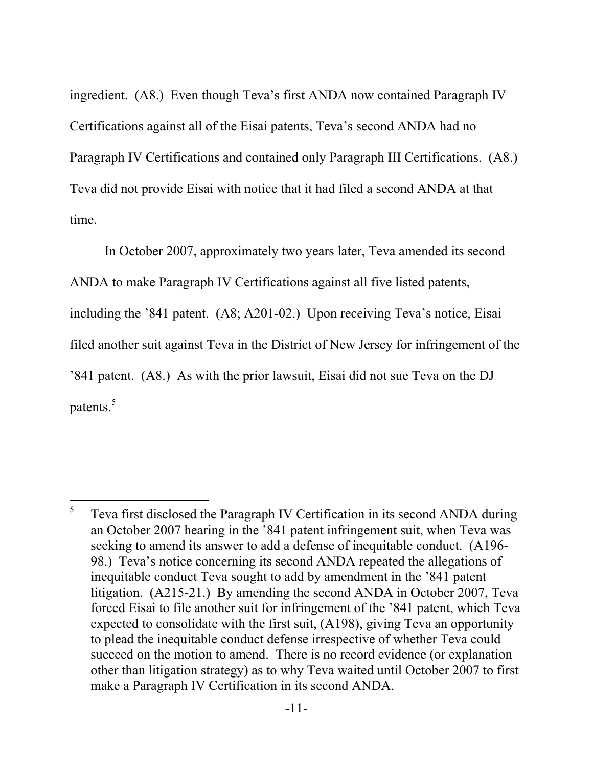ingredient. (A8.) Even though Teva's first ANDA now contained Paragraph IV Certifications against all of the Eisai patents, Teva's second ANDA had no Paragraph IV Certifications and contained only Paragraph III Certifications. (A8.) Teva did not provide Eisai with notice that it had filed a second ANDA at that time.

In October 2007, approximately two years later, Teva amended its second ANDA to make Paragraph IV Certifications against all five listed patents, including the '841 patent. (A8; A201-02.) Upon receiving Teva's notice, Eisai filed another suit against Teva in the District of New Jersey for infringement of the '841 patent. (A8.) As with the prior lawsuit, Eisai did not sue Teva on the DJ patents.[5]

---

[5] Teva first disclosed the Paragraph IV Certification in its second ANDA during an October 2007 hearing in the '841 patent infringement suit, when Teva was seeking to amend its answer to add a defense of inequitable conduct. (A196-98.) Teva's notice concerning its second ANDA repeated the allegations of inequitable conduct Teva sought to add by amendment in the '841 patent litigation. (A215-21.) By amending the second ANDA in October 2007, Teva forced Eisai to file another suit for infringement of the '841 patent, which Teva expected to consolidate with the first suit, (A198), giving Teva an opportunity to plead the inequitable conduct defense irrespective of whether Teva could succeed on the motion to amend. There is no record evidence (or explanation other than litigation strategy) as to why Teva waited until October 2007 to first make a Paragraph IV Certification in its second ANDA.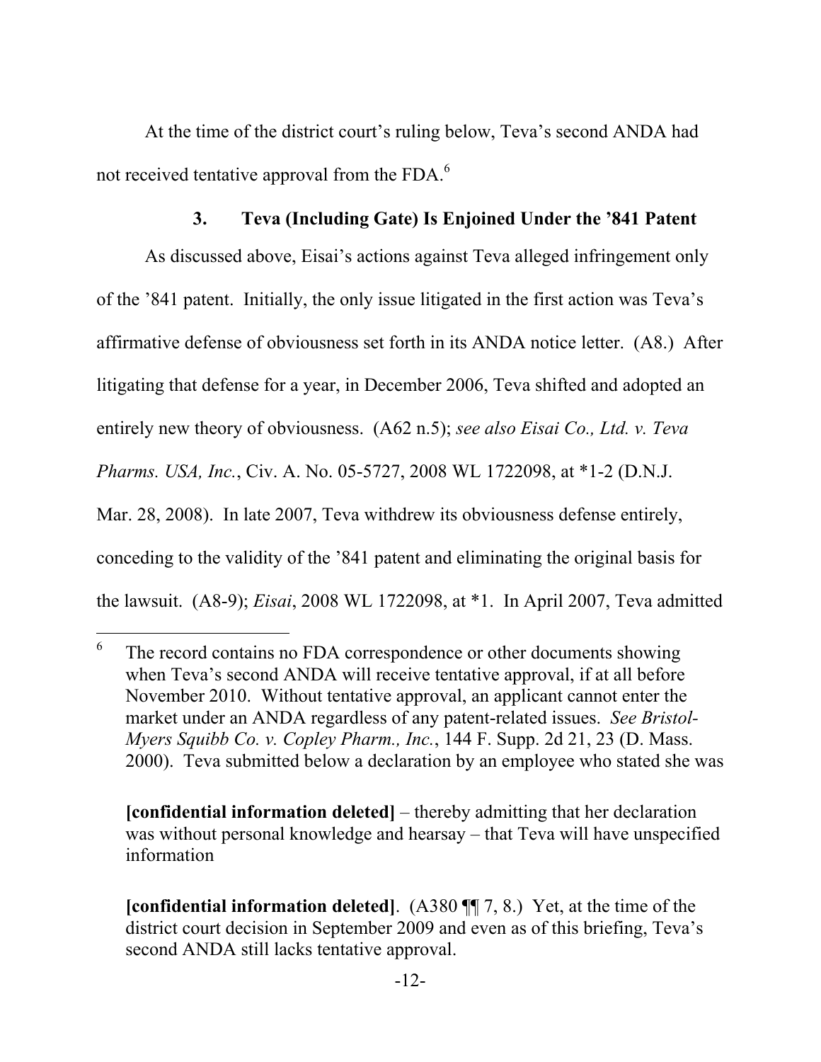At the time of the district court's ruling below, Teva's second ANDA had not received tentative approval from the FDA.[6]

### 3. Teva (Including Gate) Is Enjoined Under the '841 Patent

As discussed above, Eisai's actions against Teva alleged infringement only of the '841 patent. Initially, the only issue litigated in the first action was Teva's affirmative defense of obviousness set forth in its ANDA notice letter. (A8.) After litigating that defense for a year, in December 2006, Teva shifted and adopted an entirely new theory of obviousness. (A62 n.5); *see also Eisai Co., Ltd. v. Teva Pharms. USA, Inc.*, Civ. A. No. 05-5727, 2008 WL 1722098, at *1-2 (D.N.J. Mar. 28, 2008). In late 2007, Teva withdrew its obviousness defense entirely, conceding to the validity of the '841 patent and eliminating the original basis for the lawsuit. (A8-9); *Eisai*, 2008 WL 1722098, at *1. In April 2007, Teva admitted

---

[6] The record contains no FDA correspondence or other documents showing when Teva's second ANDA will receive tentative approval, if at all before November 2010. Without tentative approval, an applicant cannot enter the market under an ANDA regardless of any patent-related issues. *See Bristol-Myers Squibb Co. v. Copley Pharm., Inc.*, 144 F. Supp. 2d 21, 23 (D. Mass. 2000). Teva submitted below a declaration by an employee who stated she was

**[confidential information deleted]** – thereby admitting that her declaration was without personal knowledge and hearsay – that Teva will have unspecified information

**[confidential information deleted]**. (A380 ¶¶ 7, 8.) Yet, at the time of the district court decision in September 2009 and even as of this briefing, Teva's second ANDA still lacks tentative approval.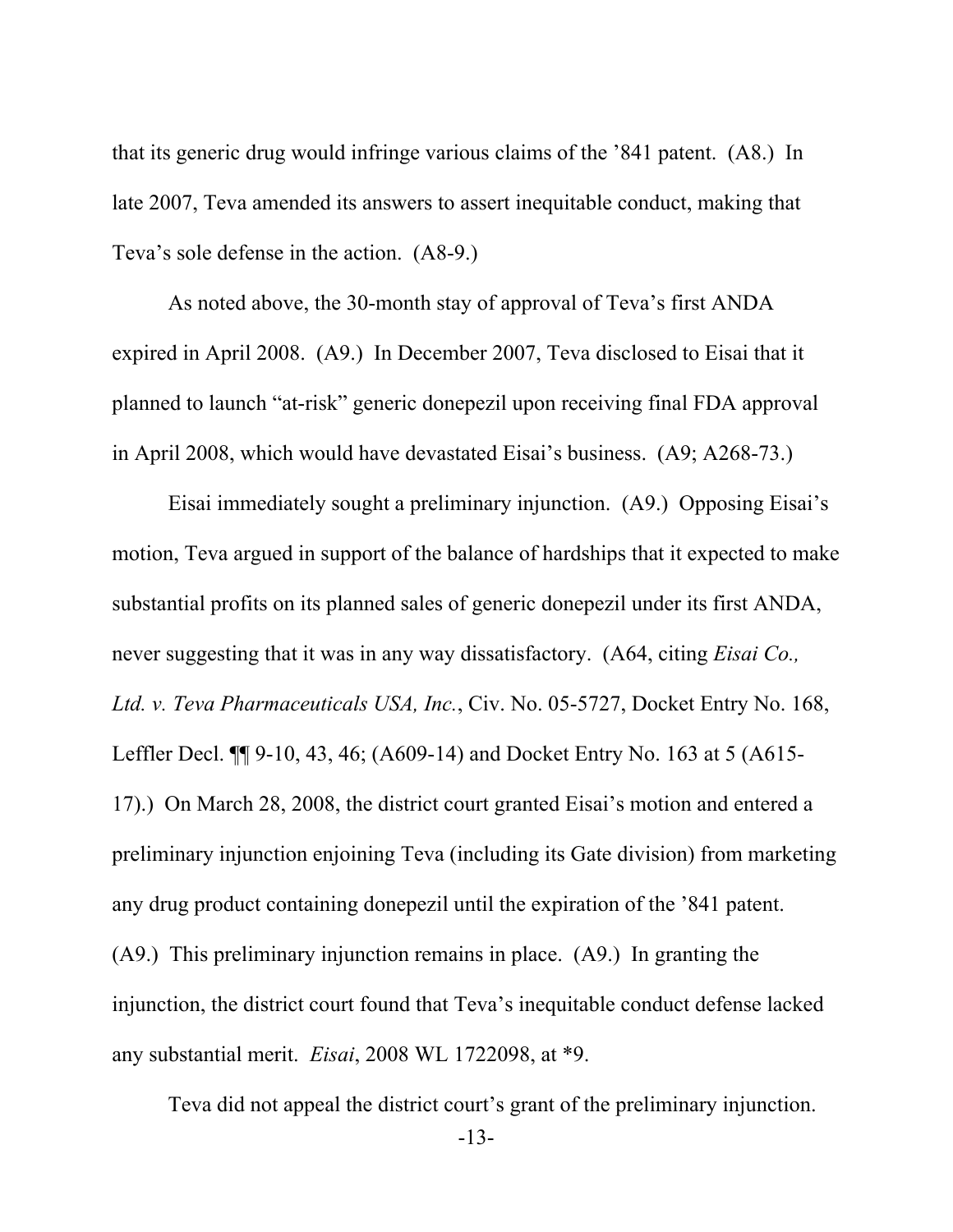that its generic drug would infringe various claims of the ’841 patent. (A8.) In late 2007, Teva amended its answers to assert inequitable conduct, making that Teva’s sole defense in the action. (A8-9.)

As noted above, the 30-month stay of approval of Teva’s first ANDA expired in April 2008. (A9.) In December 2007, Teva disclosed to Eisai that it planned to launch “at-risk” generic donepezil upon receiving final FDA approval in April 2008, which would have devastated Eisai’s business. (A9; A268-73.)

Eisai immediately sought a preliminary injunction. (A9.) Opposing Eisai’s motion, Teva argued in support of the balance of hardships that it expected to make substantial profits on its planned sales of generic donepezil under its first ANDA, never suggesting that it was in any way dissatisfactory. (A64, citing *Eisai Co., Ltd. v. Teva Pharmaceuticals USA, Inc.*, Civ. No. 05-5727, Docket Entry No. 168, Leffler Decl. ¶¶ 9-10, 43, 46; (A609-14) and Docket Entry No. 163 at 5 (A615-17).) On March 28, 2008, the district court granted Eisai’s motion and entered a preliminary injunction enjoining Teva (including its Gate division) from marketing any drug product containing donepezil until the expiration of the ’841 patent. (A9.) This preliminary injunction remains in place. (A9.) In granting the injunction, the district court found that Teva’s inequitable conduct defense lacked any substantial merit. *Eisai*, 2008 WL 1722098, at *9.

Teva did not appeal the district court’s grant of the preliminary injunction.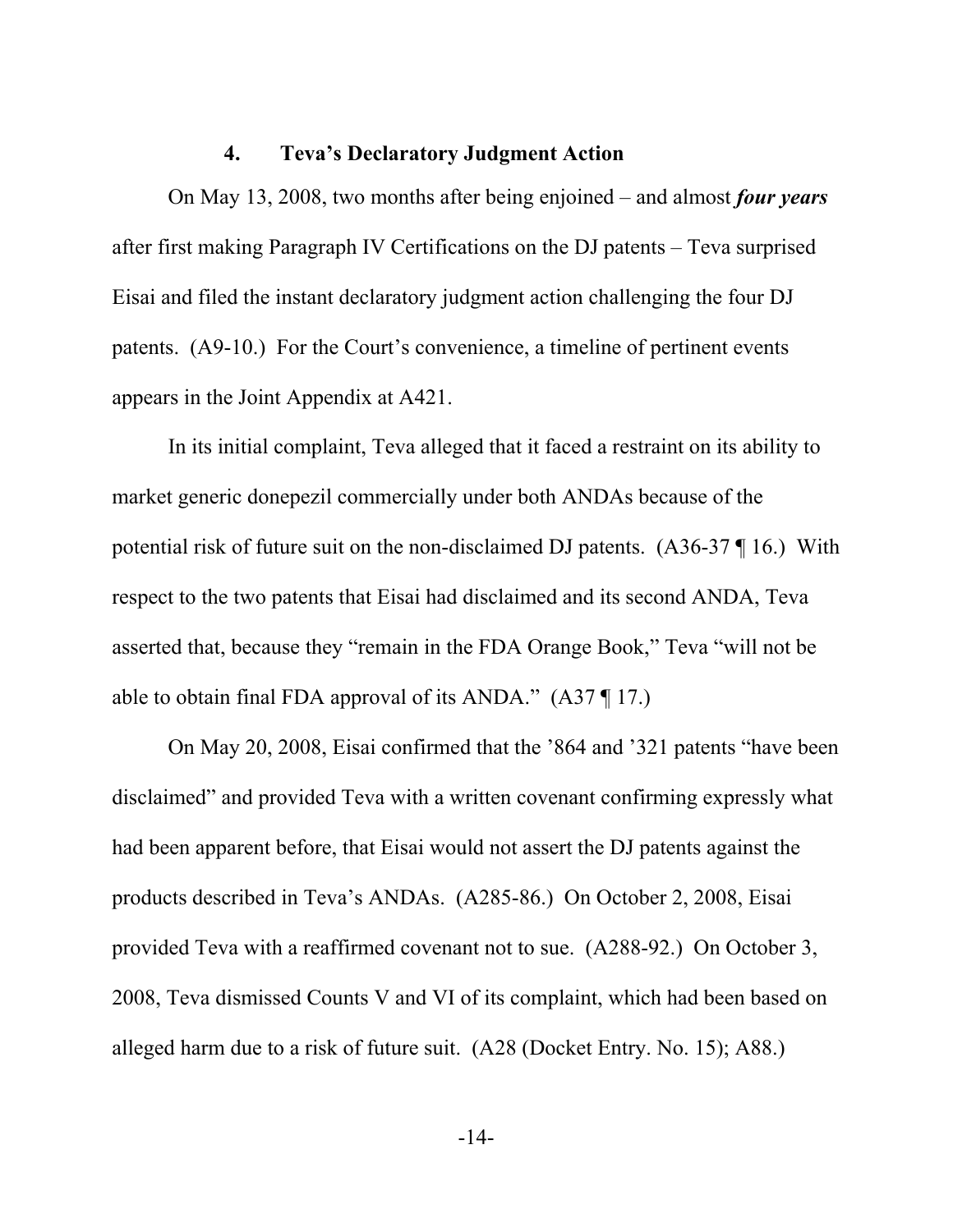#### 4. Teva's Declaratory Judgment Action

On May 13, 2008, two months after being enjoined – and almost ***four years*** after first making Paragraph IV Certifications on the DJ patents – Teva surprised Eisai and filed the instant declaratory judgment action challenging the four DJ patents. (A9-10.) For the Court's convenience, a timeline of pertinent events appears in the Joint Appendix at A421.

In its initial complaint, Teva alleged that it faced a restraint on its ability to market generic donepezil commercially under both ANDAs because of the potential risk of future suit on the non-disclaimed DJ patents. (A36-37 ¶ 16.) With respect to the two patents that Eisai had disclaimed and its second ANDA, Teva asserted that, because they "remain in the FDA Orange Book," Teva "will not be able to obtain final FDA approval of its ANDA." (A37 ¶ 17.)

On May 20, 2008, Eisai confirmed that the '864 and '321 patents "have been disclaimed" and provided Teva with a written covenant confirming expressly what had been apparent before, that Eisai would not assert the DJ patents against the products described in Teva's ANDAs. (A285-86.) On October 2, 2008, Eisai provided Teva with a reaffirmed covenant not to sue. (A288-92.) On October 3, 2008, Teva dismissed Counts V and VI of its complaint, which had been based on alleged harm due to a risk of future suit. (A28 (Docket Entry. No. 15); A88.)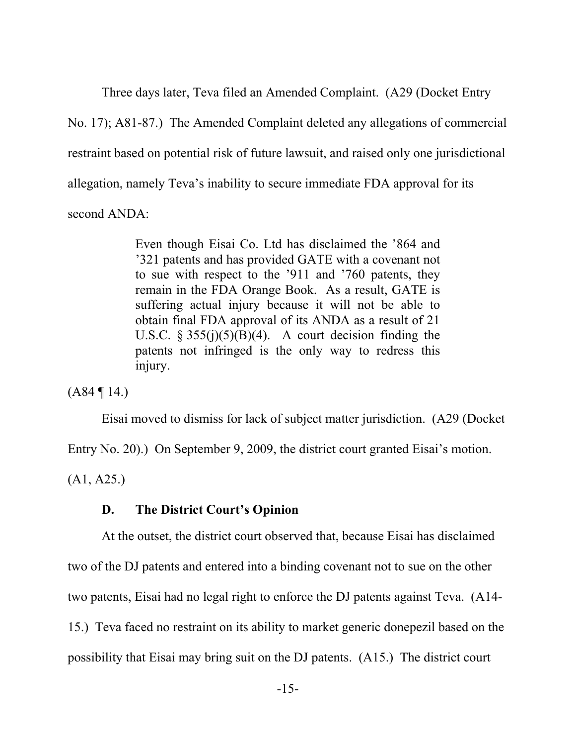Three days later, Teva filed an Amended Complaint. (A29 (Docket Entry No. 17); A81-87.) The Amended Complaint deleted any allegations of commercial restraint based on potential risk of future lawsuit, and raised only one jurisdictional allegation, namely Teva's inability to secure immediate FDA approval for its second ANDA:

> Even though Eisai Co. Ltd has disclaimed the '864 and '321 patents and has provided GATE with a covenant not to sue with respect to the '911 and '760 patents, they remain in the FDA Orange Book. As a result, GATE is suffering actual injury because it will not be able to obtain final FDA approval of its ANDA as a result of 21 U.S.C. § 355(j)(5)(B)(4). A court decision finding the patents not infringed is the only way to redress this injury.

(A84 ¶ 14.)

Eisai moved to dismiss for lack of subject matter jurisdiction. (A29 (Docket Entry No. 20).) On September 9, 2009, the district court granted Eisai's motion. (A1, A25.)

### D. The District Court's Opinion

At the outset, the district court observed that, because Eisai has disclaimed two of the DJ patents and entered into a binding covenant not to sue on the other two patents, Eisai had no legal right to enforce the DJ patents against Teva. (A14-15.) Teva faced no restraint on its ability to market generic donepezil based on the possibility that Eisai may bring suit on the DJ patents. (A15.) The district court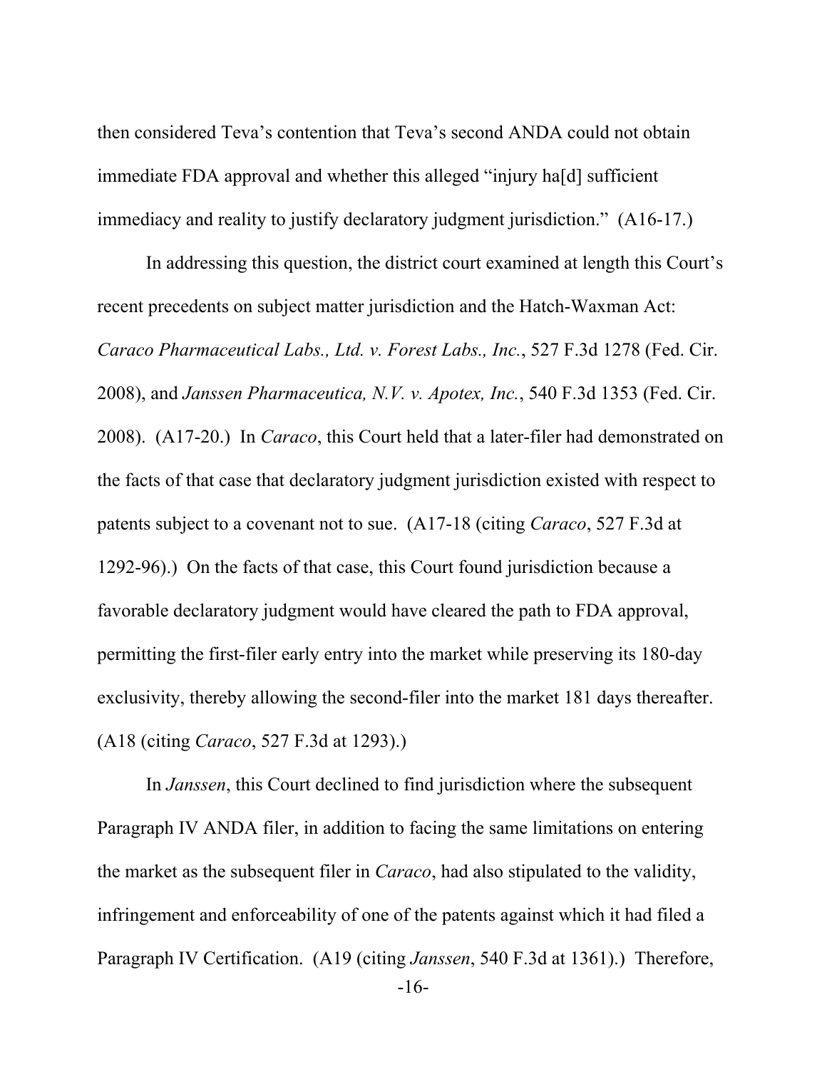then considered Teva's contention that Teva's second ANDA could not obtain immediate FDA approval and whether this alleged "injury ha[d] sufficient immediacy and reality to justify declaratory judgment jurisdiction." (A16-17.)

In addressing this question, the district court examined at length this Court's recent precedents on subject matter jurisdiction and the Hatch-Waxman Act: *Caraco Pharmaceutical Labs., Ltd. v. Forest Labs., Inc.*, 527 F.3d 1278 (Fed. Cir. 2008), and *Janssen Pharmaceutica, N.V. v. Apotex, Inc.*, 540 F.3d 1353 (Fed. Cir. 2008). (A17-20.) In *Caraco*, this Court held that a later-filer had demonstrated on the facts of that case that declaratory judgment jurisdiction existed with respect to patents subject to a covenant not to sue. (A17-18 (citing *Caraco*, 527 F.3d at 1292-96).) On the facts of that case, this Court found jurisdiction because a favorable declaratory judgment would have cleared the path to FDA approval, permitting the first-filer early entry into the market while preserving its 180-day exclusivity, thereby allowing the second-filer into the market 181 days thereafter. (A18 (citing *Caraco*, 527 F.3d at 1293).)

In *Janssen*, this Court declined to find jurisdiction where the subsequent Paragraph IV ANDA filer, in addition to facing the same limitations on entering the market as the subsequent filer in *Caraco*, had also stipulated to the validity, infringement and enforceability of one of the patents against which it had filed a Paragraph IV Certification. (A19 (citing *Janssen*, 540 F.3d at 1361).) Therefore,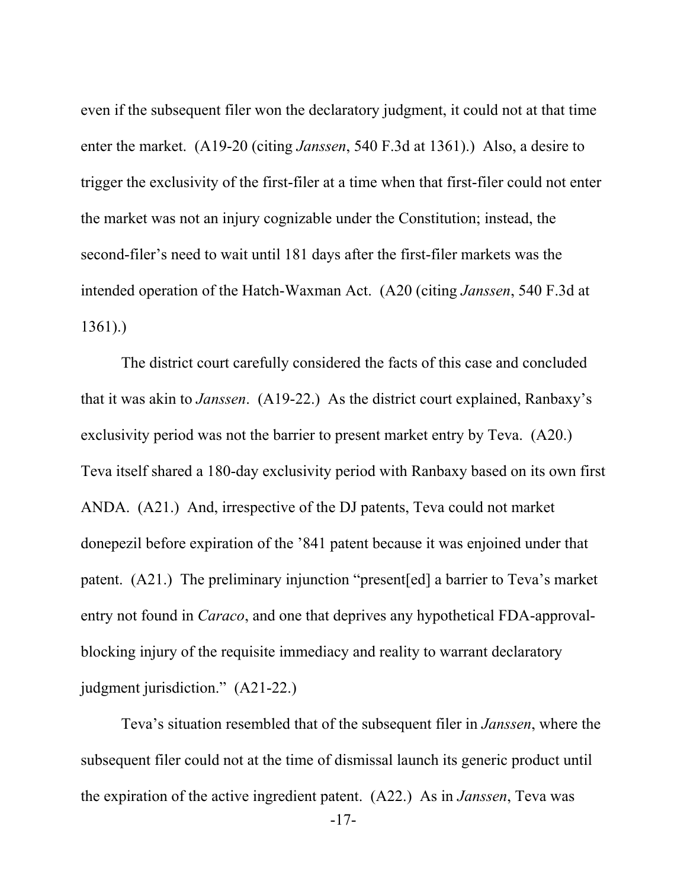even if the subsequent filer won the declaratory judgment, it could not at that time enter the market. (A19-20 (citing *Janssen*, 540 F.3d at 1361).) Also, a desire to trigger the exclusivity of the first-filer at a time when that first-filer could not enter the market was not an injury cognizable under the Constitution; instead, the second-filer's need to wait until 181 days after the first-filer markets was the intended operation of the Hatch-Waxman Act. (A20 (citing *Janssen*, 540 F.3d at 1361).)

The district court carefully considered the facts of this case and concluded that it was akin to *Janssen*. (A19-22.) As the district court explained, Ranbaxy's exclusivity period was not the barrier to present market entry by Teva. (A20.) Teva itself shared a 180-day exclusivity period with Ranbaxy based on its own first ANDA. (A21.) And, irrespective of the DJ patents, Teva could not market donepezil before expiration of the '841 patent because it was enjoined under that patent. (A21.) The preliminary injunction "present[ed] a barrier to Teva's market entry not found in *Caraco*, and one that deprives any hypothetical FDA-approval-blocking injury of the requisite immediacy and reality to warrant declaratory judgment jurisdiction." (A21-22.)

Teva's situation resembled that of the subsequent filer in *Janssen*, where the subsequent filer could not at the time of dismissal launch its generic product until the expiration of the active ingredient patent. (A22.) As in *Janssen*, Teva was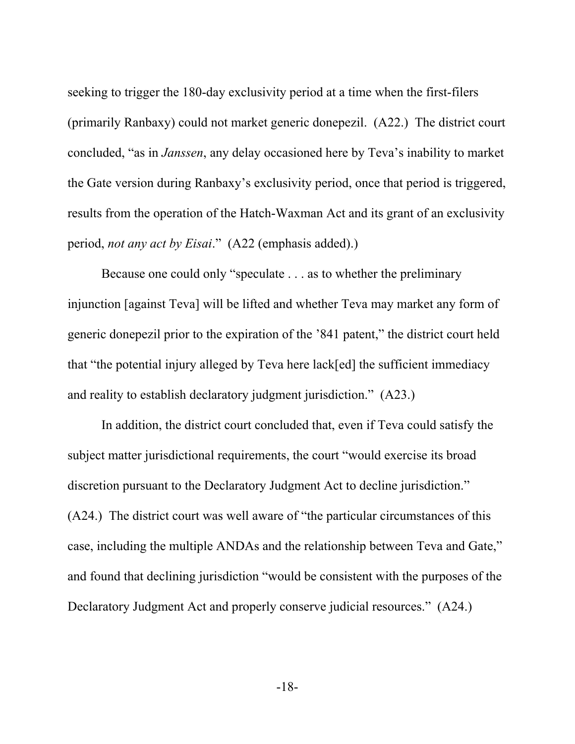seeking to trigger the 180-day exclusivity period at a time when the first-filers (primarily Ranbaxy) could not market generic donepezil. (A22.) The district court concluded, "as in *Janssen*, any delay occasioned here by Teva's inability to market the Gate version during Ranbaxy's exclusivity period, once that period is triggered, results from the operation of the Hatch-Waxman Act and its grant of an exclusivity period, *not any act by Eisai*." (A22 (emphasis added).)

Because one could only "speculate . . . as to whether the preliminary injunction [against Teva] will be lifted and whether Teva may market any form of generic donepezil prior to the expiration of the '841 patent," the district court held that "the potential injury alleged by Teva here lack[ed] the sufficient immediacy and reality to establish declaratory judgment jurisdiction." (A23.)

In addition, the district court concluded that, even if Teva could satisfy the subject matter jurisdictional requirements, the court "would exercise its broad discretion pursuant to the Declaratory Judgment Act to decline jurisdiction." (A24.) The district court was well aware of "the particular circumstances of this case, including the multiple ANDAs and the relationship between Teva and Gate," and found that declining jurisdiction "would be consistent with the purposes of the Declaratory Judgment Act and properly conserve judicial resources." (A24.)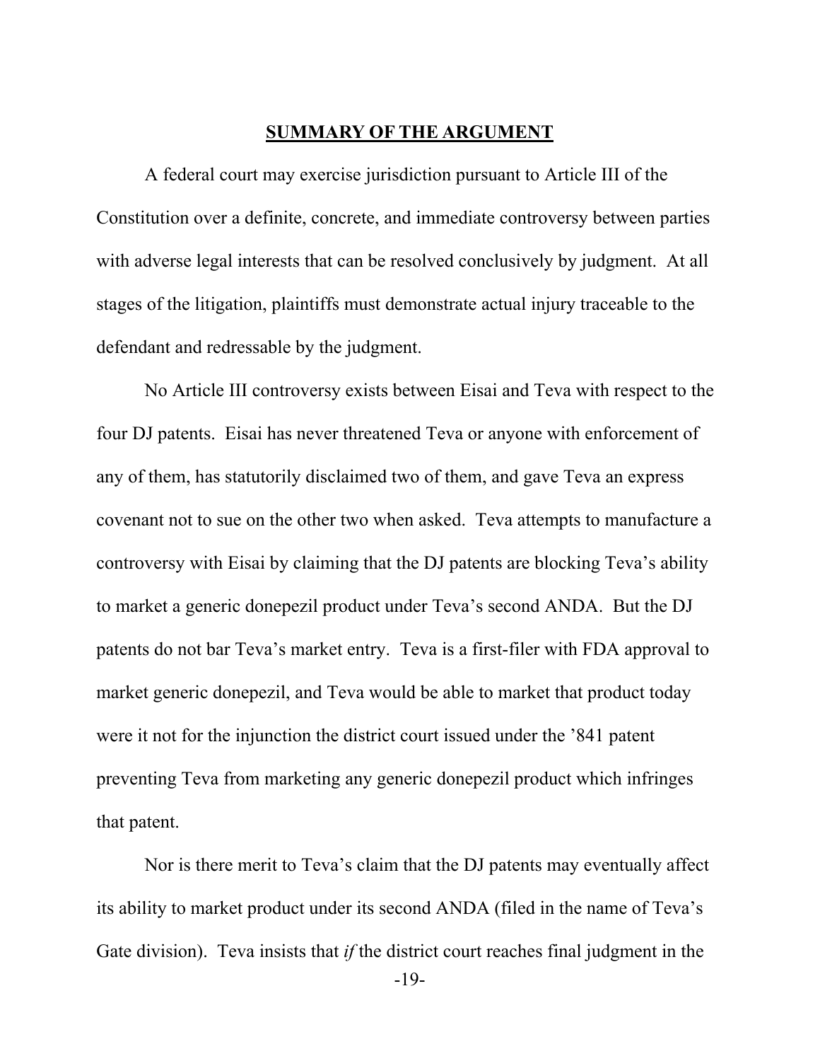## SUMMARY OF THE ARGUMENT

A federal court may exercise jurisdiction pursuant to Article III of the Constitution over a definite, concrete, and immediate controversy between parties with adverse legal interests that can be resolved conclusively by judgment. At all stages of the litigation, plaintiffs must demonstrate actual injury traceable to the defendant and redressable by the judgment.

No Article III controversy exists between Eisai and Teva with respect to the four DJ patents. Eisai has never threatened Teva or anyone with enforcement of any of them, has statutorily disclaimed two of them, and gave Teva an express covenant not to sue on the other two when asked. Teva attempts to manufacture a controversy with Eisai by claiming that the DJ patents are blocking Teva's ability to market a generic donepezil product under Teva's second ANDA. But the DJ patents do not bar Teva's market entry. Teva is a first-filer with FDA approval to market generic donepezil, and Teva would be able to market that product today were it not for the injunction the district court issued under the '841 patent preventing Teva from marketing any generic donepezil product which infringes that patent.

Nor is there merit to Teva's claim that the DJ patents may eventually affect its ability to market product under its second ANDA (filed in the name of Teva's Gate division). Teva insists that *if* the district court reaches final judgment in the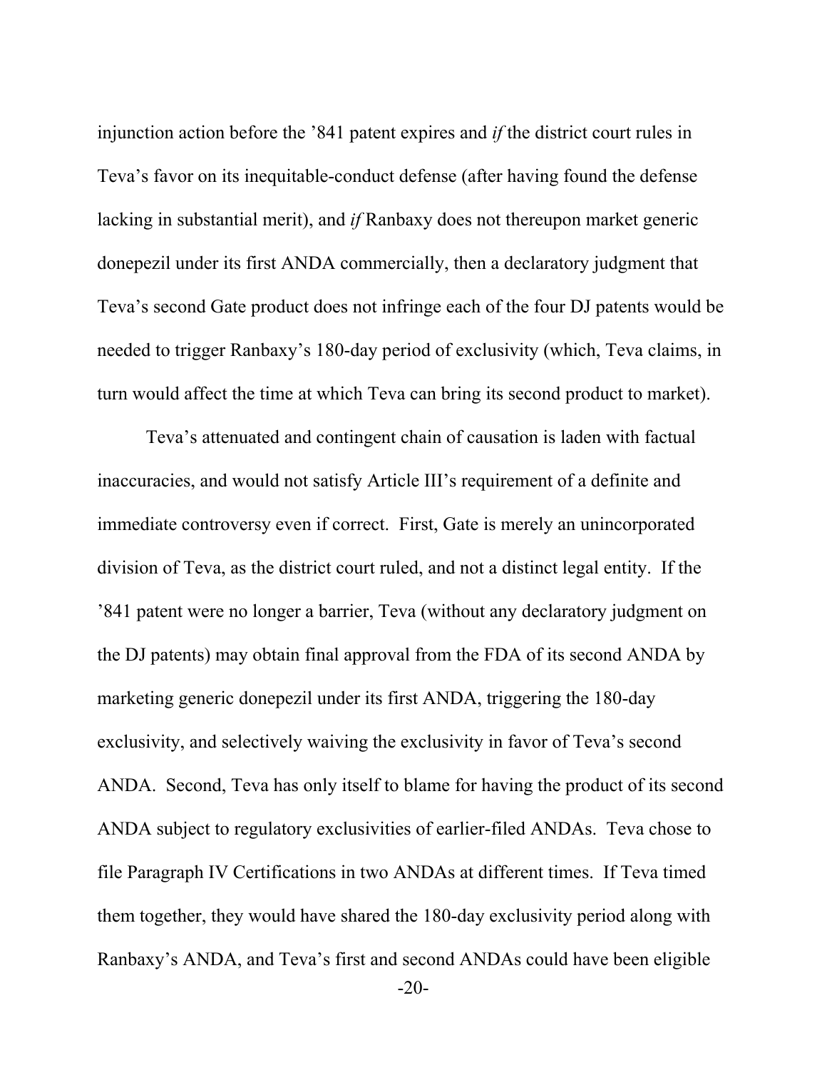injunction action before the ’841 patent expires and *if* the district court rules in Teva’s favor on its inequitable-conduct defense (after having found the defense lacking in substantial merit), and *if* Ranbaxy does not thereupon market generic donepezil under its first ANDA commercially, then a declaratory judgment that Teva’s second Gate product does not infringe each of the four DJ patents would be needed to trigger Ranbaxy’s 180-day period of exclusivity (which, Teva claims, in turn would affect the time at which Teva can bring its second product to market).

Teva’s attenuated and contingent chain of causation is laden with factual inaccuracies, and would not satisfy Article III’s requirement of a definite and immediate controversy even if correct. First, Gate is merely an unincorporated division of Teva, as the district court ruled, and not a distinct legal entity. If the ’841 patent were no longer a barrier, Teva (without any declaratory judgment on the DJ patents) may obtain final approval from the FDA of its second ANDA by marketing generic donepezil under its first ANDA, triggering the 180-day exclusivity, and selectively waiving the exclusivity in favor of Teva’s second ANDA. Second, Teva has only itself to blame for having the product of its second ANDA subject to regulatory exclusivities of earlier-filed ANDAs. Teva chose to file Paragraph IV Certifications in two ANDAs at different times. If Teva timed them together, they would have shared the 180-day exclusivity period along with Ranbaxy’s ANDA, and Teva’s first and second ANDAs could have been eligible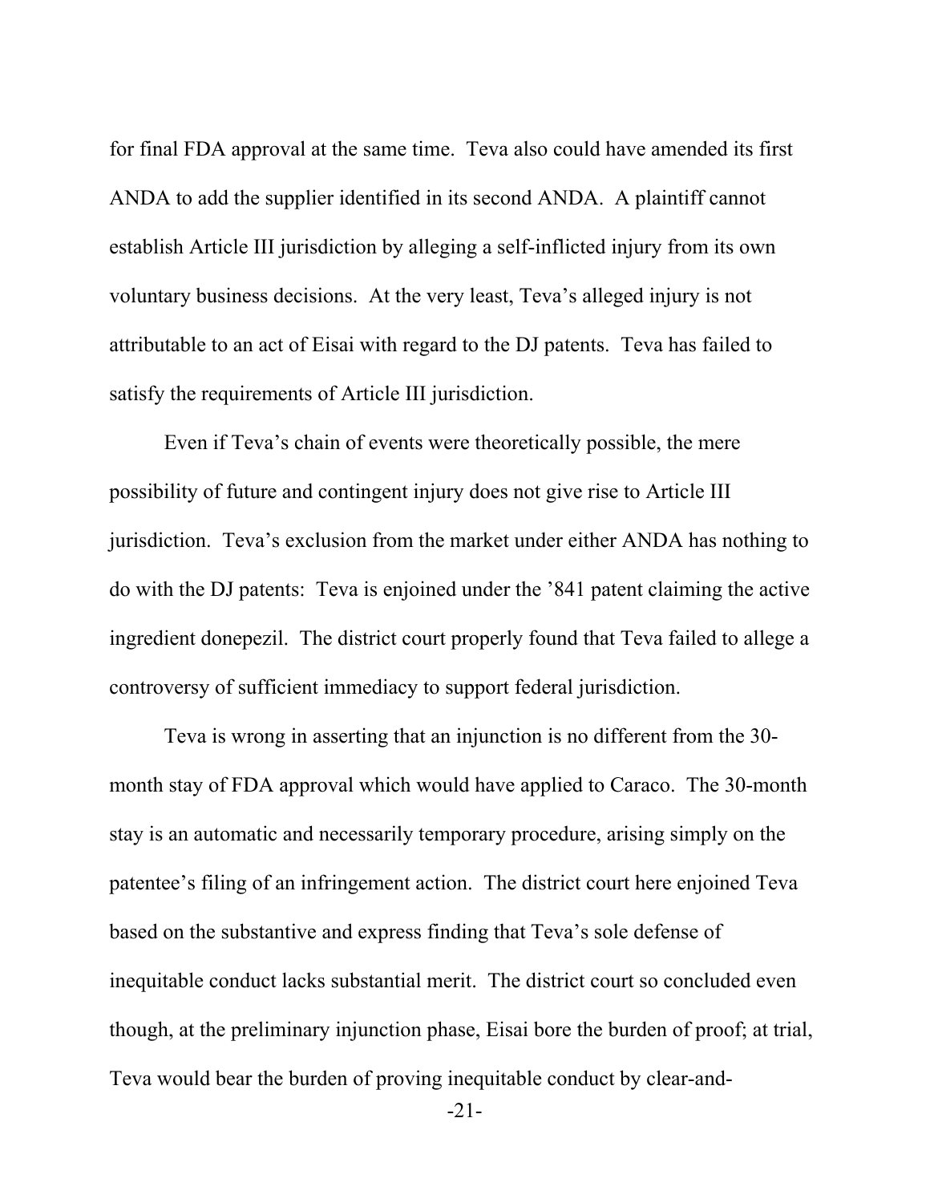for final FDA approval at the same time. Teva also could have amended its first ANDA to add the supplier identified in its second ANDA. A plaintiff cannot establish Article III jurisdiction by alleging a self-inflicted injury from its own voluntary business decisions. At the very least, Teva's alleged injury is not attributable to an act of Eisai with regard to the DJ patents. Teva has failed to satisfy the requirements of Article III jurisdiction.

Even if Teva's chain of events were theoretically possible, the mere possibility of future and contingent injury does not give rise to Article III jurisdiction. Teva's exclusion from the market under either ANDA has nothing to do with the DJ patents: Teva is enjoined under the '841 patent claiming the active ingredient donepezil. The district court properly found that Teva failed to allege a controversy of sufficient immediacy to support federal jurisdiction.

Teva is wrong in asserting that an injunction is no different from the 30-month stay of FDA approval which would have applied to Caraco. The 30-month stay is an automatic and necessarily temporary procedure, arising simply on the patentee's filing of an infringement action. The district court here enjoined Teva based on the substantive and express finding that Teva's sole defense of inequitable conduct lacks substantial merit. The district court so concluded even though, at the preliminary injunction phase, Eisai bore the burden of proof; at trial, Teva would bear the burden of proving inequitable conduct by clear-and-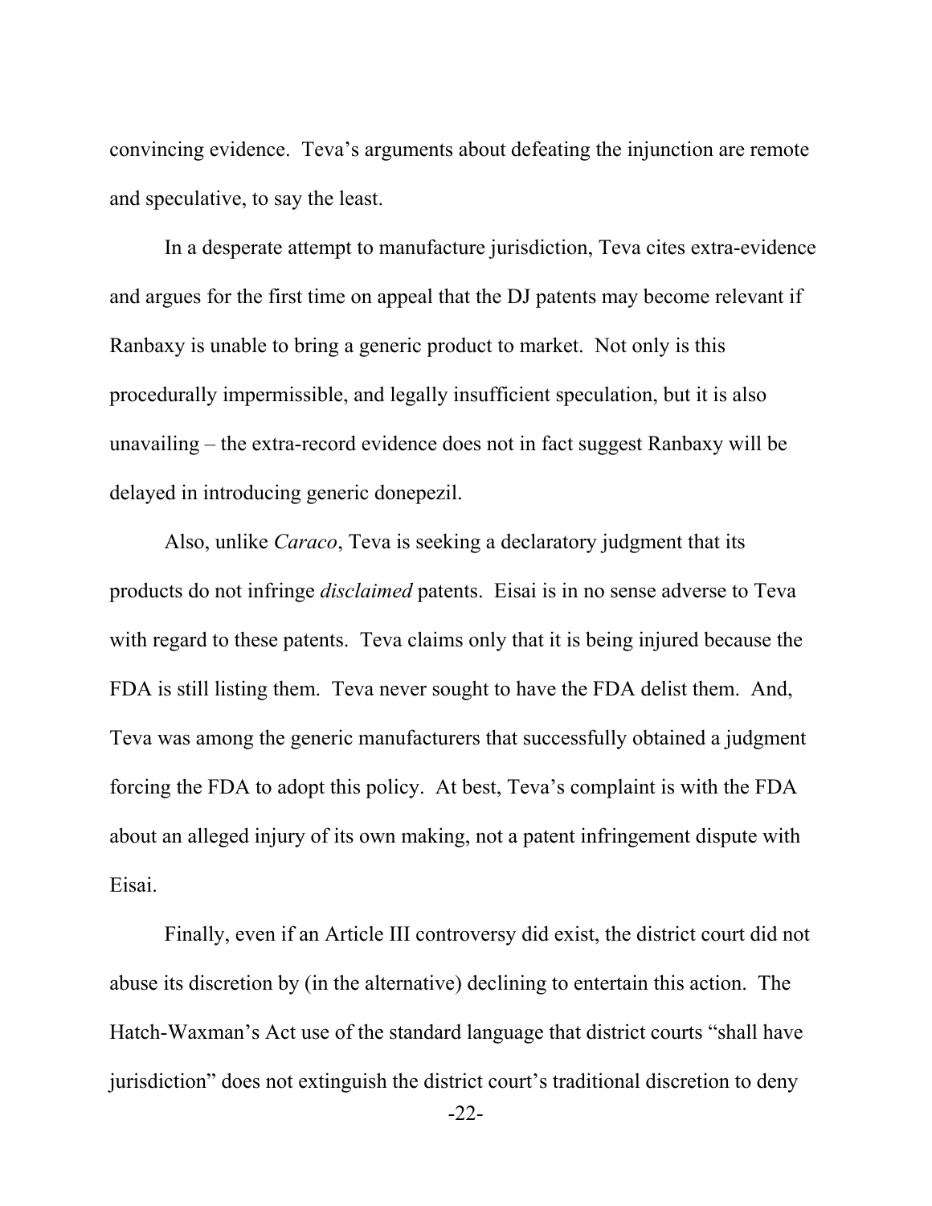convincing evidence. Teva's arguments about defeating the injunction are remote and speculative, to say the least.

In a desperate attempt to manufacture jurisdiction, Teva cites extra-evidence and argues for the first time on appeal that the DJ patents may become relevant if Ranbaxy is unable to bring a generic product to market. Not only is this procedurally impermissible, and legally insufficient speculation, but it is also unavailing – the extra-record evidence does not in fact suggest Ranbaxy will be delayed in introducing generic donepezil.

Also, unlike *Caraco*, Teva is seeking a declaratory judgment that its products do not infringe *disclaimed* patents. Eisai is in no sense adverse to Teva with regard to these patents. Teva claims only that it is being injured because the FDA is still listing them. Teva never sought to have the FDA delist them. And, Teva was among the generic manufacturers that successfully obtained a judgment forcing the FDA to adopt this policy. At best, Teva's complaint is with the FDA about an alleged injury of its own making, not a patent infringement dispute with Eisai.

Finally, even if an Article III controversy did exist, the district court did not abuse its discretion by (in the alternative) declining to entertain this action. The Hatch-Waxman's Act use of the standard language that district courts "shall have jurisdiction" does not extinguish the district court's traditional discretion to deny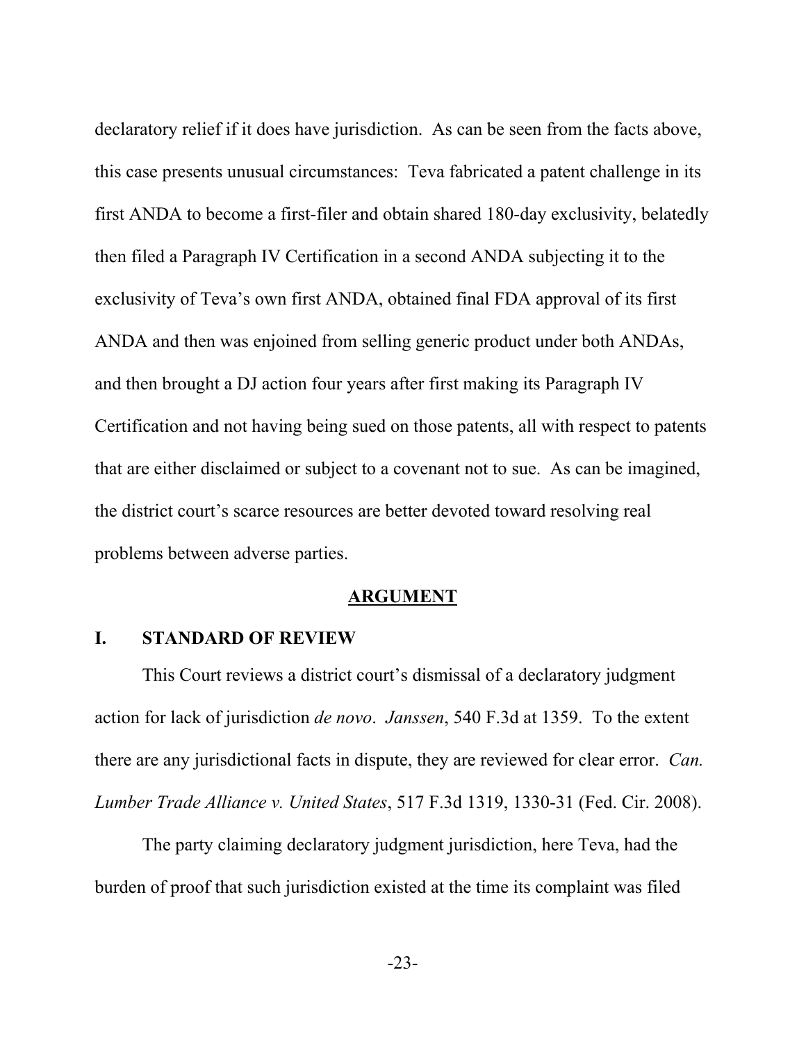declaratory relief if it does have jurisdiction. As can be seen from the facts above, this case presents unusual circumstances: Teva fabricated a patent challenge in its first ANDA to become a first-filer and obtain shared 180-day exclusivity, belatedly then filed a Paragraph IV Certification in a second ANDA subjecting it to the exclusivity of Teva's own first ANDA, obtained final FDA approval of its first ANDA and then was enjoined from selling generic product under both ANDAs, and then brought a DJ action four years after first making its Paragraph IV Certification and not having being sued on those patents, all with respect to patents that are either disclaimed or subject to a covenant not to sue. As can be imagined, the district court's scarce resources are better devoted toward resolving real problems between adverse parties.

## ARGUMENT

### I. STANDARD OF REVIEW

This Court reviews a district court's dismissal of a declaratory judgment action for lack of jurisdiction *de novo*. *Janssen*, 540 F.3d at 1359. To the extent there are any jurisdictional facts in dispute, they are reviewed for clear error. *Can. Lumber Trade Alliance v. United States*, 517 F.3d 1319, 1330-31 (Fed. Cir. 2008).

The party claiming declaratory judgment jurisdiction, here Teva, had the burden of proof that such jurisdiction existed at the time its complaint was filed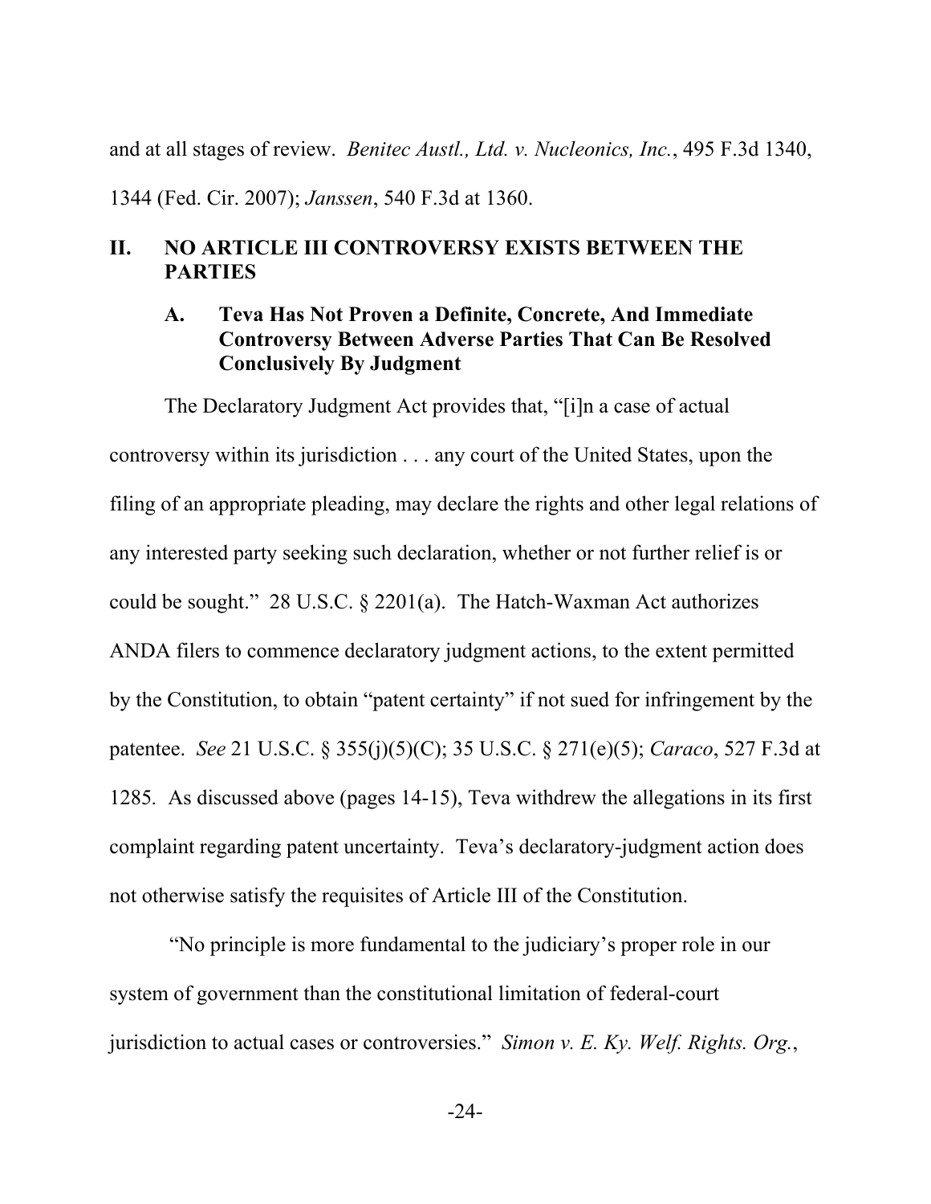and at all stages of review. *Benitec Austl., Ltd. v. Nucleonics, Inc.*, 495 F.3d 1340, 1344 (Fed. Cir. 2007); *Janssen*, 540 F.3d at 1360.

## II. NO ARTICLE III CONTROVERSY EXISTS BETWEEN THE PARTIES

### A. Teva Has Not Proven a Definite, Concrete, And Immediate Controversy Between Adverse Parties That Can Be Resolved Conclusively By Judgment

The Declaratory Judgment Act provides that, "[i]n a case of actual controversy within its jurisdiction . . . any court of the United States, upon the filing of an appropriate pleading, may declare the rights and other legal relations of any interested party seeking such declaration, whether or not further relief is or could be sought." 28 U.S.C. § 2201(a). The Hatch-Waxman Act authorizes ANDA filers to commence declaratory judgment actions, to the extent permitted by the Constitution, to obtain "patent certainty" if not sued for infringement by the patentee. *See* 21 U.S.C. § 355(j)(5)(C); 35 U.S.C. § 271(e)(5); *Caraco*, 527 F.3d at 1285. As discussed above (pages 14-15), Teva withdrew the allegations in its first complaint regarding patent uncertainty. Teva's declaratory-judgment action does not otherwise satisfy the requisites of Article III of the Constitution.

"No principle is more fundamental to the judiciary's proper role in our system of government than the constitutional limitation of federal-court jurisdiction to actual cases or controversies." *Simon v. E. Ky. Welf. Rights. Org.*,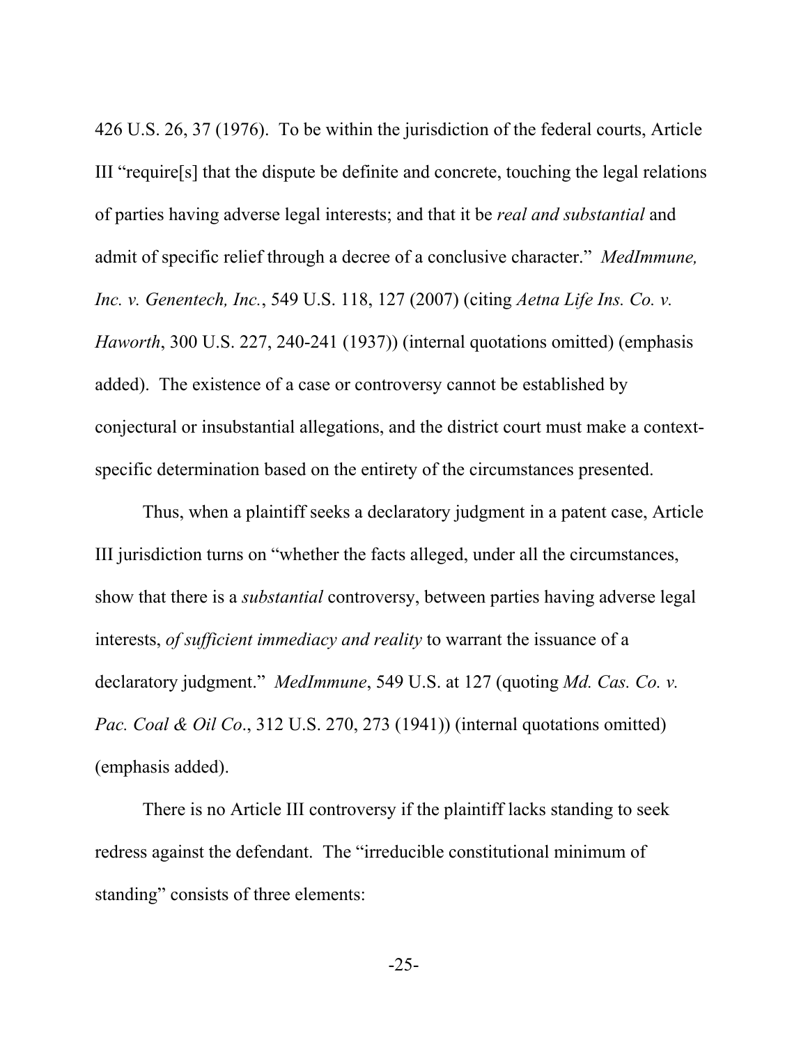426 U.S. 26, 37 (1976). To be within the jurisdiction of the federal courts, Article III "require[s] that the dispute be definite and concrete, touching the legal relations of parties having adverse legal interests; and that it be *real and substantial* and admit of specific relief through a decree of a conclusive character." *MedImmune, Inc. v. Genentech, Inc.*, 549 U.S. 118, 127 (2007) (citing *Aetna Life Ins. Co. v. Haworth*, 300 U.S. 227, 240-241 (1937)) (internal quotations omitted) (emphasis added). The existence of a case or controversy cannot be established by conjectural or insubstantial allegations, and the district court must make a context-specific determination based on the entirety of the circumstances presented.

Thus, when a plaintiff seeks a declaratory judgment in a patent case, Article III jurisdiction turns on "whether the facts alleged, under all the circumstances, show that there is a *substantial* controversy, between parties having adverse legal interests, *of sufficient immediacy and reality* to warrant the issuance of a declaratory judgment." *MedImmune*, 549 U.S. at 127 (quoting *Md. Cas. Co. v. Pac. Coal & Oil Co*., 312 U.S. 270, 273 (1941)) (internal quotations omitted) (emphasis added).

There is no Article III controversy if the plaintiff lacks standing to seek redress against the defendant. The "irreducible constitutional minimum of standing" consists of three elements: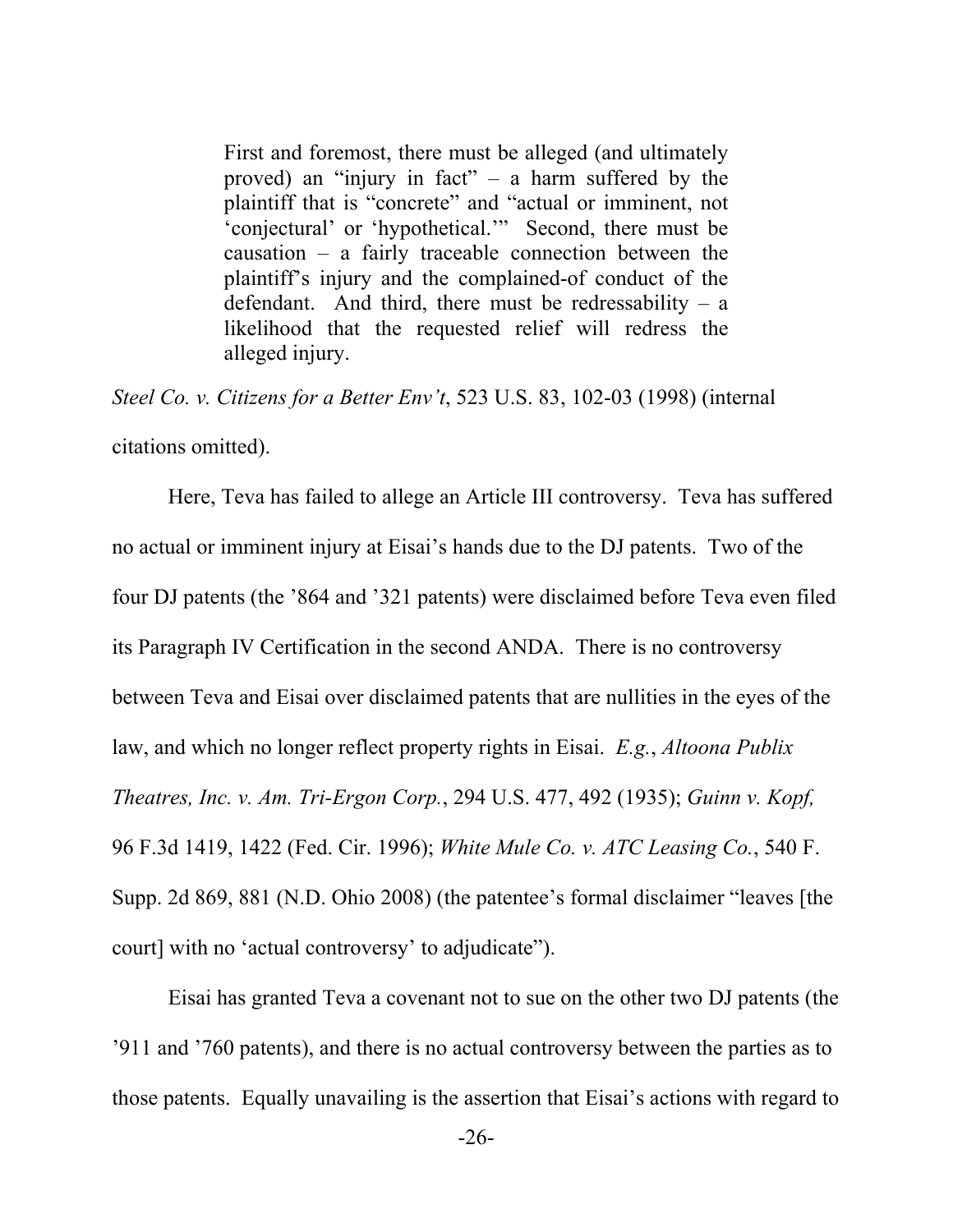> First and foremost, there must be alleged (and ultimately proved) an "injury in fact" – a harm suffered by the plaintiff that is "concrete" and "actual or imminent, not 'conjectural' or 'hypothetical.'" Second, there must be causation – a fairly traceable connection between the plaintiff's injury and the complained-of conduct of the defendant. And third, there must be redressability – a likelihood that the requested relief will redress the alleged injury.

*Steel Co. v. Citizens for a Better Env't*, 523 U.S. 83, 102-03 (1998) (internal citations omitted).

Here, Teva has failed to allege an Article III controversy. Teva has suffered no actual or imminent injury at Eisai's hands due to the DJ patents. Two of the four DJ patents (the '864 and '321 patents) were disclaimed before Teva even filed its Paragraph IV Certification in the second ANDA. There is no controversy between Teva and Eisai over disclaimed patents that are nullities in the eyes of the law, and which no longer reflect property rights in Eisai. *E.g.*, *Altoona Publix Theatres, Inc. v. Am. Tri-Ergon Corp.*, 294 U.S. 477, 492 (1935); *Guinn v. Kopf,* 96 F.3d 1419, 1422 (Fed. Cir. 1996); *White Mule Co. v. ATC Leasing Co.*, 540 F. Supp. 2d 869, 881 (N.D. Ohio 2008) (the patentee's formal disclaimer "leaves [the court] with no 'actual controversy' to adjudicate").

Eisai has granted Teva a covenant not to sue on the other two DJ patents (the '911 and '760 patents), and there is no actual controversy between the parties as to those patents. Equally unavailing is the assertion that Eisai's actions with regard to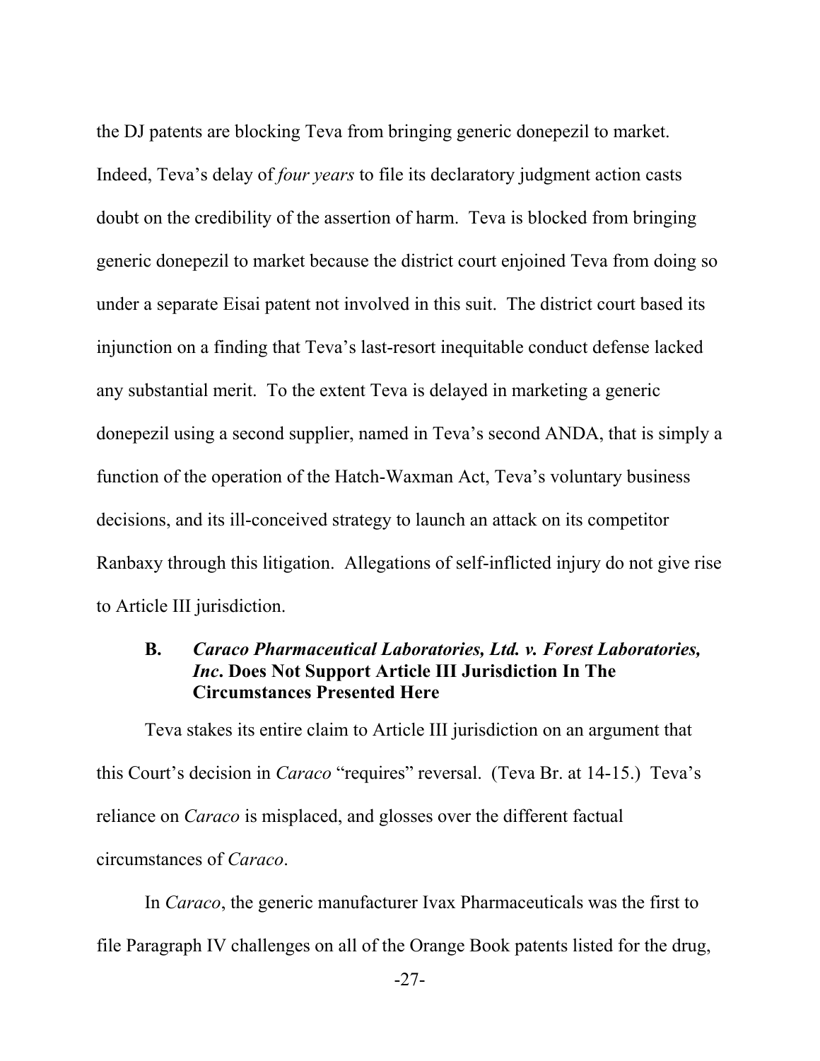the DJ patents are blocking Teva from bringing generic donepezil to market. Indeed, Teva's delay of *four years* to file its declaratory judgment action casts doubt on the credibility of the assertion of harm. Teva is blocked from bringing generic donepezil to market because the district court enjoined Teva from doing so under a separate Eisai patent not involved in this suit. The district court based its injunction on a finding that Teva's last-resort inequitable conduct defense lacked any substantial merit. To the extent Teva is delayed in marketing a generic donepezil using a second supplier, named in Teva's second ANDA, that is simply a function of the operation of the Hatch-Waxman Act, Teva's voluntary business decisions, and its ill-conceived strategy to launch an attack on its competitor Ranbaxy through this litigation. Allegations of self-inflicted injury do not give rise to Article III jurisdiction.

### B. *Caraco Pharmaceutical Laboratories, Ltd. v. Forest Laboratories, Inc.* Does Not Support Article III Jurisdiction In The Circumstances Presented Here

Teva stakes its entire claim to Article III jurisdiction on an argument that this Court's decision in *Caraco* "requires" reversal. (Teva Br. at 14-15.) Teva's reliance on *Caraco* is misplaced, and glosses over the different factual circumstances of *Caraco*.

In *Caraco*, the generic manufacturer Ivax Pharmaceuticals was the first to file Paragraph IV challenges on all of the Orange Book patents listed for the drug,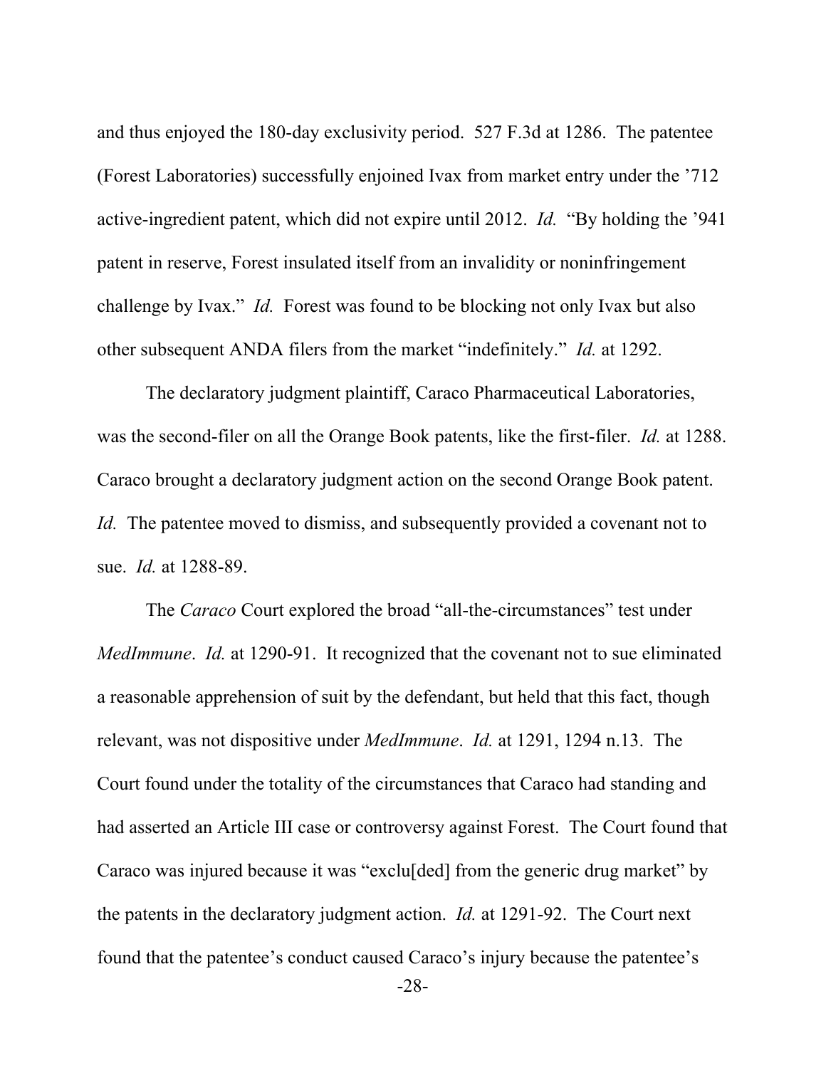and thus enjoyed the 180-day exclusivity period. 527 F.3d at 1286. The patentee (Forest Laboratories) successfully enjoined Ivax from market entry under the '712 active-ingredient patent, which did not expire until 2012. *Id.* "By holding the '941 patent in reserve, Forest insulated itself from an invalidity or noninfringement challenge by Ivax." *Id.* Forest was found to be blocking not only Ivax but also other subsequent ANDA filers from the market "indefinitely." *Id.* at 1292.

The declaratory judgment plaintiff, Caraco Pharmaceutical Laboratories, was the second-filer on all the Orange Book patents, like the first-filer. *Id.* at 1288. Caraco brought a declaratory judgment action on the second Orange Book patent. *Id.* The patentee moved to dismiss, and subsequently provided a covenant not to sue. *Id.* at 1288-89.

The *Caraco* Court explored the broad "all-the-circumstances" test under *MedImmune*. *Id.* at 1290-91. It recognized that the covenant not to sue eliminated a reasonable apprehension of suit by the defendant, but held that this fact, though relevant, was not dispositive under *MedImmune*. *Id.* at 1291, 1294 n.13. The Court found under the totality of the circumstances that Caraco had standing and had asserted an Article III case or controversy against Forest. The Court found that Caraco was injured because it was "exclu[ded] from the generic drug market" by the patents in the declaratory judgment action. *Id.* at 1291-92. The Court next found that the patentee's conduct caused Caraco's injury because the patentee's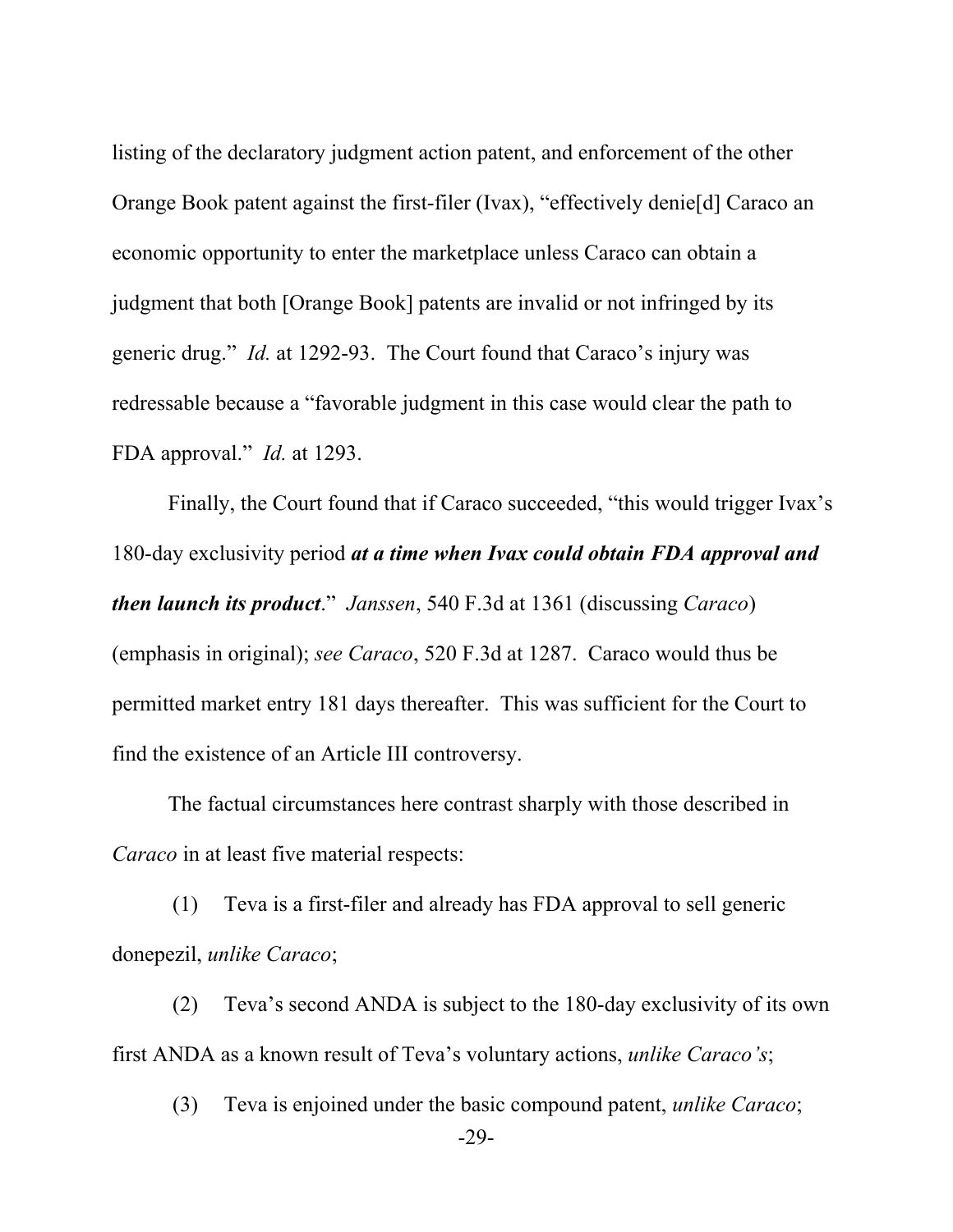listing of the declaratory judgment action patent, and enforcement of the other Orange Book patent against the first-filer (Ivax), "effectively denie[d] Caraco an economic opportunity to enter the marketplace unless Caraco can obtain a judgment that both [Orange Book] patents are invalid or not infringed by its generic drug." *Id.* at 1292-93. The Court found that Caraco's injury was redressable because a "favorable judgment in this case would clear the path to FDA approval." *Id.* at 1293.

Finally, the Court found that if Caraco succeeded, "this would trigger Ivax's 180-day exclusivity period ***at a time when Ivax could obtain FDA approval and then launch its product***." *Janssen*, 540 F.3d at 1361 (discussing *Caraco*) (emphasis in original); *see Caraco*, 520 F.3d at 1287. Caraco would thus be permitted market entry 181 days thereafter. This was sufficient for the Court to find the existence of an Article III controversy.

The factual circumstances here contrast sharply with those described in *Caraco* in at least five material respects:

(1) Teva is a first-filer and already has FDA approval to sell generic donepezil, *unlike Caraco*;

(2) Teva's second ANDA is subject to the 180-day exclusivity of its own first ANDA as a known result of Teva's voluntary actions, *unlike Caraco's*;

(3) Teva is enjoined under the basic compound patent, *unlike Caraco*;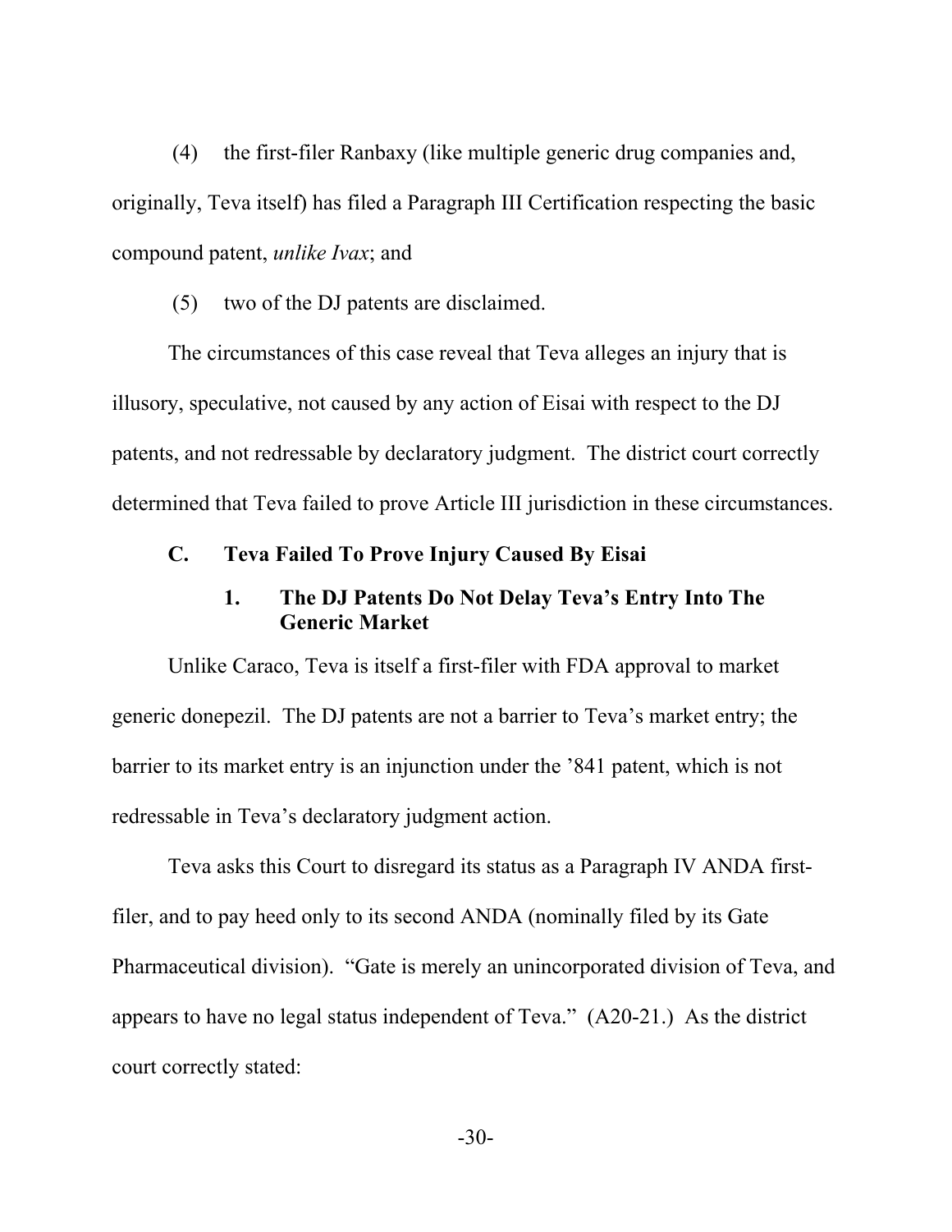(4) the first-filer Ranbaxy (like multiple generic drug companies and, originally, Teva itself) has filed a Paragraph III Certification respecting the basic compound patent, *unlike Ivax*; and

(5) two of the DJ patents are disclaimed.

The circumstances of this case reveal that Teva alleges an injury that is illusory, speculative, not caused by any action of Eisai with respect to the DJ patents, and not redressable by declaratory judgment. The district court correctly determined that Teva failed to prove Article III jurisdiction in these circumstances.

### C. Teva Failed To Prove Injury Caused By Eisai

#### 1. The DJ Patents Do Not Delay Teva's Entry Into The Generic Market

Unlike Caraco, Teva is itself a first-filer with FDA approval to market generic donepezil. The DJ patents are not a barrier to Teva's market entry; the barrier to its market entry is an injunction under the '841 patent, which is not redressable in Teva's declaratory judgment action.

Teva asks this Court to disregard its status as a Paragraph IV ANDA first-filer, and to pay heed only to its second ANDA (nominally filed by its Gate Pharmaceutical division). "Gate is merely an unincorporated division of Teva, and appears to have no legal status independent of Teva." (A20-21.) As the district court correctly stated: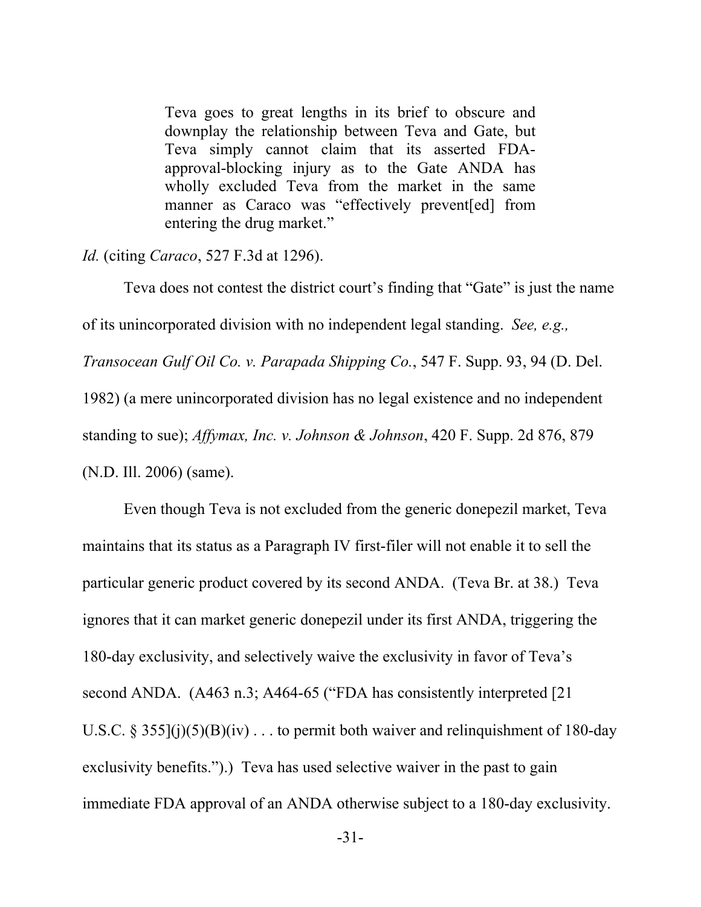> Teva goes to great lengths in its brief to obscure and downplay the relationship between Teva and Gate, but Teva simply cannot claim that its asserted FDA-approval-blocking injury as to the Gate ANDA has wholly excluded Teva from the market in the same manner as Caraco was "effectively prevent[ed] from entering the drug market."

*Id.* (citing *Caraco*, 527 F.3d at 1296).

Teva does not contest the district court's finding that "Gate" is just the name of its unincorporated division with no independent legal standing. *See, e.g., Transocean Gulf Oil Co. v. Parapada Shipping Co.*, 547 F. Supp. 93, 94 (D. Del. 1982) (a mere unincorporated division has no legal existence and no independent standing to sue); *Affymax, Inc. v. Johnson & Johnson*, 420 F. Supp. 2d 876, 879 (N.D. Ill. 2006) (same).

Even though Teva is not excluded from the generic donepezil market, Teva maintains that its status as a Paragraph IV first-filer will not enable it to sell the particular generic product covered by its second ANDA. (Teva Br. at 38.) Teva ignores that it can market generic donepezil under its first ANDA, triggering the 180-day exclusivity, and selectively waive the exclusivity in favor of Teva's second ANDA. (A463 n.3; A464-65 ("FDA has consistently interpreted [21 U.S.C. § 355](j)(5)(B)(iv) . . . to permit both waiver and relinquishment of 180-day exclusivity benefits.").) Teva has used selective waiver in the past to gain immediate FDA approval of an ANDA otherwise subject to a 180-day exclusivity.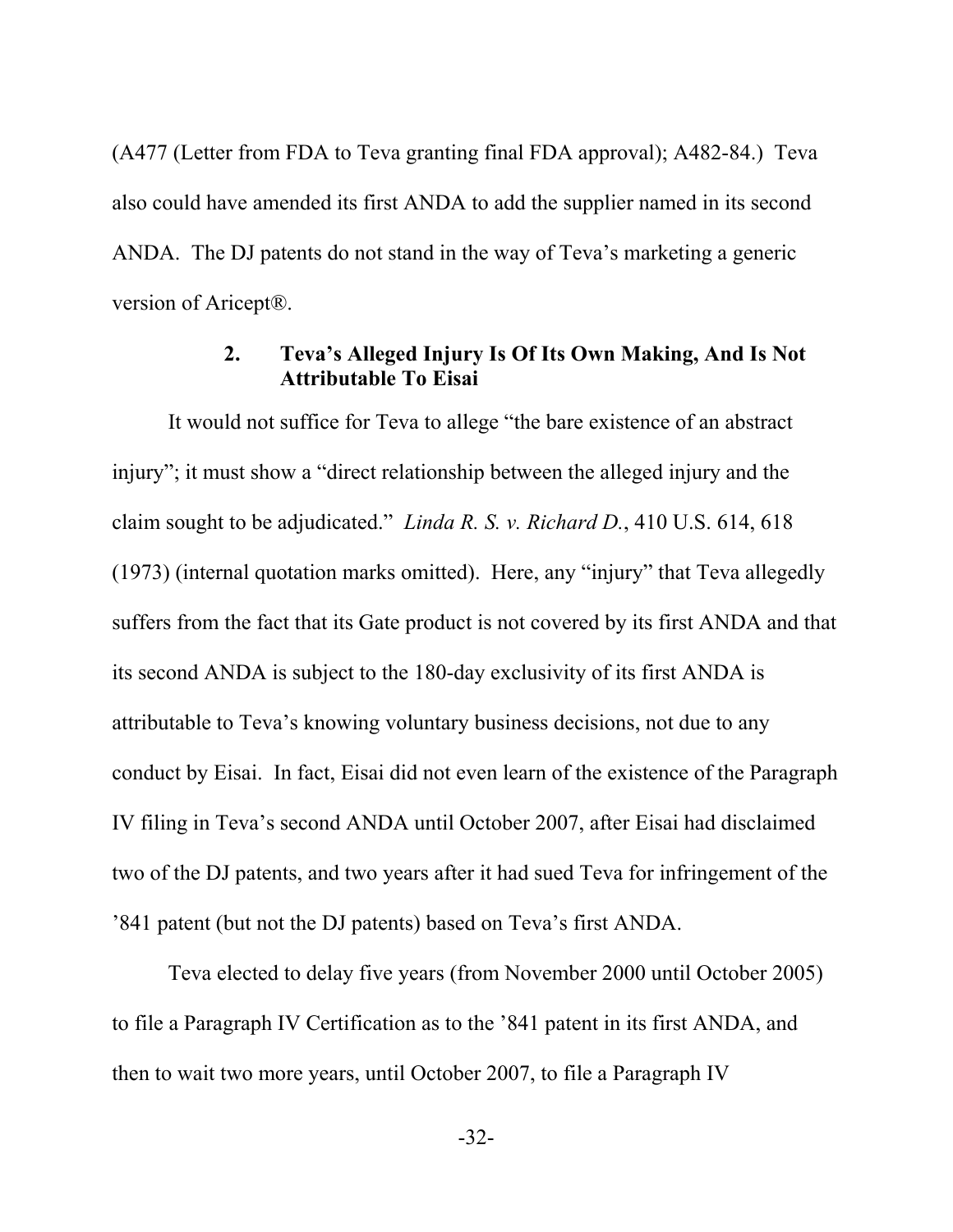(A477 (Letter from FDA to Teva granting final FDA approval); A482-84.) Teva also could have amended its first ANDA to add the supplier named in its second ANDA. The DJ patents do not stand in the way of Teva's marketing a generic version of Aricept®.

#### 2. Teva's Alleged Injury Is Of Its Own Making, And Is Not Attributable To Eisai

It would not suffice for Teva to allege "the bare existence of an abstract injury"; it must show a "direct relationship between the alleged injury and the claim sought to be adjudicated." *Linda R. S. v. Richard D.*, 410 U.S. 614, 618 (1973) (internal quotation marks omitted). Here, any "injury" that Teva allegedly suffers from the fact that its Gate product is not covered by its first ANDA and that its second ANDA is subject to the 180-day exclusivity of its first ANDA is attributable to Teva's knowing voluntary business decisions, not due to any conduct by Eisai. In fact, Eisai did not even learn of the existence of the Paragraph IV filing in Teva's second ANDA until October 2007, after Eisai had disclaimed two of the DJ patents, and two years after it had sued Teva for infringement of the '841 patent (but not the DJ patents) based on Teva's first ANDA.

Teva elected to delay five years (from November 2000 until October 2005) to file a Paragraph IV Certification as to the '841 patent in its first ANDA, and then to wait two more years, until October 2007, to file a Paragraph IV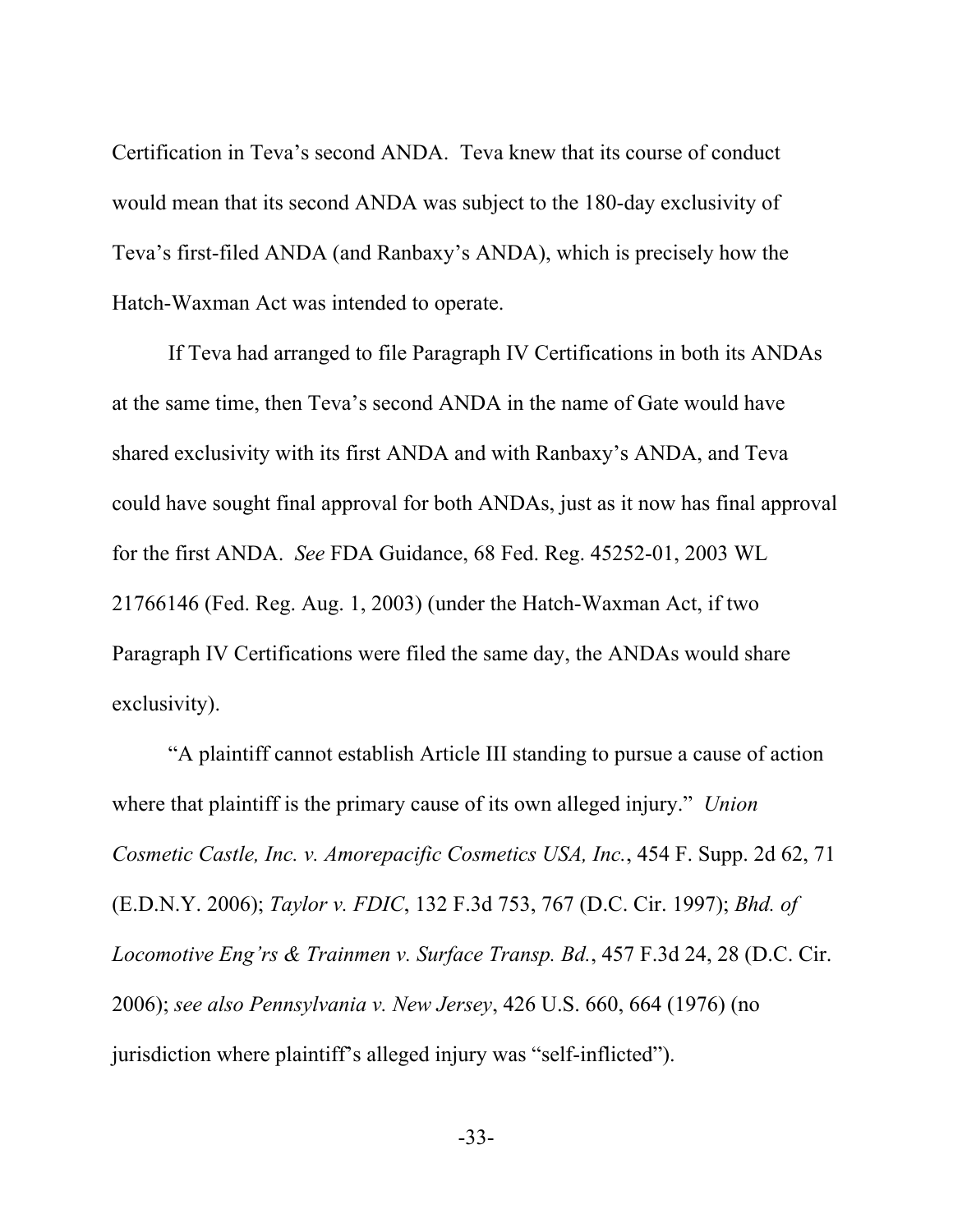Certification in Teva's second ANDA. Teva knew that its course of conduct would mean that its second ANDA was subject to the 180-day exclusivity of Teva's first-filed ANDA (and Ranbaxy's ANDA), which is precisely how the Hatch-Waxman Act was intended to operate.

If Teva had arranged to file Paragraph IV Certifications in both its ANDAs at the same time, then Teva's second ANDA in the name of Gate would have shared exclusivity with its first ANDA and with Ranbaxy's ANDA, and Teva could have sought final approval for both ANDAs, just as it now has final approval for the first ANDA. *See* FDA Guidance, 68 Fed. Reg. 45252-01, 2003 WL 21766146 (Fed. Reg. Aug. 1, 2003) (under the Hatch-Waxman Act, if two Paragraph IV Certifications were filed the same day, the ANDAs would share exclusivity).

"A plaintiff cannot establish Article III standing to pursue a cause of action where that plaintiff is the primary cause of its own alleged injury." *Union Cosmetic Castle, Inc. v. Amorepacific Cosmetics USA, Inc.*, 454 F. Supp. 2d 62, 71 (E.D.N.Y. 2006); *Taylor v. FDIC*, 132 F.3d 753, 767 (D.C. Cir. 1997); *Bhd. of Locomotive Eng'rs & Trainmen v. Surface Transp. Bd.*, 457 F.3d 24, 28 (D.C. Cir. 2006); *see also Pennsylvania v. New Jersey*, 426 U.S. 660, 664 (1976) (no jurisdiction where plaintiff's alleged injury was "self-inflicted").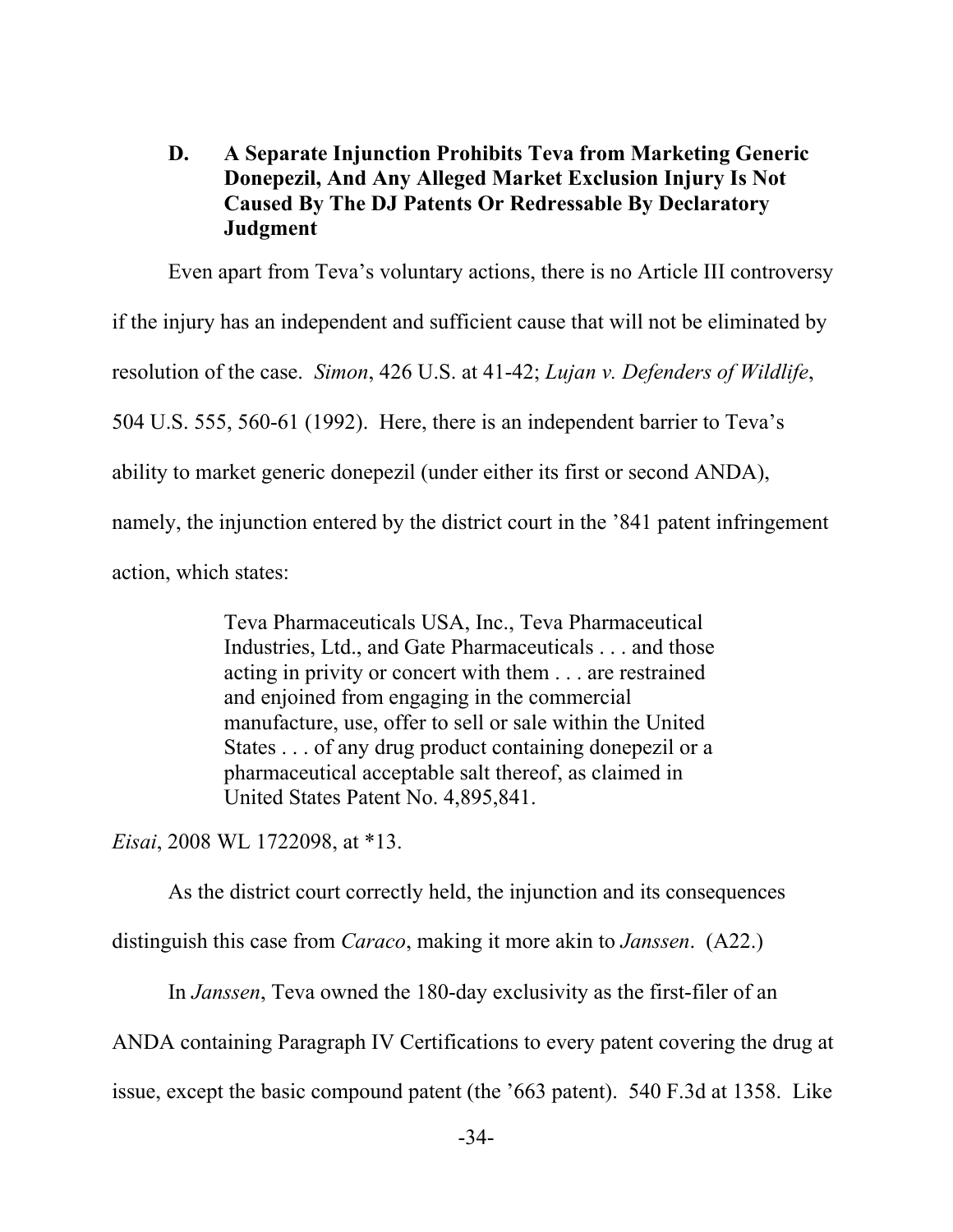### D. A Separate Injunction Prohibits Teva from Marketing Generic Donepezil, And Any Alleged Market Exclusion Injury Is Not Caused By The DJ Patents Or Redressable By Declaratory Judgment

Even apart from Teva's voluntary actions, there is no Article III controversy if the injury has an independent and sufficient cause that will not be eliminated by resolution of the case. *Simon*, 426 U.S. at 41-42; *Lujan v. Defenders of Wildlife*, 504 U.S. 555, 560-61 (1992). Here, there is an independent barrier to Teva's ability to market generic donepezil (under either its first or second ANDA), namely, the injunction entered by the district court in the '841 patent infringement action, which states:

> Teva Pharmaceuticals USA, Inc., Teva Pharmaceutical Industries, Ltd., and Gate Pharmaceuticals . . . and those acting in privity or concert with them . . . are restrained and enjoined from engaging in the commercial manufacture, use, offer to sell or sale within the United States . . . of any drug product containing donepezil or a pharmaceutical acceptable salt thereof, as claimed in United States Patent No. 4,895,841.

*Eisai*, 2008 WL 1722098, at *13.

As the district court correctly held, the injunction and its consequences distinguish this case from *Caraco*, making it more akin to *Janssen*. (A22.)

In *Janssen*, Teva owned the 180-day exclusivity as the first-filer of an ANDA containing Paragraph IV Certifications to every patent covering the drug at issue, except the basic compound patent (the '663 patent). 540 F.3d at 1358. Like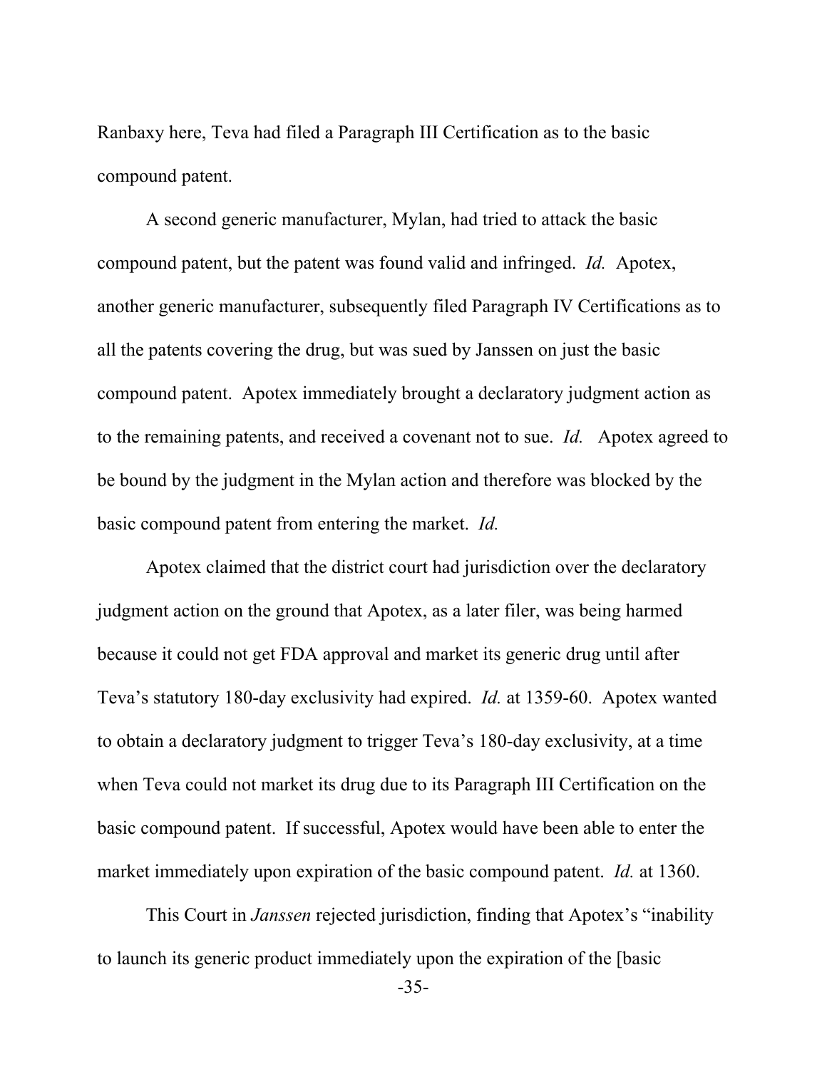Ranbaxy here, Teva had filed a Paragraph III Certification as to the basic compound patent.

A second generic manufacturer, Mylan, had tried to attack the basic compound patent, but the patent was found valid and infringed. *Id.* Apotex, another generic manufacturer, subsequently filed Paragraph IV Certifications as to all the patents covering the drug, but was sued by Janssen on just the basic compound patent. Apotex immediately brought a declaratory judgment action as to the remaining patents, and received a covenant not to sue. *Id.* Apotex agreed to be bound by the judgment in the Mylan action and therefore was blocked by the basic compound patent from entering the market. *Id.*

Apotex claimed that the district court had jurisdiction over the declaratory judgment action on the ground that Apotex, as a later filer, was being harmed because it could not get FDA approval and market its generic drug until after Teva's statutory 180-day exclusivity had expired. *Id.* at 1359-60. Apotex wanted to obtain a declaratory judgment to trigger Teva's 180-day exclusivity, at a time when Teva could not market its drug due to its Paragraph III Certification on the basic compound patent. If successful, Apotex would have been able to enter the market immediately upon expiration of the basic compound patent. *Id.* at 1360.

This Court in *Janssen* rejected jurisdiction, finding that Apotex's "inability to launch its generic product immediately upon the expiration of the [basic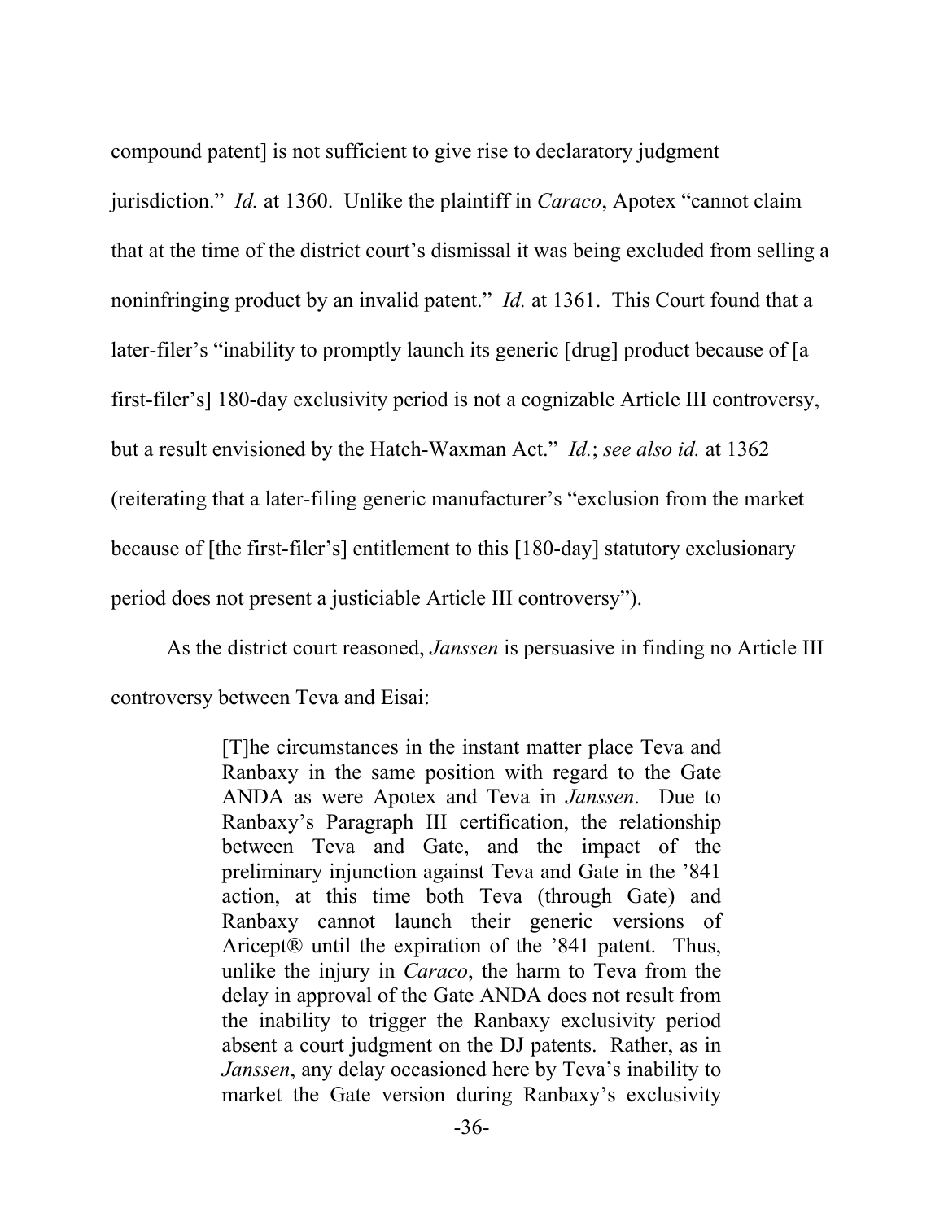compound patent] is not sufficient to give rise to declaratory judgment jurisdiction." *Id.* at 1360. Unlike the plaintiff in *Caraco*, Apotex "cannot claim that at the time of the district court's dismissal it was being excluded from selling a noninfringing product by an invalid patent." *Id.* at 1361. This Court found that a later-filer's "inability to promptly launch its generic [drug] product because of [a first-filer's] 180-day exclusivity period is not a cognizable Article III controversy, but a result envisioned by the Hatch-Waxman Act." *Id.*; *see also id.* at 1362 (reiterating that a later-filing generic manufacturer's "exclusion from the market because of [the first-filer's] entitlement to this [180-day] statutory exclusionary period does not present a justiciable Article III controversy").

As the district court reasoned, *Janssen* is persuasive in finding no Article III controversy between Teva and Eisai:

> [T]he circumstances in the instant matter place Teva and Ranbaxy in the same position with regard to the Gate ANDA as were Apotex and Teva in *Janssen*. Due to Ranbaxy's Paragraph III certification, the relationship between Teva and Gate, and the impact of the preliminary injunction against Teva and Gate in the '841 action, at this time both Teva (through Gate) and Ranbaxy cannot launch their generic versions of Aricept® until the expiration of the '841 patent. Thus, unlike the injury in *Caraco*, the harm to Teva from the delay in approval of the Gate ANDA does not result from the inability to trigger the Ranbaxy exclusivity period absent a court judgment on the DJ patents. Rather, as in *Janssen*, any delay occasioned here by Teva's inability to market the Gate version during Ranbaxy's exclusivity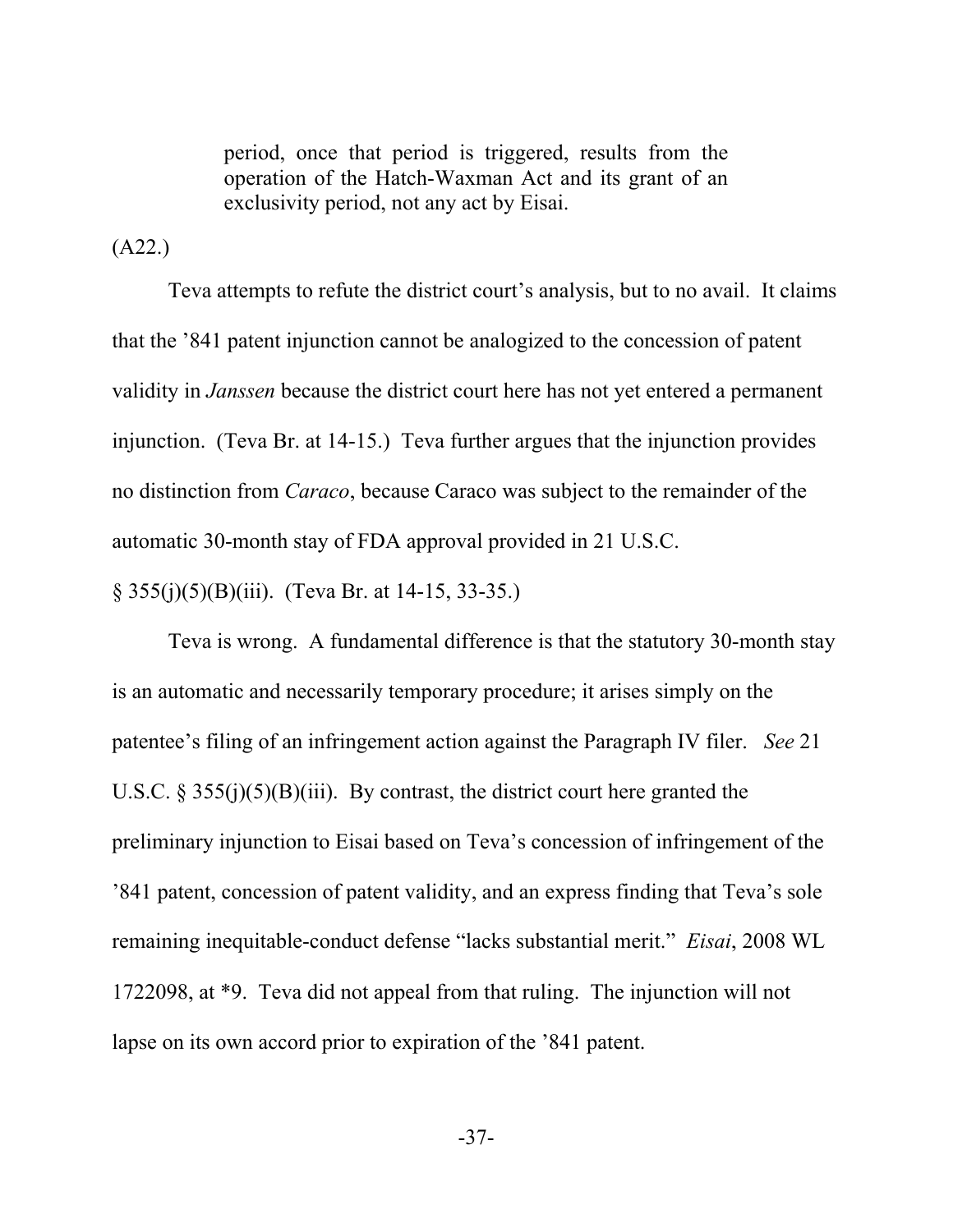> period, once that period is triggered, results from the operation of the Hatch-Waxman Act and its grant of an exclusivity period, not any act by Eisai.

(A22.)

Teva attempts to refute the district court's analysis, but to no avail. It claims that the '841 patent injunction cannot be analogized to the concession of patent validity in *Janssen* because the district court here has not yet entered a permanent injunction. (Teva Br. at 14-15.) Teva further argues that the injunction provides no distinction from *Caraco*, because Caraco was subject to the remainder of the automatic 30-month stay of FDA approval provided in 21 U.S.C. § 355(j)(5)(B)(iii). (Teva Br. at 14-15, 33-35.)

Teva is wrong. A fundamental difference is that the statutory 30-month stay is an automatic and necessarily temporary procedure; it arises simply on the patentee's filing of an infringement action against the Paragraph IV filer. *See* 21 U.S.C. § 355(j)(5)(B)(iii). By contrast, the district court here granted the preliminary injunction to Eisai based on Teva's concession of infringement of the '841 patent, concession of patent validity, and an express finding that Teva's sole remaining inequitable-conduct defense "lacks substantial merit." *Eisai*, 2008 WL 1722098, at *9. Teva did not appeal from that ruling. The injunction will not lapse on its own accord prior to expiration of the '841 patent.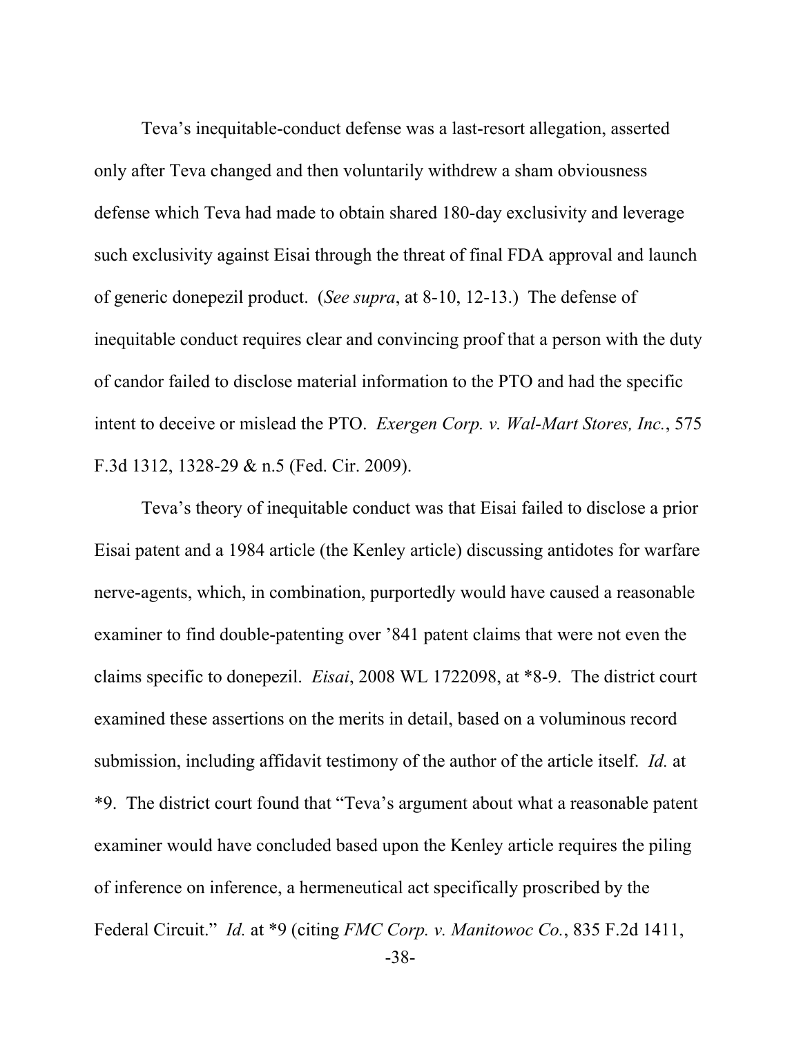Teva's inequitable-conduct defense was a last-resort allegation, asserted only after Teva changed and then voluntarily withdrew a sham obviousness defense which Teva had made to obtain shared 180-day exclusivity and leverage such exclusivity against Eisai through the threat of final FDA approval and launch of generic donepezil product. (*See supra*, at 8-10, 12-13.) The defense of inequitable conduct requires clear and convincing proof that a person with the duty of candor failed to disclose material information to the PTO and had the specific intent to deceive or mislead the PTO. *Exergen Corp. v. Wal-Mart Stores, Inc.*, 575 F.3d 1312, 1328-29 & n.5 (Fed. Cir. 2009).

Teva's theory of inequitable conduct was that Eisai failed to disclose a prior Eisai patent and a 1984 article (the Kenley article) discussing antidotes for warfare nerve-agents, which, in combination, purportedly would have caused a reasonable examiner to find double-patenting over '841 patent claims that were not even the claims specific to donepezil. *Eisai*, 2008 WL 1722098, at *8-9. The district court examined these assertions on the merits in detail, based on a voluminous record submission, including affidavit testimony of the author of the article itself. *Id.* at *9. The district court found that "Teva's argument about what a reasonable patent examiner would have concluded based upon the Kenley article requires the piling of inference on inference, a hermeneutical act specifically proscribed by the Federal Circuit." *Id.* at *9 (citing *FMC Corp. v. Manitowoc Co.*, 835 F.2d 1411,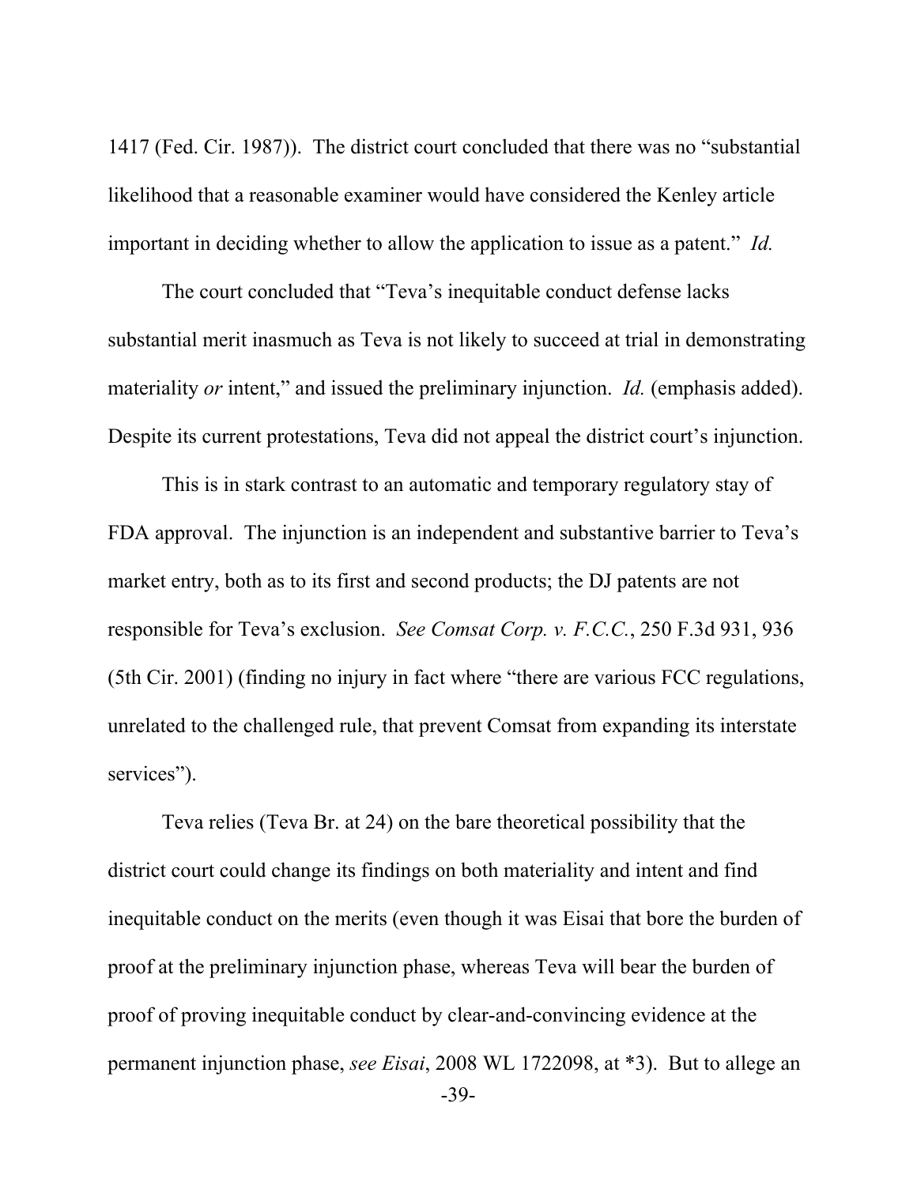1417 (Fed. Cir. 1987)). The district court concluded that there was no "substantial likelihood that a reasonable examiner would have considered the Kenley article important in deciding whether to allow the application to issue as a patent." *Id.*

The court concluded that "Teva's inequitable conduct defense lacks substantial merit inasmuch as Teva is not likely to succeed at trial in demonstrating materiality *or* intent," and issued the preliminary injunction. *Id.* (emphasis added). Despite its current protestations, Teva did not appeal the district court's injunction.

This is in stark contrast to an automatic and temporary regulatory stay of FDA approval. The injunction is an independent and substantive barrier to Teva's market entry, both as to its first and second products; the DJ patents are not responsible for Teva's exclusion. *See Comsat Corp. v. F.C.C.*, 250 F.3d 931, 936 (5th Cir. 2001) (finding no injury in fact where "there are various FCC regulations, unrelated to the challenged rule, that prevent Comsat from expanding its interstate services").

Teva relies (Teva Br. at 24) on the bare theoretical possibility that the district court could change its findings on both materiality and intent and find inequitable conduct on the merits (even though it was Eisai that bore the burden of proof at the preliminary injunction phase, whereas Teva will bear the burden of proof of proving inequitable conduct by clear-and-convincing evidence at the permanent injunction phase, *see Eisai*, 2008 WL 1722098, at *3). But to allege an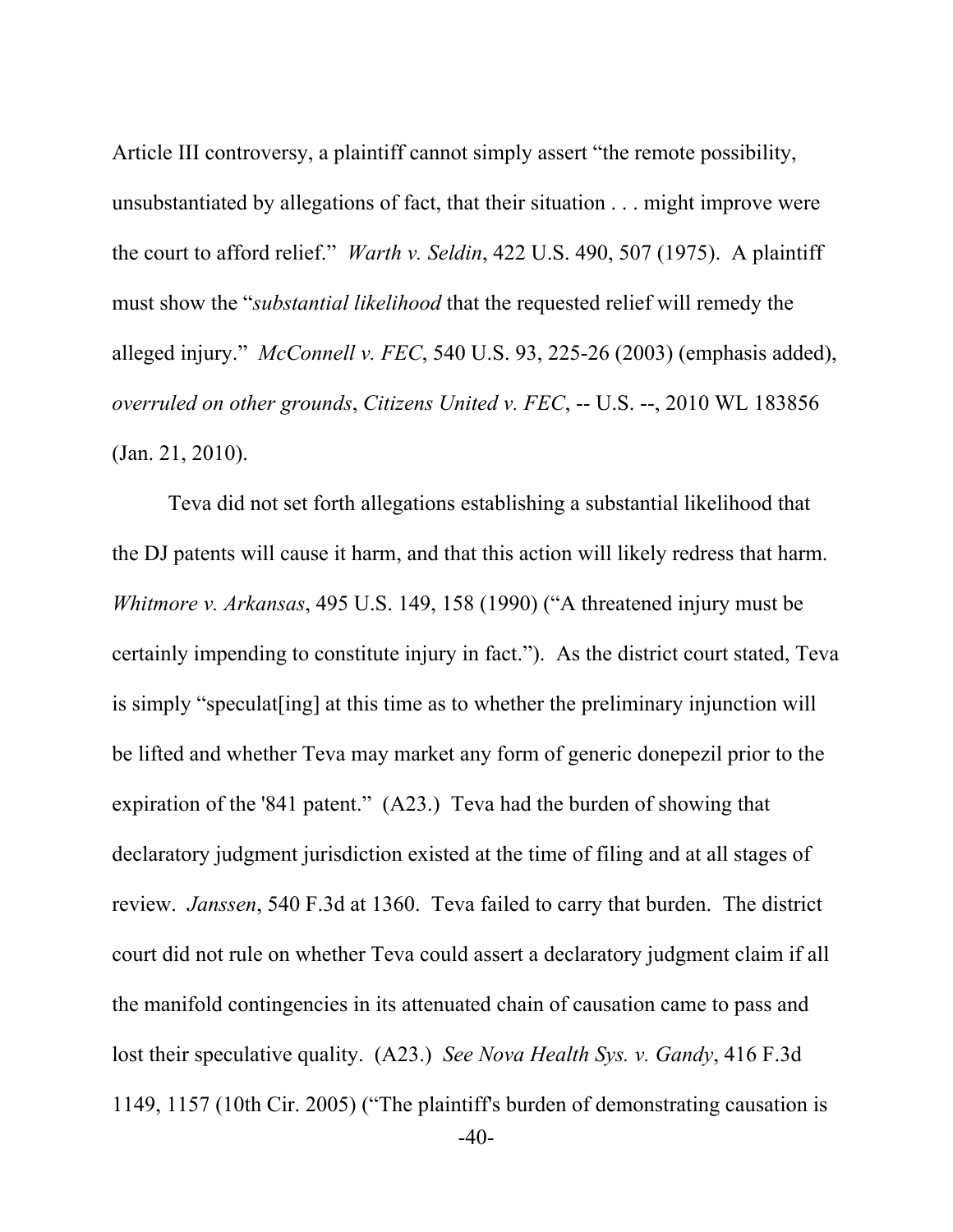Article III controversy, a plaintiff cannot simply assert "the remote possibility, unsubstantiated by allegations of fact, that their situation . . . might improve were the court to afford relief." *Warth v. Seldin*, 422 U.S. 490, 507 (1975). A plaintiff must show the "*substantial likelihood* that the requested relief will remedy the alleged injury." *McConnell v. FEC*, 540 U.S. 93, 225-26 (2003) (emphasis added), *overruled on other grounds*, *Citizens United v. FEC*, -- U.S. --, 2010 WL 183856 (Jan. 21, 2010).

Teva did not set forth allegations establishing a substantial likelihood that the DJ patents will cause it harm, and that this action will likely redress that harm. *Whitmore v. Arkansas*, 495 U.S. 149, 158 (1990) ("A threatened injury must be certainly impending to constitute injury in fact."). As the district court stated, Teva is simply "speculat[ing] at this time as to whether the preliminary injunction will be lifted and whether Teva may market any form of generic donepezil prior to the expiration of the '841 patent." (A23.) Teva had the burden of showing that declaratory judgment jurisdiction existed at the time of filing and at all stages of review. *Janssen*, 540 F.3d at 1360. Teva failed to carry that burden. The district court did not rule on whether Teva could assert a declaratory judgment claim if all the manifold contingencies in its attenuated chain of causation came to pass and lost their speculative quality. (A23.) *See Nova Health Sys. v. Gandy*, 416 F.3d 1149, 1157 (10th Cir. 2005) ("The plaintiff's burden of demonstrating causation is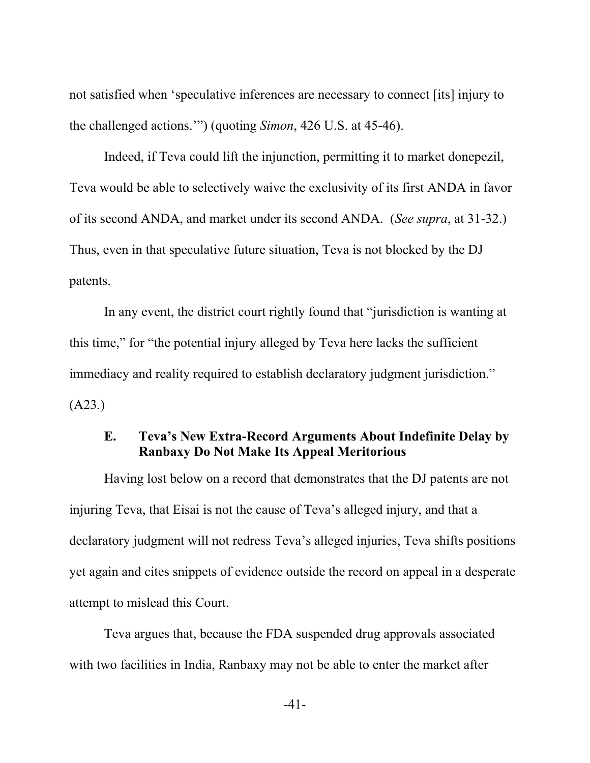not satisfied when 'speculative inferences are necessary to connect [its] injury to the challenged actions.'") (quoting *Simon*, 426 U.S. at 45-46).

Indeed, if Teva could lift the injunction, permitting it to market donepezil, Teva would be able to selectively waive the exclusivity of its first ANDA in favor of its second ANDA, and market under its second ANDA. (*See supra*, at 31-32.) Thus, even in that speculative future situation, Teva is not blocked by the DJ patents.

In any event, the district court rightly found that "jurisdiction is wanting at this time," for "the potential injury alleged by Teva here lacks the sufficient immediacy and reality required to establish declaratory judgment jurisdiction." (A23.)

### E. Teva's New Extra-Record Arguments About Indefinite Delay by Ranbaxy Do Not Make Its Appeal Meritorious

Having lost below on a record that demonstrates that the DJ patents are not injuring Teva, that Eisai is not the cause of Teva's alleged injury, and that a declaratory judgment will not redress Teva's alleged injuries, Teva shifts positions yet again and cites snippets of evidence outside the record on appeal in a desperate attempt to mislead this Court.

Teva argues that, because the FDA suspended drug approvals associated with two facilities in India, Ranbaxy may not be able to enter the market after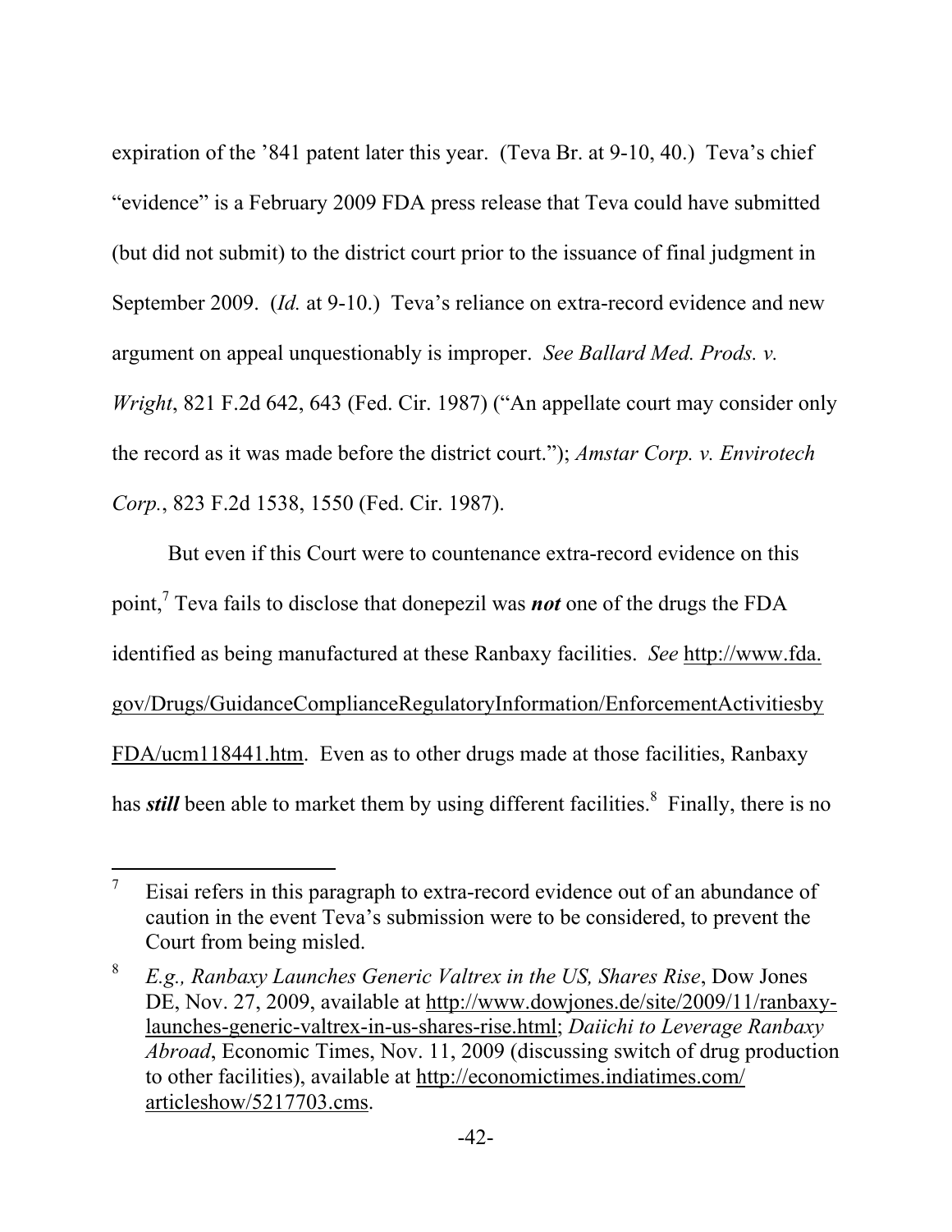expiration of the ’841 patent later this year. (Teva Br. at 9-10, 40.) Teva’s chief “evidence” is a February 2009 FDA press release that Teva could have submitted (but did not submit) to the district court prior to the issuance of final judgment in September 2009. (*Id.* at 9-10.) Teva’s reliance on extra-record evidence and new argument on appeal unquestionably is improper. *See Ballard Med. Prods. v. Wright*, 821 F.2d 642, 643 (Fed. Cir. 1987) (“An appellate court may consider only the record as it was made before the district court.”); *Amstar Corp. v. Envirotech Corp.*, 823 F.2d 1538, 1550 (Fed. Cir. 1987).

But even if this Court were to countenance extra-record evidence on this point,[7] Teva fails to disclose that donepezil was ***not*** one of the drugs the FDA identified as being manufactured at these Ranbaxy facilities. *See* http://www.fda.gov/Drugs/GuidanceComplianceRegulatoryInformation/EnforcementActivitiesbyFDA/ucm118441.htm. Even as to other drugs made at those facilities, Ranbaxy has ***still*** been able to market them by using different facilities.[8] Finally, there is no

---

[7] Eisai refers in this paragraph to extra-record evidence out of an abundance of caution in the event Teva’s submission were to be considered, to prevent the Court from being misled.

[8] *E.g., Ranbaxy Launches Generic Valtrex in the US, Shares Rise*, Dow Jones DE, Nov. 27, 2009, available at http://www.dowjones.de/site/2009/11/ranbaxy-launches-generic-valtrex-in-us-shares-rise.html; *Daiichi to Leverage Ranbaxy Abroad*, Economic Times, Nov. 11, 2009 (discussing switch of drug production to other facilities), available at http://economictimes.indiatimes.com/articleshow/5217703.cms.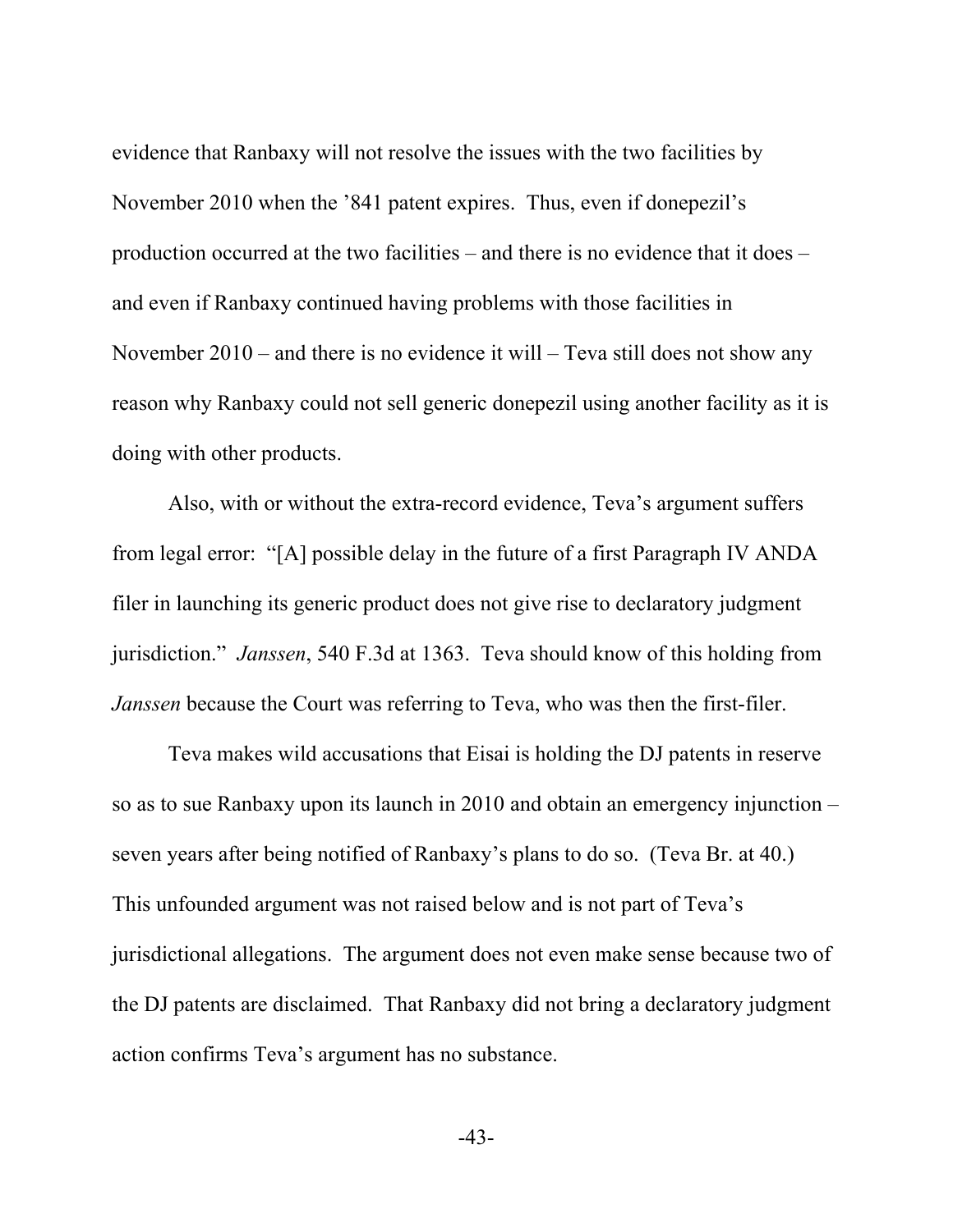evidence that Ranbaxy will not resolve the issues with the two facilities by November 2010 when the '841 patent expires. Thus, even if donepezil's production occurred at the two facilities – and there is no evidence that it does – and even if Ranbaxy continued having problems with those facilities in November 2010 – and there is no evidence it will – Teva still does not show any reason why Ranbaxy could not sell generic donepezil using another facility as it is doing with other products.

Also, with or without the extra-record evidence, Teva's argument suffers from legal error: "[A] possible delay in the future of a first Paragraph IV ANDA filer in launching its generic product does not give rise to declaratory judgment jurisdiction." *Janssen*, 540 F.3d at 1363. Teva should know of this holding from *Janssen* because the Court was referring to Teva, who was then the first-filer.

Teva makes wild accusations that Eisai is holding the DJ patents in reserve so as to sue Ranbaxy upon its launch in 2010 and obtain an emergency injunction – seven years after being notified of Ranbaxy's plans to do so. (Teva Br. at 40.) This unfounded argument was not raised below and is not part of Teva's jurisdictional allegations. The argument does not even make sense because two of the DJ patents are disclaimed. That Ranbaxy did not bring a declaratory judgment action confirms Teva's argument has no substance.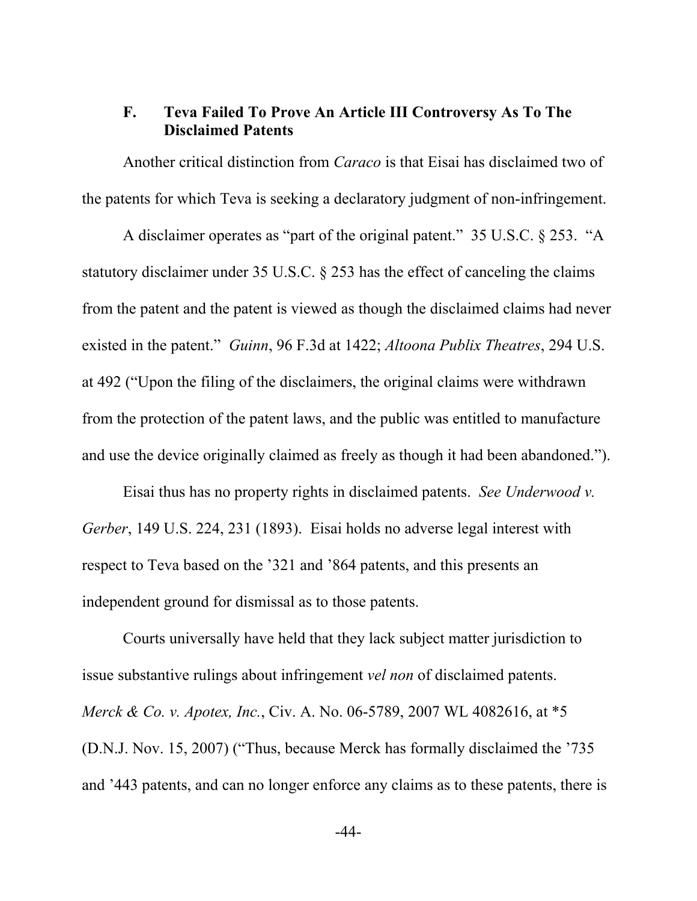### F. Teva Failed To Prove An Article III Controversy As To The Disclaimed Patents

Another critical distinction from *Caraco* is that Eisai has disclaimed two of the patents for which Teva is seeking a declaratory judgment of non-infringement.

A disclaimer operates as "part of the original patent." 35 U.S.C. § 253. "A statutory disclaimer under 35 U.S.C. § 253 has the effect of canceling the claims from the patent and the patent is viewed as though the disclaimed claims had never existed in the patent." *Guinn*, 96 F.3d at 1422; *Altoona Publix Theatres*, 294 U.S. at 492 ("Upon the filing of the disclaimers, the original claims were withdrawn from the protection of the patent laws, and the public was entitled to manufacture and use the device originally claimed as freely as though it had been abandoned.").

Eisai thus has no property rights in disclaimed patents. *See Underwood v. Gerber*, 149 U.S. 224, 231 (1893). Eisai holds no adverse legal interest with respect to Teva based on the '321 and '864 patents, and this presents an independent ground for dismissal as to those patents.

Courts universally have held that they lack subject matter jurisdiction to issue substantive rulings about infringement *vel non* of disclaimed patents. *Merck & Co. v. Apotex, Inc.*, Civ. A. No. 06-5789, 2007 WL 4082616, at *5 (D.N.J. Nov. 15, 2007) ("Thus, because Merck has formally disclaimed the '735 and '443 patents, and can no longer enforce any claims as to these patents, there is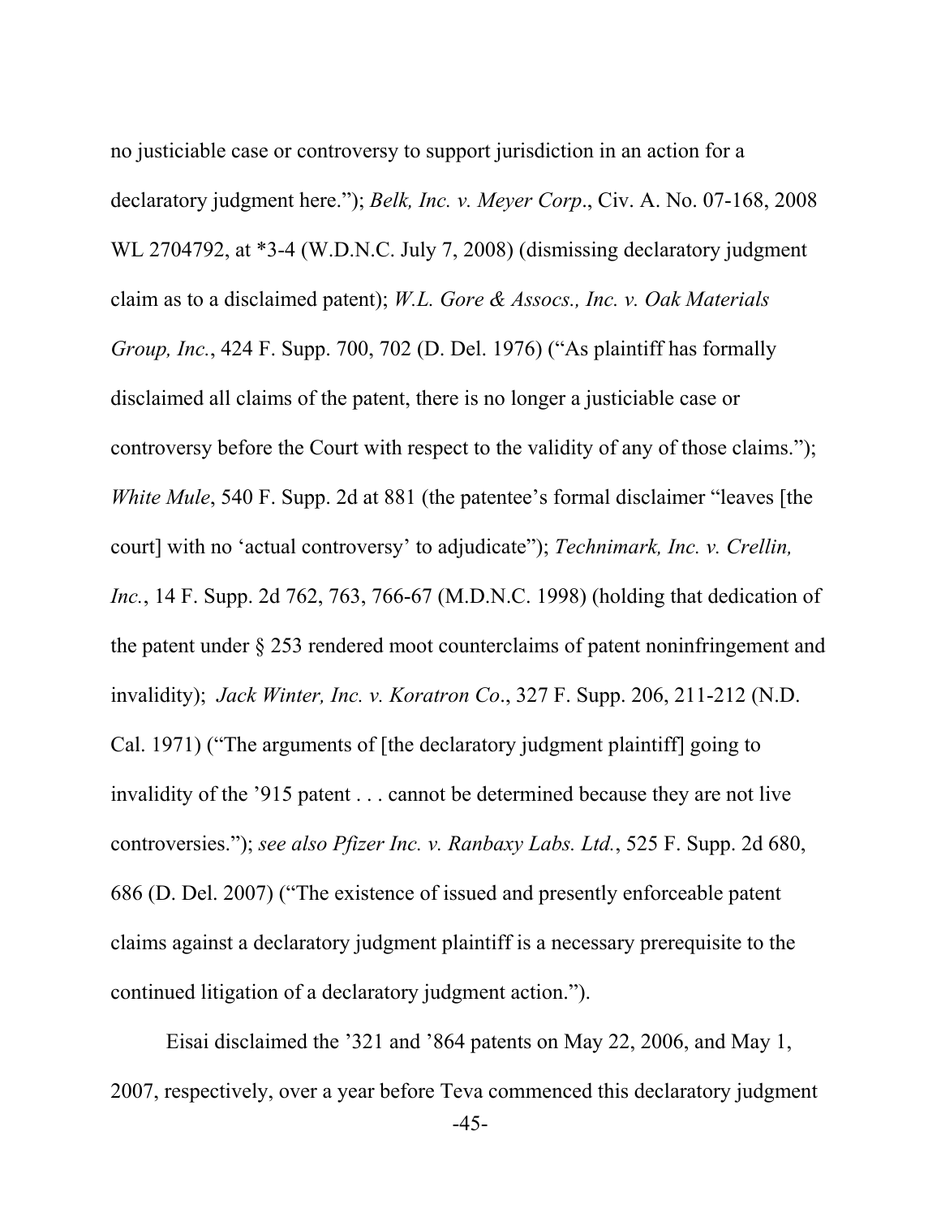no justiciable case or controversy to support jurisdiction in an action for a declaratory judgment here."); *Belk, Inc. v. Meyer Corp*., Civ. A. No. 07-168, 2008 WL 2704792, at *3-4 (W.D.N.C. July 7, 2008) (dismissing declaratory judgment claim as to a disclaimed patent); *W.L. Gore & Assocs., Inc. v. Oak Materials Group, Inc.*, 424 F. Supp. 700, 702 (D. Del. 1976) ("As plaintiff has formally disclaimed all claims of the patent, there is no longer a justiciable case or controversy before the Court with respect to the validity of any of those claims."); *White Mule*, 540 F. Supp. 2d at 881 (the patentee's formal disclaimer "leaves [the court] with no 'actual controversy' to adjudicate"); *Technimark, Inc. v. Crellin, Inc.*, 14 F. Supp. 2d 762, 763, 766-67 (M.D.N.C. 1998) (holding that dedication of the patent under § 253 rendered moot counterclaims of patent noninfringement and invalidity); *Jack Winter, Inc. v. Koratron Co*., 327 F. Supp. 206, 211-212 (N.D. Cal. 1971) ("The arguments of [the declaratory judgment plaintiff] going to invalidity of the '915 patent . . . cannot be determined because they are not live controversies."); *see also Pfizer Inc. v. Ranbaxy Labs. Ltd.*, 525 F. Supp. 2d 680, 686 (D. Del. 2007) ("The existence of issued and presently enforceable patent claims against a declaratory judgment plaintiff is a necessary prerequisite to the continued litigation of a declaratory judgment action.").

Eisai disclaimed the '321 and '864 patents on May 22, 2006, and May 1, 2007, respectively, over a year before Teva commenced this declaratory judgment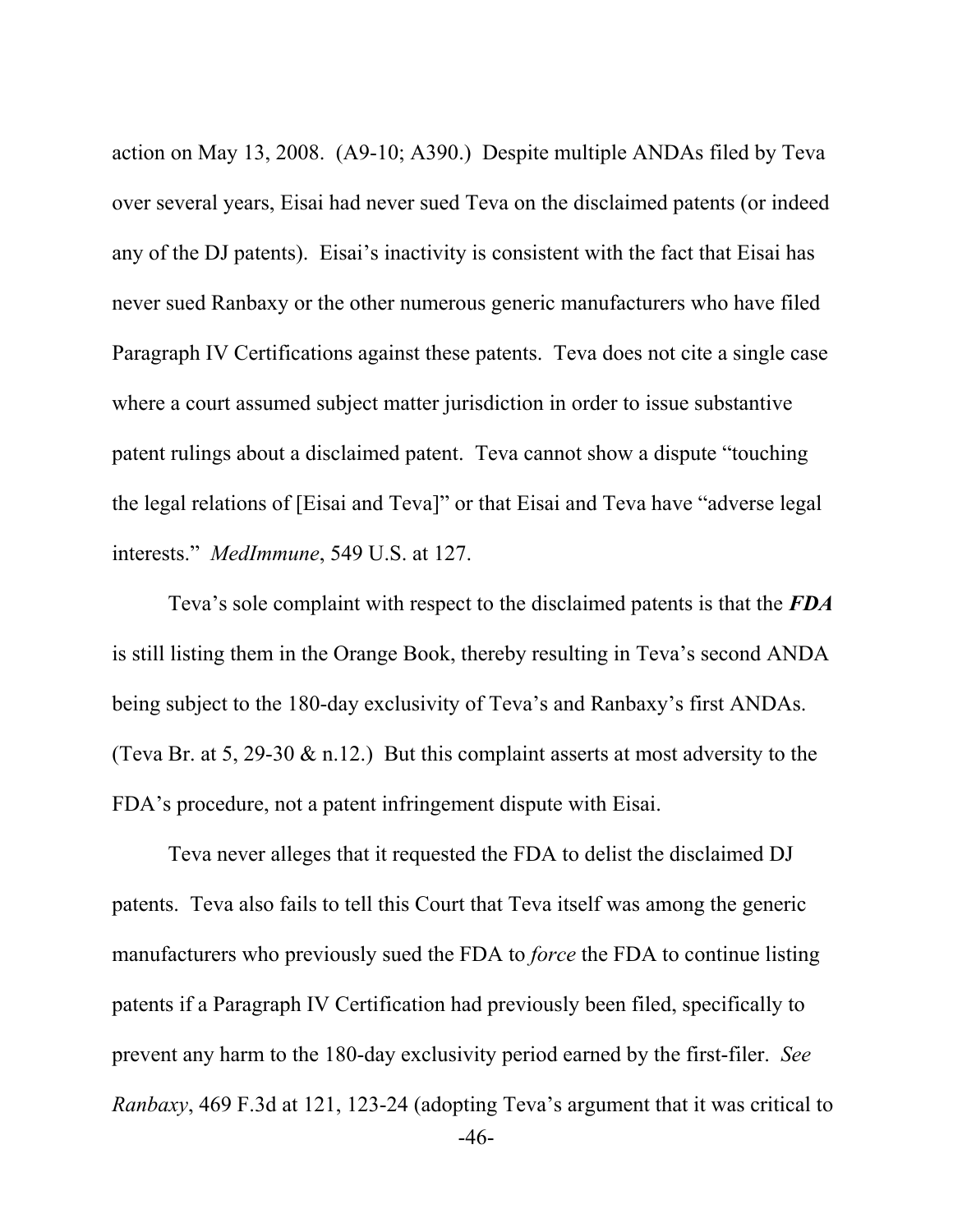action on May 13, 2008. (A9-10; A390.) Despite multiple ANDAs filed by Teva over several years, Eisai had never sued Teva on the disclaimed patents (or indeed any of the DJ patents). Eisai's inactivity is consistent with the fact that Eisai has never sued Ranbaxy or the other numerous generic manufacturers who have filed Paragraph IV Certifications against these patents. Teva does not cite a single case where a court assumed subject matter jurisdiction in order to issue substantive patent rulings about a disclaimed patent. Teva cannot show a dispute "touching the legal relations of [Eisai and Teva]" or that Eisai and Teva have "adverse legal interests." *MedImmune*, 549 U.S. at 127.

Teva's sole complaint with respect to the disclaimed patents is that the ***FDA*** is still listing them in the Orange Book, thereby resulting in Teva's second ANDA being subject to the 180-day exclusivity of Teva's and Ranbaxy's first ANDAs. (Teva Br. at 5, 29-30 & n.12.) But this complaint asserts at most adversity to the FDA's procedure, not a patent infringement dispute with Eisai.

Teva never alleges that it requested the FDA to delist the disclaimed DJ patents. Teva also fails to tell this Court that Teva itself was among the generic manufacturers who previously sued the FDA to *force* the FDA to continue listing patents if a Paragraph IV Certification had previously been filed, specifically to prevent any harm to the 180-day exclusivity period earned by the first-filer. *See Ranbaxy*, 469 F.3d at 121, 123-24 (adopting Teva's argument that it was critical to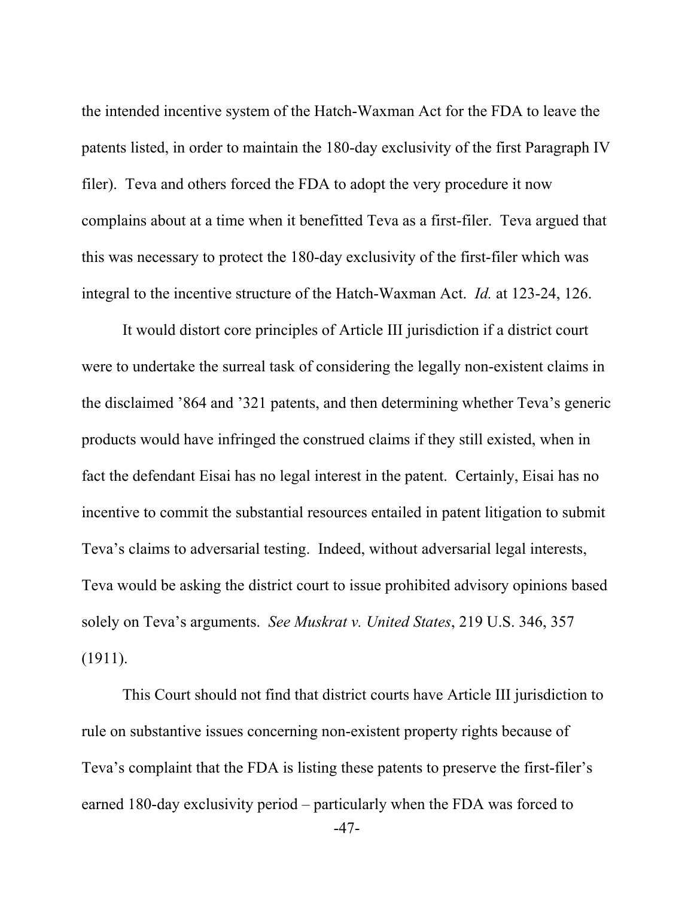the intended incentive system of the Hatch-Waxman Act for the FDA to leave the patents listed, in order to maintain the 180-day exclusivity of the first Paragraph IV filer). Teva and others forced the FDA to adopt the very procedure it now complains about at a time when it benefitted Teva as a first-filer. Teva argued that this was necessary to protect the 180-day exclusivity of the first-filer which was integral to the incentive structure of the Hatch-Waxman Act. *Id.* at 123-24, 126.

It would distort core principles of Article III jurisdiction if a district court were to undertake the surreal task of considering the legally non-existent claims in the disclaimed '864 and '321 patents, and then determining whether Teva's generic products would have infringed the construed claims if they still existed, when in fact the defendant Eisai has no legal interest in the patent. Certainly, Eisai has no incentive to commit the substantial resources entailed in patent litigation to submit Teva's claims to adversarial testing. Indeed, without adversarial legal interests, Teva would be asking the district court to issue prohibited advisory opinions based solely on Teva's arguments. *See Muskrat v. United States*, 219 U.S. 346, 357 (1911).

This Court should not find that district courts have Article III jurisdiction to rule on substantive issues concerning non-existent property rights because of Teva's complaint that the FDA is listing these patents to preserve the first-filer's earned 180-day exclusivity period – particularly when the FDA was forced to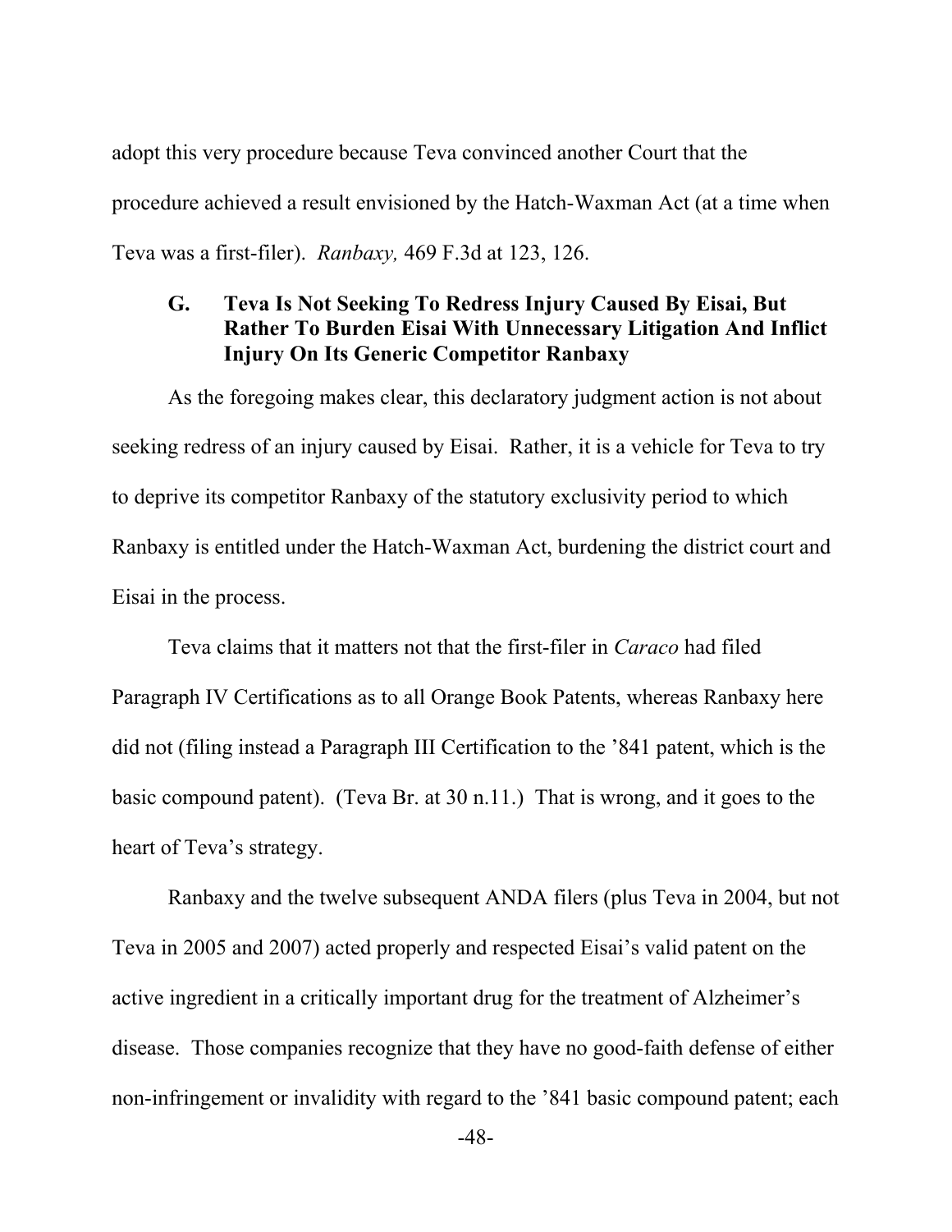adopt this very procedure because Teva convinced another Court that the procedure achieved a result envisioned by the Hatch-Waxman Act (at a time when Teva was a first-filer). *Ranbaxy,* 469 F.3d at 123, 126.

### G. Teva Is Not Seeking To Redress Injury Caused By Eisai, But Rather To Burden Eisai With Unnecessary Litigation And Inflict Injury On Its Generic Competitor Ranbaxy

As the foregoing makes clear, this declaratory judgment action is not about seeking redress of an injury caused by Eisai. Rather, it is a vehicle for Teva to try to deprive its competitor Ranbaxy of the statutory exclusivity period to which Ranbaxy is entitled under the Hatch-Waxman Act, burdening the district court and Eisai in the process.

Teva claims that it matters not that the first-filer in *Caraco* had filed Paragraph IV Certifications as to all Orange Book Patents, whereas Ranbaxy here did not (filing instead a Paragraph III Certification to the '841 patent, which is the basic compound patent). (Teva Br. at 30 n.11.) That is wrong, and it goes to the heart of Teva's strategy.

Ranbaxy and the twelve subsequent ANDA filers (plus Teva in 2004, but not Teva in 2005 and 2007) acted properly and respected Eisai's valid patent on the active ingredient in a critically important drug for the treatment of Alzheimer's disease. Those companies recognize that they have no good-faith defense of either non-infringement or invalidity with regard to the '841 basic compound patent; each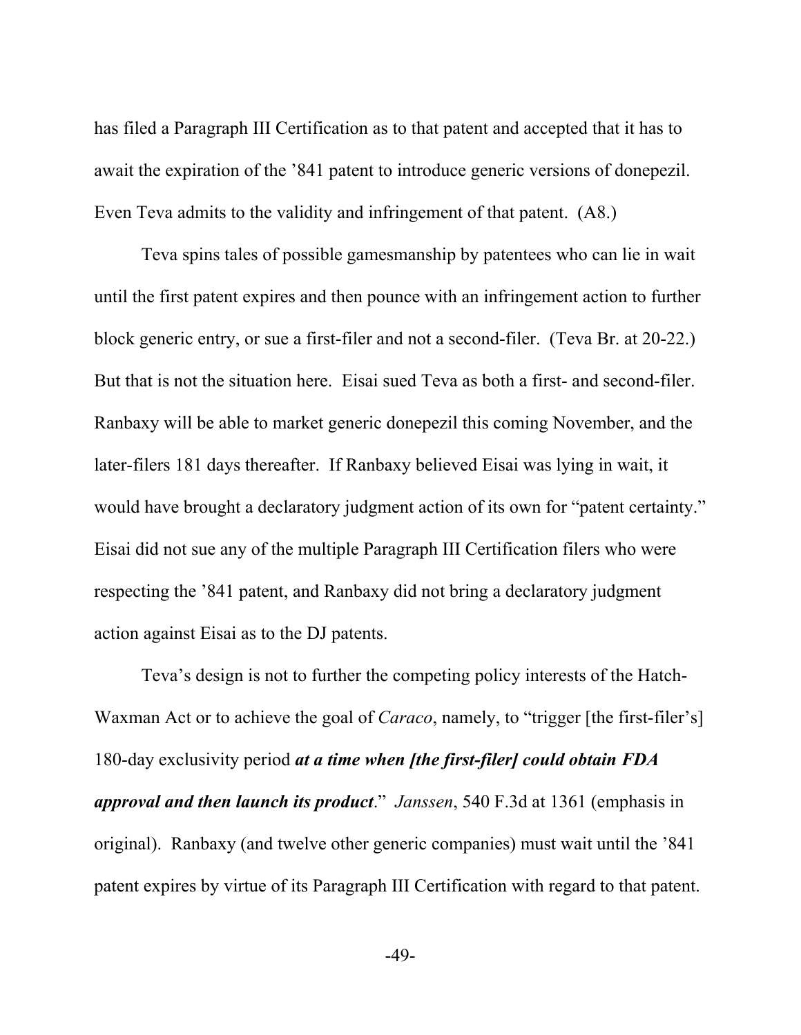has filed a Paragraph III Certification as to that patent and accepted that it has to await the expiration of the '841 patent to introduce generic versions of donepezil. Even Teva admits to the validity and infringement of that patent. (A8.)

Teva spins tales of possible gamesmanship by patentees who can lie in wait until the first patent expires and then pounce with an infringement action to further block generic entry, or sue a first-filer and not a second-filer. (Teva Br. at 20-22.) But that is not the situation here. Eisai sued Teva as both a first- and second-filer. Ranbaxy will be able to market generic donepezil this coming November, and the later-filers 181 days thereafter. If Ranbaxy believed Eisai was lying in wait, it would have brought a declaratory judgment action of its own for "patent certainty." Eisai did not sue any of the multiple Paragraph III Certification filers who were respecting the '841 patent, and Ranbaxy did not bring a declaratory judgment action against Eisai as to the DJ patents.

Teva's design is not to further the competing policy interests of the Hatch-Waxman Act or to achieve the goal of *Caraco*, namely, to "trigger [the first-filer's] 180-day exclusivity period ***at a time when [the first-filer] could obtain FDA approval and then launch its product***." *Janssen*, 540 F.3d at 1361 (emphasis in original). Ranbaxy (and twelve other generic companies) must wait until the '841 patent expires by virtue of its Paragraph III Certification with regard to that patent.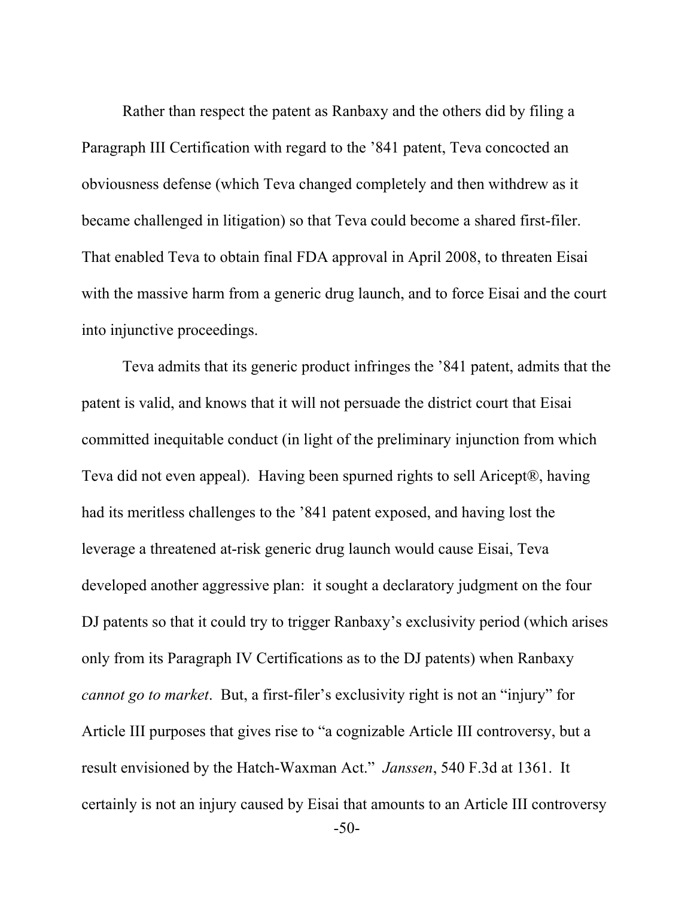Rather than respect the patent as Ranbaxy and the others did by filing a Paragraph III Certification with regard to the ’841 patent, Teva concocted an obviousness defense (which Teva changed completely and then withdrew as it became challenged in litigation) so that Teva could become a shared first-filer. That enabled Teva to obtain final FDA approval in April 2008, to threaten Eisai with the massive harm from a generic drug launch, and to force Eisai and the court into injunctive proceedings.

Teva admits that its generic product infringes the ’841 patent, admits that the patent is valid, and knows that it will not persuade the district court that Eisai committed inequitable conduct (in light of the preliminary injunction from which Teva did not even appeal). Having been spurned rights to sell Aricept®, having had its meritless challenges to the ’841 patent exposed, and having lost the leverage a threatened at-risk generic drug launch would cause Eisai, Teva developed another aggressive plan: it sought a declaratory judgment on the four DJ patents so that it could try to trigger Ranbaxy’s exclusivity period (which arises only from its Paragraph IV Certifications as to the DJ patents) when Ranbaxy *cannot go to market*. But, a first-filer’s exclusivity right is not an “injury” for Article III purposes that gives rise to “a cognizable Article III controversy, but a result envisioned by the Hatch-Waxman Act.” *Janssen*, 540 F.3d at 1361. It certainly is not an injury caused by Eisai that amounts to an Article III controversy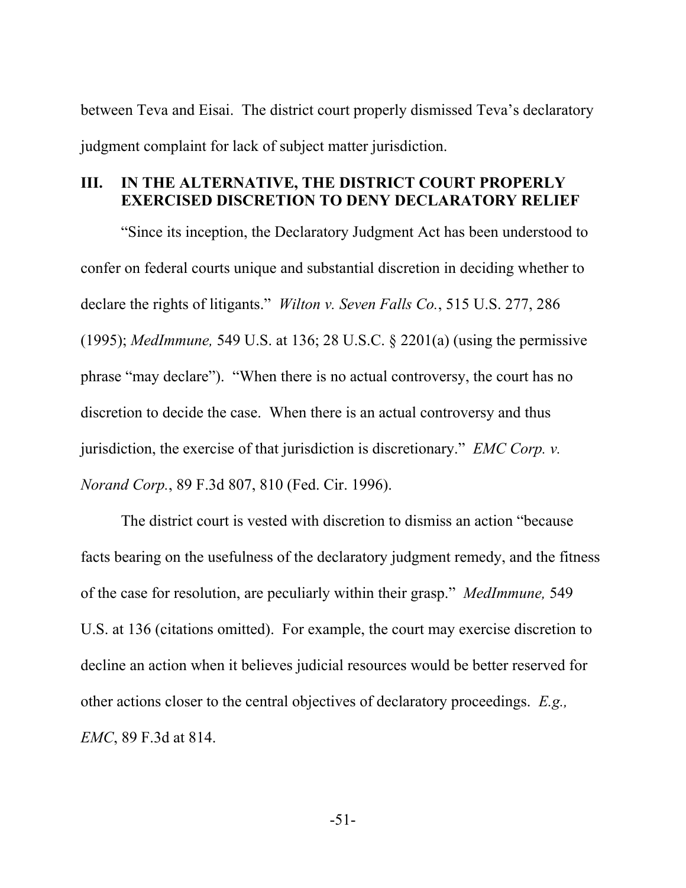between Teva and Eisai. The district court properly dismissed Teva's declaratory judgment complaint for lack of subject matter jurisdiction.

## III. IN THE ALTERNATIVE, THE DISTRICT COURT PROPERLY EXERCISED DISCRETION TO DENY DECLARATORY RELIEF

"Since its inception, the Declaratory Judgment Act has been understood to confer on federal courts unique and substantial discretion in deciding whether to declare the rights of litigants." *Wilton v. Seven Falls Co.*, 515 U.S. 277, 286 (1995); *MedImmune,* 549 U.S. at 136; 28 U.S.C. § 2201(a) (using the permissive phrase "may declare"). "When there is no actual controversy, the court has no discretion to decide the case. When there is an actual controversy and thus jurisdiction, the exercise of that jurisdiction is discretionary." *EMC Corp. v. Norand Corp.*, 89 F.3d 807, 810 (Fed. Cir. 1996).

The district court is vested with discretion to dismiss an action "because facts bearing on the usefulness of the declaratory judgment remedy, and the fitness of the case for resolution, are peculiarly within their grasp." *MedImmune,* 549 U.S. at 136 (citations omitted). For example, the court may exercise discretion to decline an action when it believes judicial resources would be better reserved for other actions closer to the central objectives of declaratory proceedings. *E.g., EMC*, 89 F.3d at 814.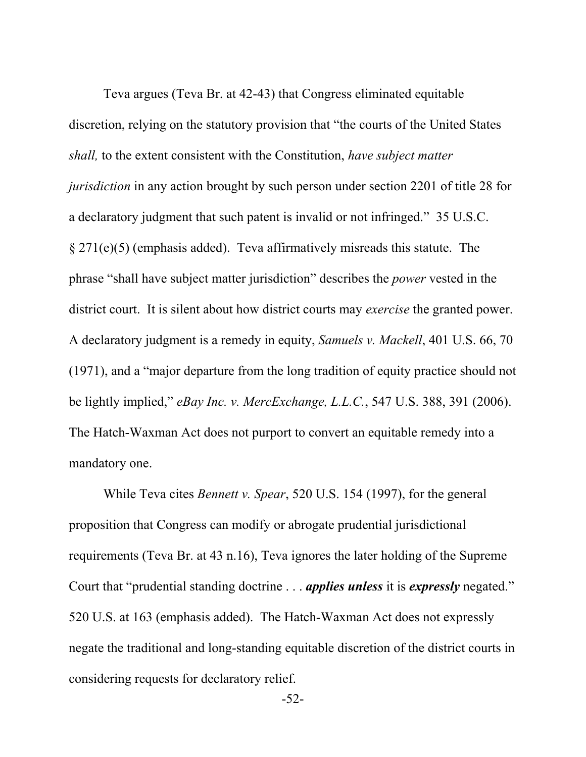Teva argues (Teva Br. at 42-43) that Congress eliminated equitable discretion, relying on the statutory provision that "the courts of the United States *shall,* to the extent consistent with the Constitution, *have subject matter jurisdiction* in any action brought by such person under section 2201 of title 28 for a declaratory judgment that such patent is invalid or not infringed." 35 U.S.C. § 271(e)(5) (emphasis added). Teva affirmatively misreads this statute. The phrase "shall have subject matter jurisdiction" describes the *power* vested in the district court. It is silent about how district courts may *exercise* the granted power. A declaratory judgment is a remedy in equity, *Samuels v. Mackell*, 401 U.S. 66, 70 (1971), and a "major departure from the long tradition of equity practice should not be lightly implied," *eBay Inc. v. MercExchange, L.L.C.*, 547 U.S. 388, 391 (2006). The Hatch-Waxman Act does not purport to convert an equitable remedy into a mandatory one.

While Teva cites *Bennett v. Spear*, 520 U.S. 154 (1997), for the general proposition that Congress can modify or abrogate prudential jurisdictional requirements (Teva Br. at 43 n.16), Teva ignores the later holding of the Supreme Court that "prudential standing doctrine . . . ***applies unless*** it is ***expressly*** negated." 520 U.S. at 163 (emphasis added). The Hatch-Waxman Act does not expressly negate the traditional and long-standing equitable discretion of the district courts in considering requests for declaratory relief.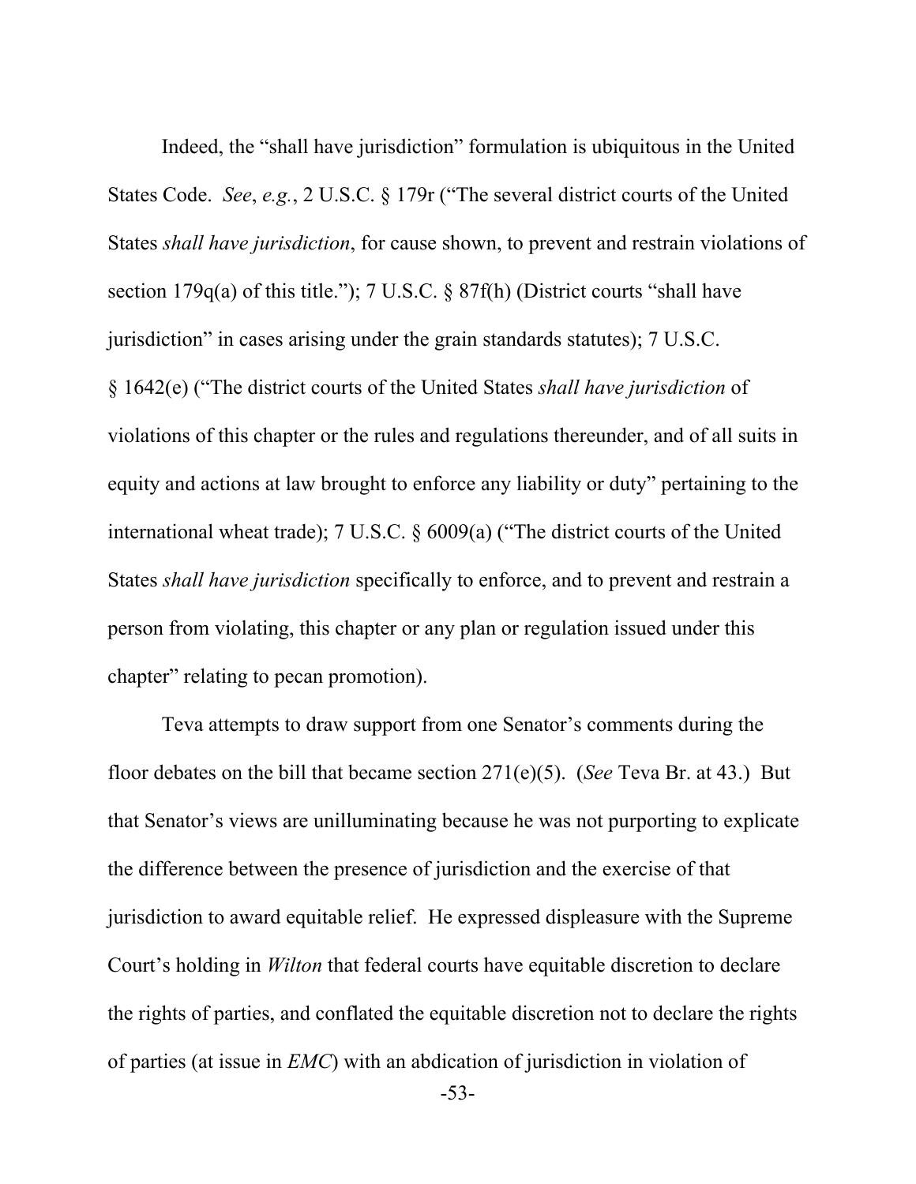Indeed, the "shall have jurisdiction" formulation is ubiquitous in the United States Code. *See*, *e.g.*, 2 U.S.C. § 179r ("The several district courts of the United States *shall have jurisdiction*, for cause shown, to prevent and restrain violations of section 179q(a) of this title."); 7 U.S.C. § 87f(h) (District courts "shall have jurisdiction" in cases arising under the grain standards statutes); 7 U.S.C. § 1642(e) ("The district courts of the United States *shall have jurisdiction* of violations of this chapter or the rules and regulations thereunder, and of all suits in equity and actions at law brought to enforce any liability or duty" pertaining to the international wheat trade); 7 U.S.C. § 6009(a) ("The district courts of the United States *shall have jurisdiction* specifically to enforce, and to prevent and restrain a person from violating, this chapter or any plan or regulation issued under this chapter" relating to pecan promotion).

Teva attempts to draw support from one Senator's comments during the floor debates on the bill that became section 271(e)(5). (*See* Teva Br. at 43.) But that Senator's views are unilluminating because he was not purporting to explicate the difference between the presence of jurisdiction and the exercise of that jurisdiction to award equitable relief. He expressed displeasure with the Supreme Court's holding in *Wilton* that federal courts have equitable discretion to declare the rights of parties, and conflated the equitable discretion not to declare the rights of parties (at issue in *EMC*) with an abdication of jurisdiction in violation of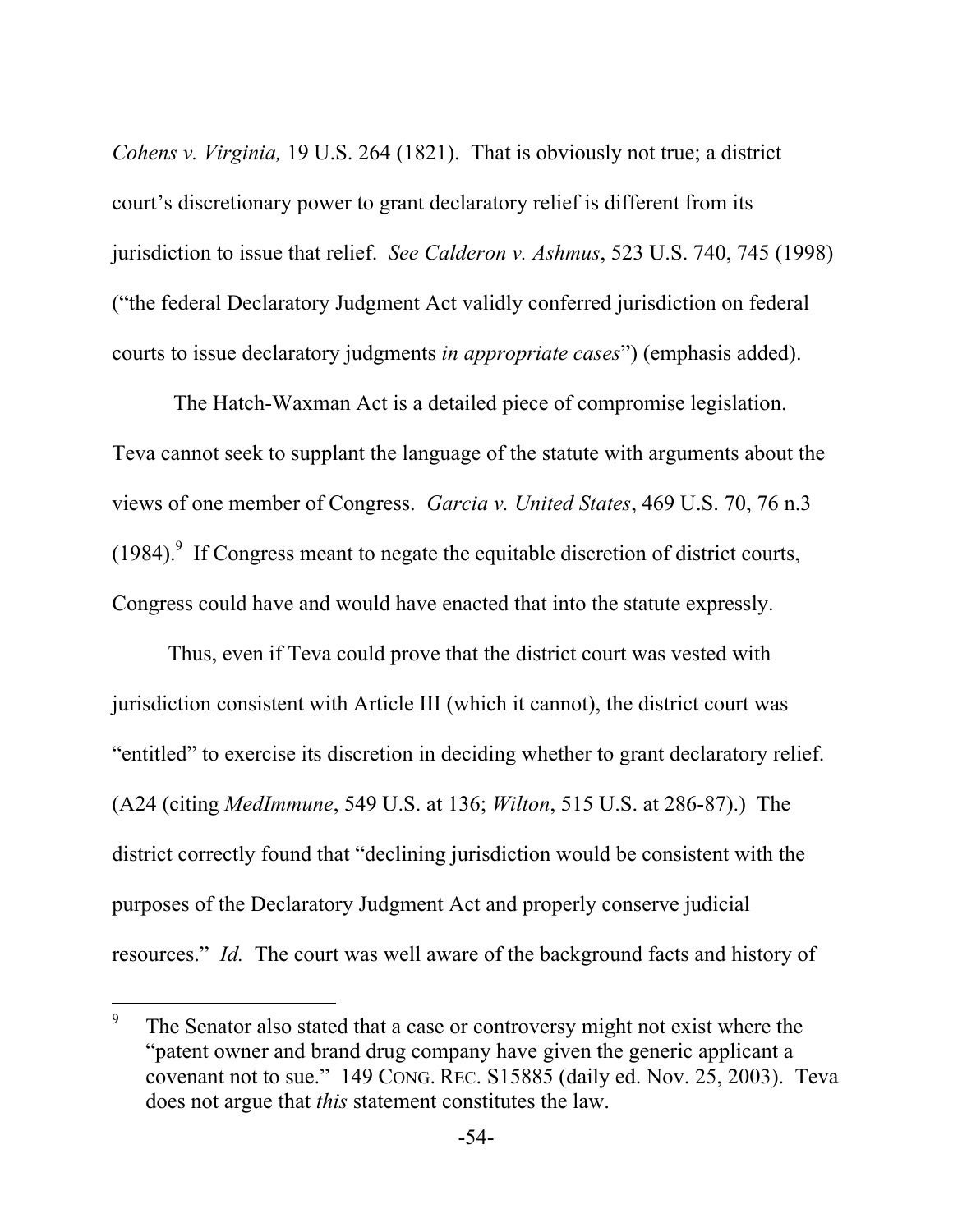*Cohens v. Virginia,* 19 U.S. 264 (1821). That is obviously not true; a district court's discretionary power to grant declaratory relief is different from its jurisdiction to issue that relief. *See Calderon v. Ashmus*, 523 U.S. 740, 745 (1998) ("the federal Declaratory Judgment Act validly conferred jurisdiction on federal courts to issue declaratory judgments *in appropriate cases*") (emphasis added).

The Hatch-Waxman Act is a detailed piece of compromise legislation. Teva cannot seek to supplant the language of the statute with arguments about the views of one member of Congress. *Garcia v. United States*, 469 U.S. 70, 76 n.3 (1984).[9] If Congress meant to negate the equitable discretion of district courts, Congress could have and would have enacted that into the statute expressly.

Thus, even if Teva could prove that the district court was vested with jurisdiction consistent with Article III (which it cannot), the district court was "entitled" to exercise its discretion in deciding whether to grant declaratory relief. (A24 (citing *MedImmune*, 549 U.S. at 136; *Wilton*, 515 U.S. at 286-87).) The district correctly found that "declining jurisdiction would be consistent with the purposes of the Declaratory Judgment Act and properly conserve judicial resources." *Id.* The court was well aware of the background facts and history of

---

[9] The Senator also stated that a case or controversy might not exist where the "patent owner and brand drug company have given the generic applicant a covenant not to sue." 149 CONG. REC. S15885 (daily ed. Nov. 25, 2003). Teva does not argue that *this* statement constitutes the law.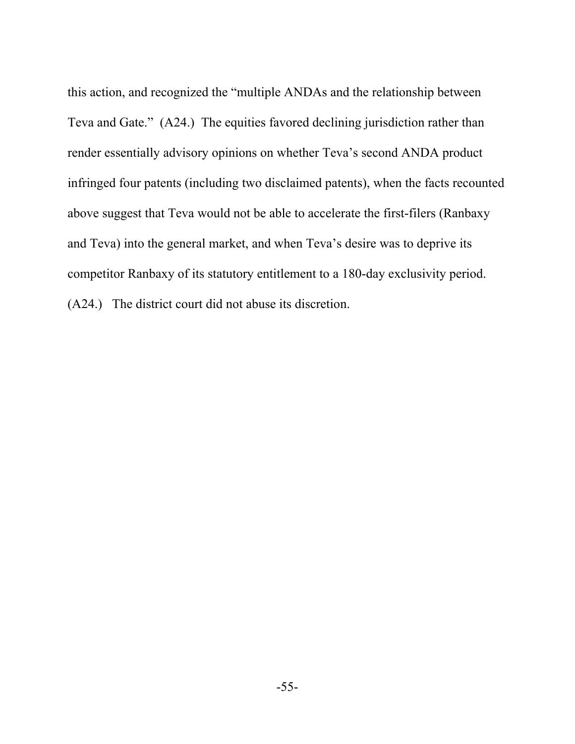this action, and recognized the "multiple ANDAs and the relationship between Teva and Gate." (A24.) The equities favored declining jurisdiction rather than render essentially advisory opinions on whether Teva's second ANDA product infringed four patents (including two disclaimed patents), when the facts recounted above suggest that Teva would not be able to accelerate the first-filers (Ranbaxy and Teva) into the general market, and when Teva's desire was to deprive its competitor Ranbaxy of its statutory entitlement to a 180-day exclusivity period. (A24.) The district court did not abuse its discretion.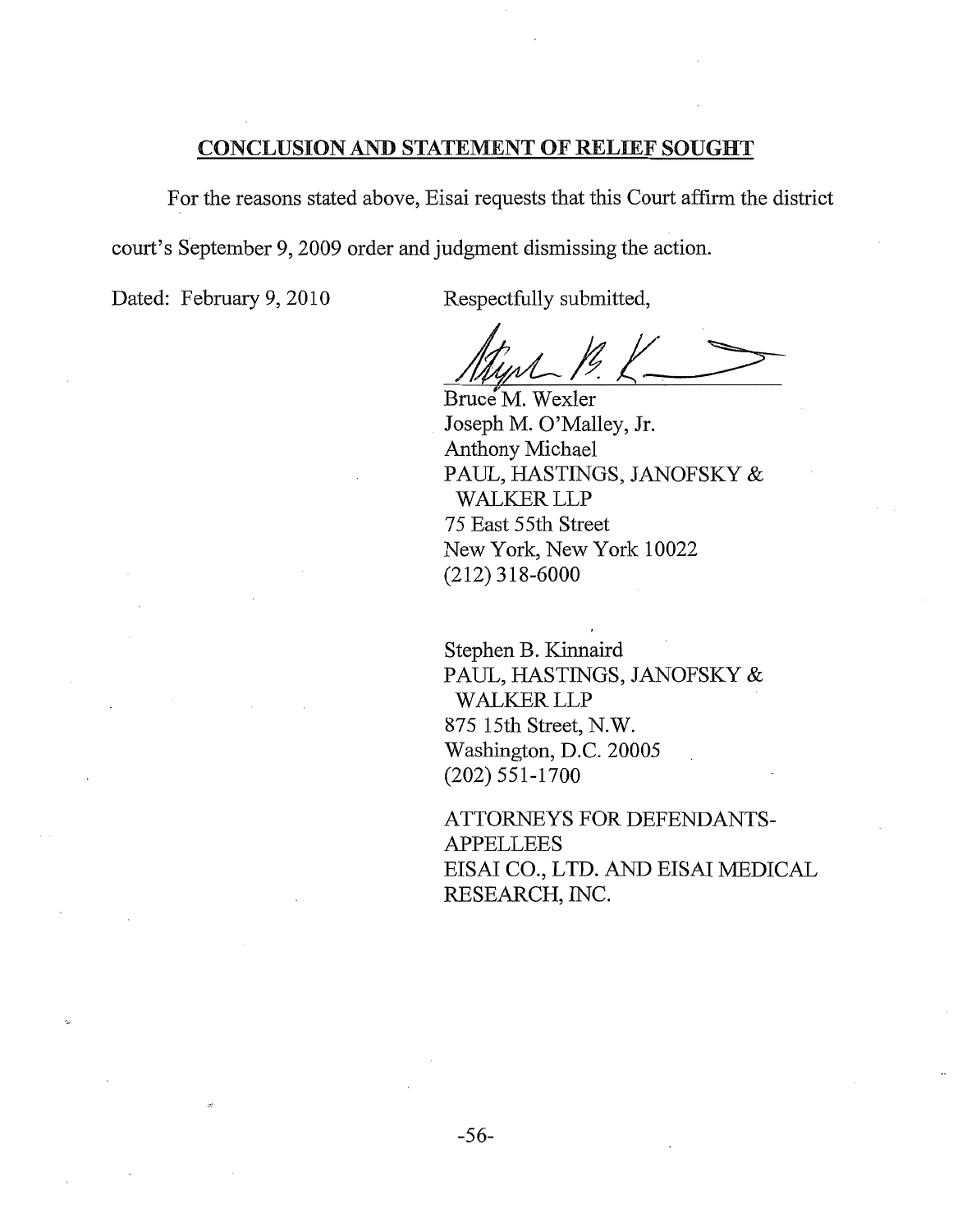## CONCLUSION AND STATEMENT OF RELIEF SOUGHT

For the reasons stated above, Eisai requests that this Court affirm the district court's September 9, 2009 order and judgment dismissing the action.

Dated: February 9, 2010

Respectfully submitted,

Bruce M. Wexler
Joseph M. O'Malley, Jr.
Anthony Michael
PAUL, HASTINGS, JANOFSKY & WALKER LLP
75 East 55th Street
New York, New York 10022
(212) 318-6000

Stephen B. Kinnaird
PAUL, HASTINGS, JANOFSKY & WALKER LLP
875 15th Street, N.W.
Washington, D.C. 20005
(202) 551-1700

ATTORNEYS FOR DEFENDANTS-APPELLEES
EISAI CO., LTD. AND EISAI MEDICAL RESEARCH, INC.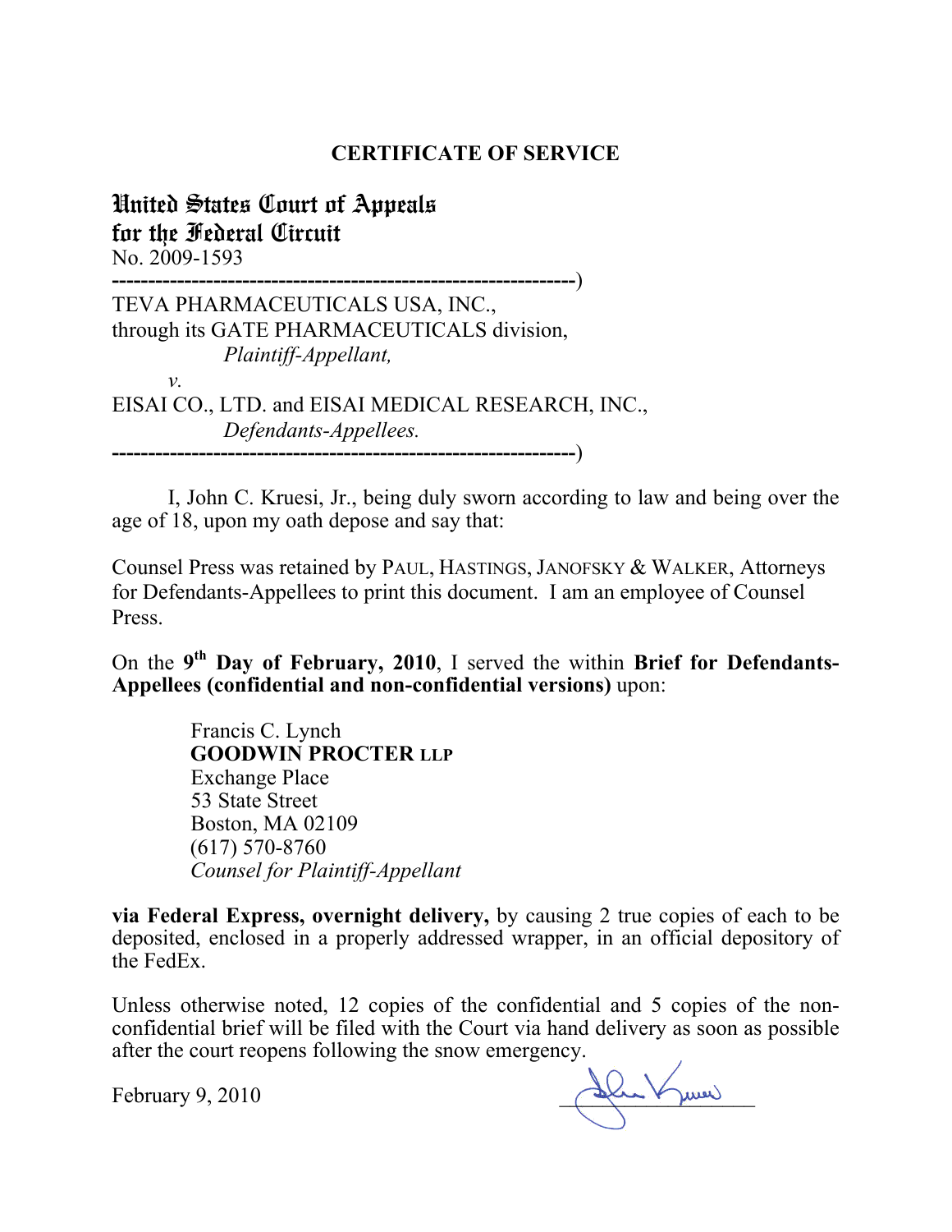# CERTIFICATE OF SERVICE

**United States Court of Appeals for the Federal Circuit**

No. 2009-1593

-------------------------------------------------------------------)

TEVA PHARMACEUTICALS USA, INC.,
through its GATE PHARMACEUTICALS division,
*Plaintiff-Appellant,*

*v.*

EISAI CO., LTD. and EISAI MEDICAL RESEARCH, INC.,
*Defendants-Appellees.*

-------------------------------------------------------------------)

I, John C. Kruesi, Jr., being duly sworn according to law and being over the age of 18, upon my oath depose and say that:

Counsel Press was retained by PAUL, HASTINGS, JANOFSKY & WALKER, Attorneys for Defendants-Appellees to print this document. I am an employee of Counsel Press.

On the **9th Day of February, 2010**, I served the within **Brief for Defendants-Appellees (confidential and non-confidential versions)** upon:

> Francis C. Lynch
> **GOODWIN PROCTER LLP**
> Exchange Place
> 53 State Street
> Boston, MA 02109
> (617) 570-8760
> *Counsel for Plaintiff-Appellant*

**via Federal Express, overnight delivery,** by causing 2 true copies of each to be deposited, enclosed in a properly addressed wrapper, in an official depository of the FedEx.

Unless otherwise noted, 12 copies of the confidential and 5 copies of the non-confidential brief will be filed with the Court via hand delivery as soon as possible after the court reopens following the snow emergency.

February 9, 2010

_______________________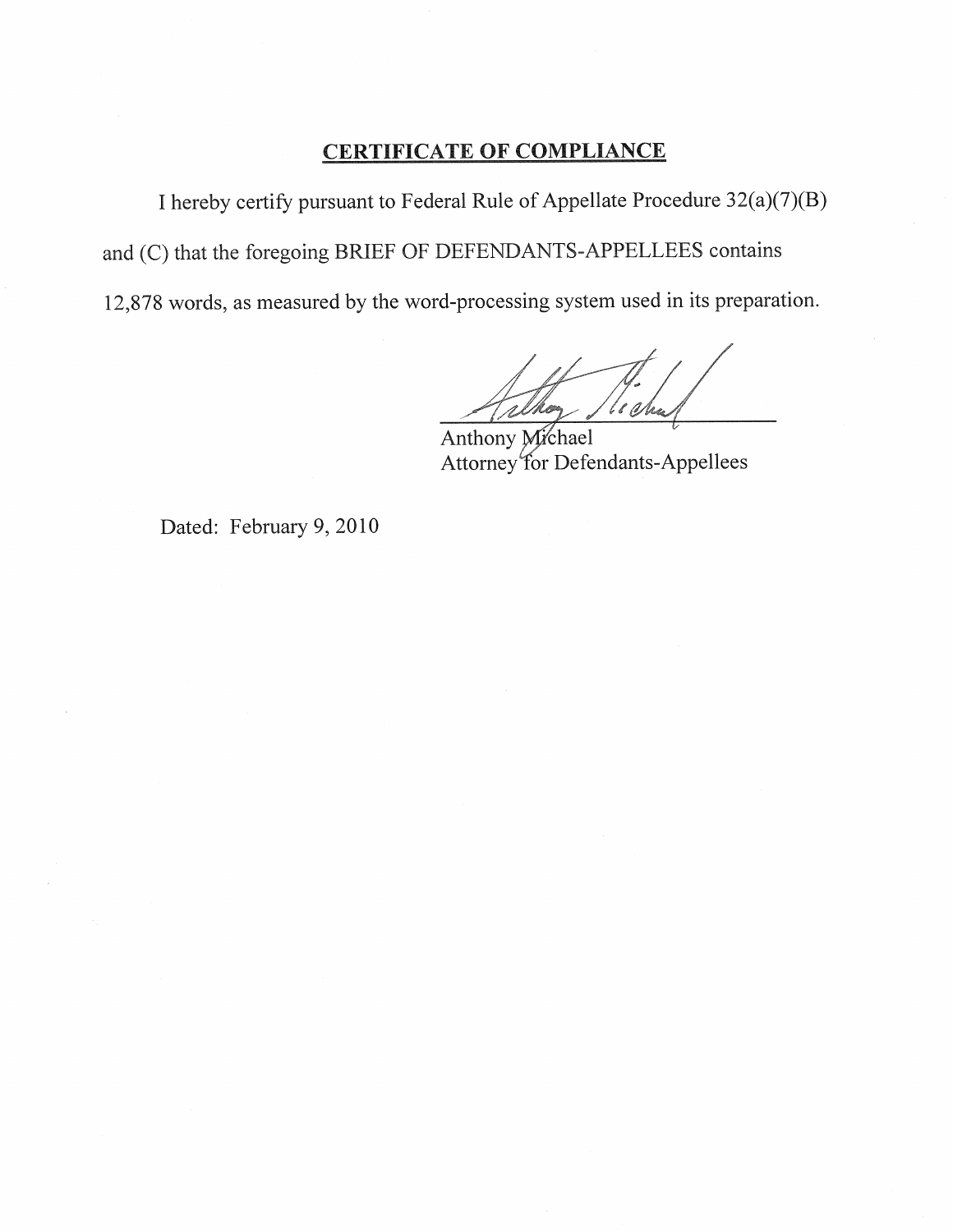## CERTIFICATE OF COMPLIANCE

I hereby certify pursuant to Federal Rule of Appellate Procedure 32(a)(7)(B) and (C) that the foregoing BRIEF OF DEFENDANTS-APPELLEES contains 12,878 words, as measured by the word-processing system used in its preparation.

Anthony Michael
Attorney for Defendants-Appellees

Dated: February 9, 2010